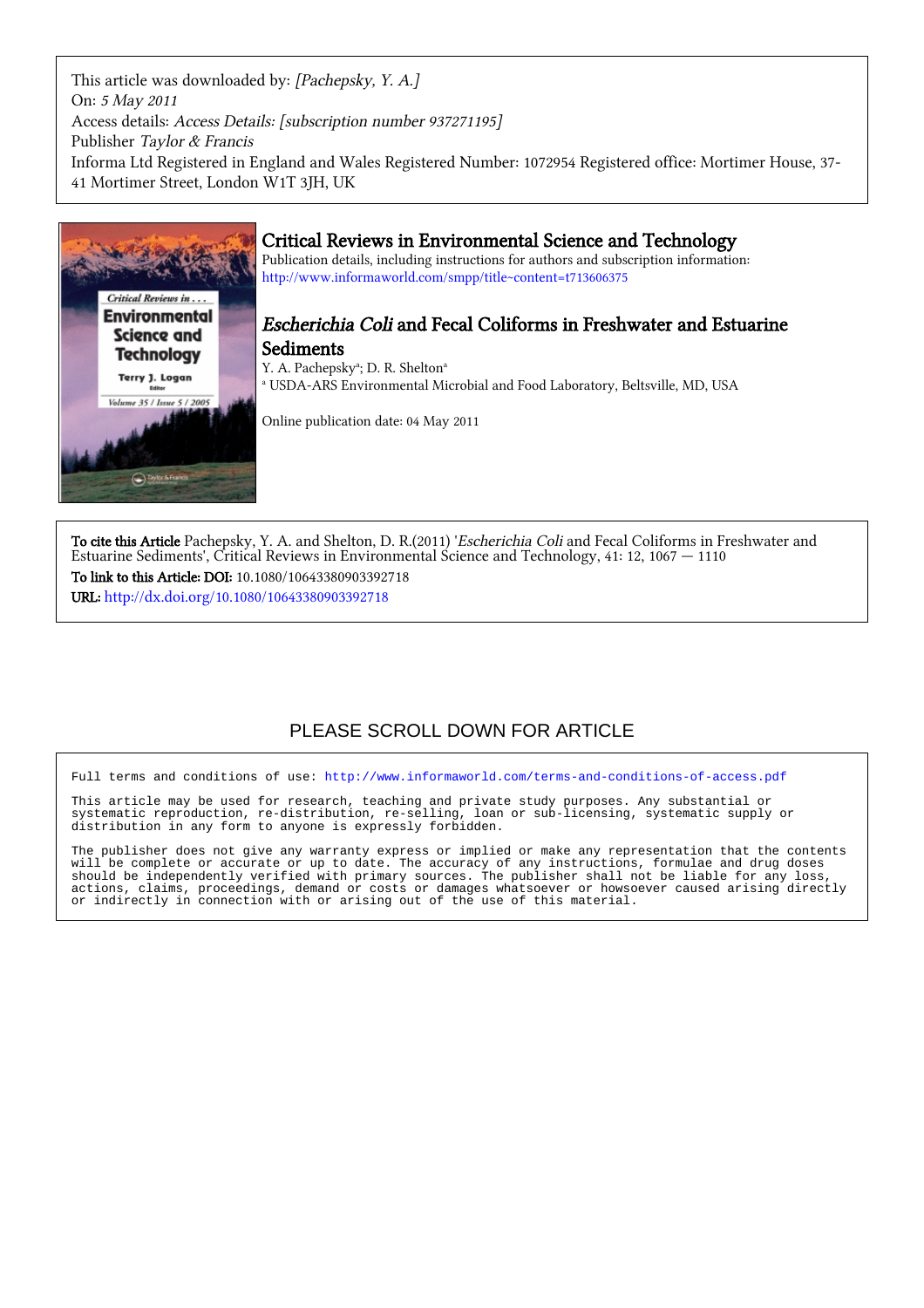This article was downloaded by: *[Pachepsky, Y. A.]*
On: *5 May 2011*
Access details: *Access Details: [subscription number 937271195]*
Publisher *Taylor & Francis*
Informa Ltd Registered in England and Wales Registered Number: 1072954 Registered office: Mortimer House, 37-41 Mortimer Street, London W1T 3JH, UK

# Critical Reviews in Environmental Science and Technology

Publication details, including instructions for authors and subscription information:
http://www.informaworld.com/smpp/title~content=t713606375

## *Escherichia Coli* and Fecal Coliforms in Freshwater and Estuarine Sediments

Y. A. Pachepsky[a]; D. R. Shelton[a]

[a] USDA-ARS Environmental Microbial and Food Laboratory, Beltsville, MD, USA

Online publication date: 04 May 2011

**To cite this Article** Pachepsky, Y. A. and Shelton, D. R.(2011) '*Escherichia Coli* and Fecal Coliforms in Freshwater and Estuarine Sediments', Critical Reviews in Environmental Science and Technology, 41: 12, 1067 — 1110

**To link to this Article: DOI:** 10.1080/10643380903392718

**URL:** http://dx.doi.org/10.1080/10643380903392718

PLEASE SCROLL DOWN FOR ARTICLE

Full terms and conditions of use: http://www.informaworld.com/terms-and-conditions-of-access.pdf

This article may be used for research, teaching and private study purposes. Any substantial or systematic reproduction, re-distribution, re-selling, loan or sub-licensing, systematic supply or distribution in any form to anyone is expressly forbidden.

The publisher does not give any warranty express or implied or make any representation that the contents will be complete or accurate or up to date. The accuracy of any instructions, formulae and drug doses should be independently verified with primary sources. The publisher shall not be liable for any loss, actions, claims, proceedings, demand or costs or damages whatsoever or howsoever caused arising directly or indirectly in connection with or arising out of the use of this material.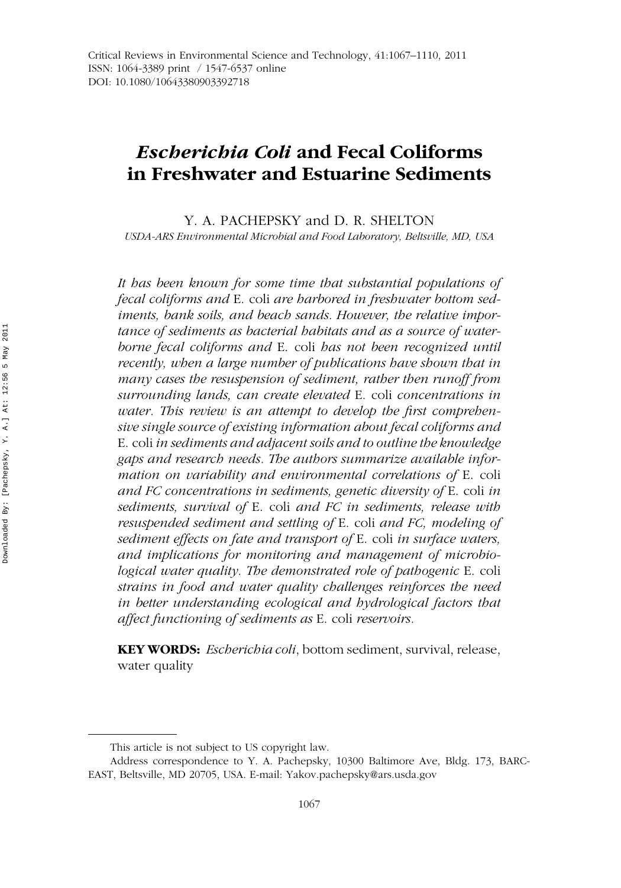# *Escherichia Coli* and Fecal Coliforms in Freshwater and Estuarine Sediments

Y. A. PACHEPSKY and D. R. SHELTON

*USDA-ARS Environmental Microbial and Food Laboratory, Beltsville, MD, USA*

*It has been known for some time that substantial populations of fecal coliforms and* E. coli *are harbored in freshwater bottom sediments, bank soils, and beach sands. However, the relative importance of sediments as bacterial habitats and as a source of waterborne fecal coliforms and* E. coli *has not been recognized until recently, when a large number of publications have shown that in many cases the resuspension of sediment, rather then runoff from surrounding lands, can create elevated* E. coli *concentrations in water. This review is an attempt to develop the first comprehensive single source of existing information about fecal coliforms and* E. coli *in sediments and adjacent soils and to outline the knowledge gaps and research needs. The authors summarize available information on variability and environmental correlations of* E. coli *and FC concentrations in sediments, genetic diversity of* E. coli *in sediments, survival of* E. coli *and FC in sediments, release with resuspended sediment and settling of* E. coli *and FC, modeling of sediment effects on fate and transport of* E. coli *in surface waters, and implications for monitoring and management of microbiological water quality. The demonstrated role of pathogenic* E. coli *strains in food and water quality challenges reinforces the need in better understanding ecological and hydrological factors that affect functioning of sediments as* E. coli *reservoirs.*

**KEY WORDS:** *Escherichia coli*, bottom sediment, survival, release, water quality

---

This article is not subject to US copyright law.

Address correspondence to Y. A. Pachepsky, 10300 Baltimore Ave, Bldg. 173, BARC-EAST, Beltsville, MD 20705, USA. E-mail: Yakov.pachepsky@ars.usda.gov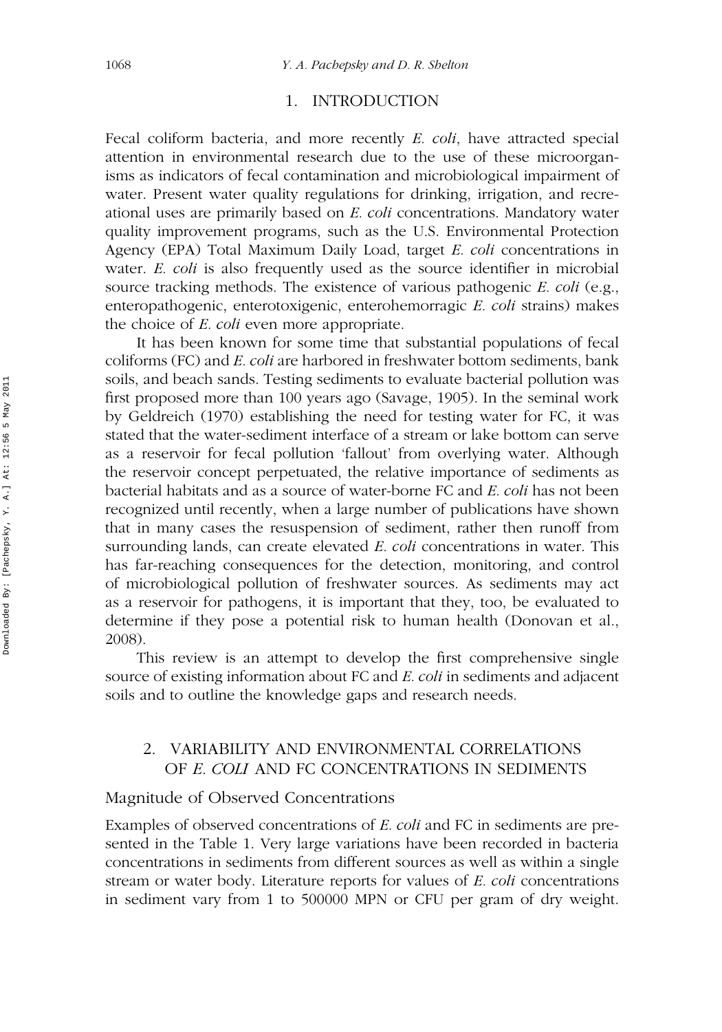## 1. INTRODUCTION

Fecal coliform bacteria, and more recently *E. coli*, have attracted special attention in environmental research due to the use of these microorganisms as indicators of fecal contamination and microbiological impairment of water. Present water quality regulations for drinking, irrigation, and recreational uses are primarily based on *E. coli* concentrations. Mandatory water quality improvement programs, such as the U.S. Environmental Protection Agency (EPA) Total Maximum Daily Load, target *E. coli* concentrations in water. *E. coli* is also frequently used as the source identifier in microbial source tracking methods. The existence of various pathogenic *E. coli* (e.g., enteropathogenic, enterotoxigenic, enterohemorragic *E. coli* strains) makes the choice of *E. coli* even more appropriate.

It has been known for some time that substantial populations of fecal coliforms (FC) and *E. coli* are harbored in freshwater bottom sediments, bank soils, and beach sands. Testing sediments to evaluate bacterial pollution was first proposed more than 100 years ago (Savage, 1905). In the seminal work by Geldreich (1970) establishing the need for testing water for FC, it was stated that the water-sediment interface of a stream or lake bottom can serve as a reservoir for fecal pollution 'fallout' from overlying water. Although the reservoir concept perpetuated, the relative importance of sediments as bacterial habitats and as a source of water-borne FC and *E. coli* has not been recognized until recently, when a large number of publications have shown that in many cases the resuspension of sediment, rather then runoff from surrounding lands, can create elevated *E. coli* concentrations in water. This has far-reaching consequences for the detection, monitoring, and control of microbiological pollution of freshwater sources. As sediments may act as a reservoir for pathogens, it is important that they, too, be evaluated to determine if they pose a potential risk to human health (Donovan et al., 2008).

This review is an attempt to develop the first comprehensive single source of existing information about FC and *E. coli* in sediments and adjacent soils and to outline the knowledge gaps and research needs.

## 2. VARIABILITY AND ENVIRONMENTAL CORRELATIONS OF *E. COLI* AND FC CONCENTRATIONS IN SEDIMENTS

### Magnitude of Observed Concentrations

Examples of observed concentrations of *E. coli* and FC in sediments are presented in the Table 1. Very large variations have been recorded in bacteria concentrations in sediments from different sources as well as within a single stream or water body. Literature reports for values of *E. coli* concentrations in sediment vary from 1 to 500000 MPN or CFU per gram of dry weight.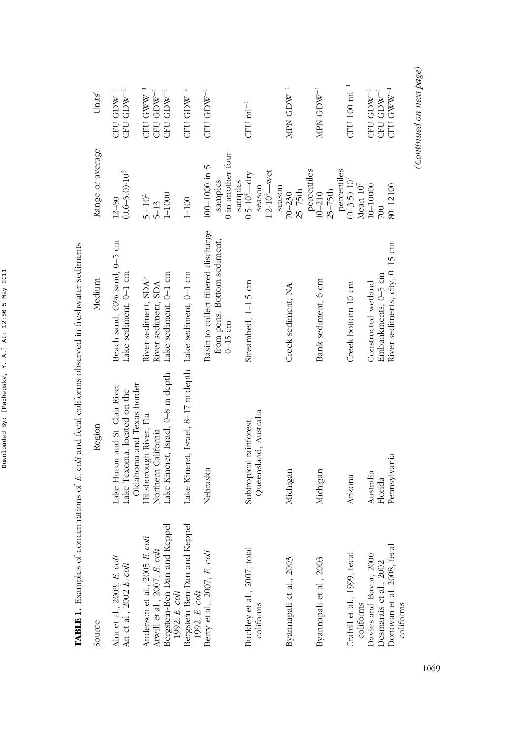**TABLE 1.** Examples of concentrations of *E. coli* and fecal coliforms observed in freshwater sediments

| Source | Region | Medium | Range or average | Units[c] |
|---|---|---|---|---|
| Alm et al., 2003; *E. coli* | Lake Huron and St. Clair River | Beach sand, 60% sand, 0–5 cm | 12–80 | CFU $GDW^{-1}$ |
| An et al., 2002 *E. coli* | Lake Texoma, located on the Oklahoma and Texas border. | Lake sediment, 0–1 cm | $(0.6–5.0)\cdot10^5$ | CFU $GDW^{-1}$ |
| Anderson et al., 2005 *E. coli* | Hillsborough River, Fla | River sediment, SDA[b] | $5 \cdot 10^2$ | CFU $GWW^{-1}$ |
| Atwill et al., 2007, *E. coli* | Northern California | River sediment, SDA | 5–13 | CFU $GDW^{-1}$ |
| Bergstein-Ben Dan and Keppel 1992, *E. coli* | Lake Kineret, Israel, 0–8 m depth | Lake sediment, 0–1 cm | 1–1000 | CFU $GDW^{-1}$ |
| Bergstein Ben-Dan and Keppel 1992, *E. coli* | Lake Kineret, Israel, 8–17 m depth | Lake sediment, 0–1 cm | 1–100 | CFU $GDW^{-1}$ |
| Berry et al., 2007, *E. coli* | Nebraska | Basin to collect filtered discharge from pens. Bottom sediment, 0–15 cm | 100–1000 in 5 samples 0 in another four samples | CFU $GDW^{-1}$ |
| Buckley et al., 2007, total coliforms | Subtropical rainforest, Queensland, Australia | Streambed, 1–1.5 cm | $0.5{\cdot}10^4$—dry season $1.2{\cdot}10^4$—wet season | CFU $ml^{-1}$ |
| Byannapali et al., 2003 | Michigan | Creek sediment, NA | 70–230 25–75th percentiles | MPN $GDW^{-1}$ |
| Byannapali et al., 2003 | Michigan | Bank sediment, 6 cm | 10–210 25–75th percentiles | MPN $GDW^{-1}$ |
| Crabill et al., 1999, fecal coliforms | Arizona | Creek bottom 10 cm | $(0–3.5)\,10^7$ Mean $10^7$ | CFU 100 $ml^{-1}$ |
| Davies and Bavor, 2000 | Australia | Constructed wetland | 10–10000 | CFU $GDW^{-1}$ |
| Desmarais et al., 2002 | Florida | Embankments, 0–5 cm | 700 | CFU $GDW^{-1}$ |
| Donovan et al. 2008, fecal coliforms | Pennsylvania | River sediments, city, 0–15 cm | 80–12100 | CFU $GWW^{-1}$ |

*(Continued on next page)*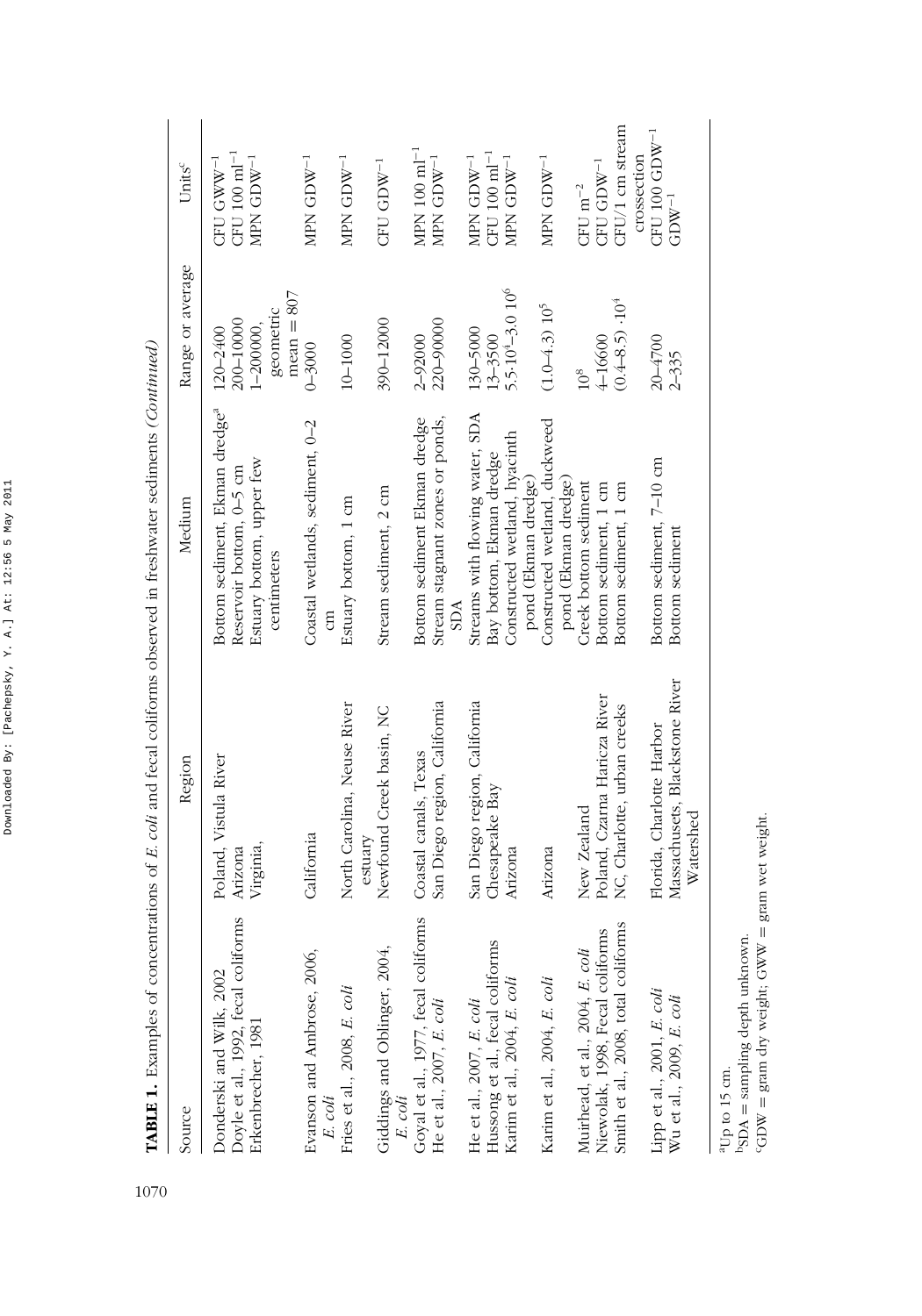**TABLE 1.** Examples of concentrations of *E. coli* and fecal coliforms observed in freshwater sediments *(Continued)*

| Source | Region | Medium | Range or average | Units[c] |
|---|---|---|---|---|
| Donderski and Wilk, 2002 | Poland, Vistula River | Bottom sediment, Ekman dredge[a] | 120–2400 | CFU $GWW^{-1}$ |
| Doyle et al., 1992, fecal coliforms | Arizona | Reservoir bottom, 0–5 cm | 200–10000 | CFU 100 $ml^{-1}$ |
| Erkenbrecher, 1981 | Virginia, | Estuary bottom, upper few centimeters | 1–200000, geometric mean = 807 | MPN $GDW^{-1}$ |
| Evanson and Ambrose, 2006, *E. coli* | California | Coastal wetlands, sediment, 0–2 cm | 0–3000 | MPN $GDW^{-1}$ |
| Fries et al., 2008, *E. coli* | North Carolina, Neuse River estuary | Estuary bottom, 1 cm | 10–1000 | MPN $GDW^{-1}$ |
| Giddings and Oblinger, 2004, *E. coli* | Newfound Creek basin, NC | Stream sediment, 2 cm | 390–12000 | CFU $GDW^{-1}$ |
| Goyal et al., 1977, fecal coliforms | Coastal canals, Texas | Bottom sediment Ekman dredge | 2–92000 | MPN 100 $ml^{-1}$ |
| He et al., 2007, *E. coli* | San Diego region, California | Stream stagnant zones or ponds, SDA | 220–90000 | MPN $GDW^{-1}$ |
| He et al., 2007, *E. coli* | San Diego region, California | Streams with flowing water, SDA | 130–5000 | MPN $GDW^{-1}$ |
| Hussong et al., fecal coliforms | Chesapeake Bay | Bay bottom, Ekman dredge | 13–3500 | CFU 100 $ml^{-1}$ |
| Karim et al., 2004, *E. coli* | Arizona | Constructed wetland, hyacinth pond (Ekman dredge) | $5.5 \cdot 10^4$–$3.0\ 10^6$ | MPN $GDW^{-1}$ |
| Karim et al., 2004, *E. coli* | Arizona | Constructed wetland, duckweed pond (Ekman dredge) | $(1.0–4.3)\ 10^5$ | MPN $GDW^{-1}$ |
| Muirhead, et al., 2004, *E. coli* | New Zealand | Creek bottom sediment | $10^8$ | CFU $m^{-2}$ |
| Niewolak, 1998, Fecal coliforms | Poland, Czarna Hańcza River | Bottom sediment, 1 cm | 4–16600 | CFU $GDW^{-1}$ |
| Smith et al., 2008, total coliforms | NC, Charlotte, urban creeks | Bottom sediment, 1 cm | $(0.4–8.5) \cdot 10^4$ | CFU/1 cm stream crossection |
| Lipp et al., 2001, *E. coli* | Florida, Charlotte Harbor | Bottom sediment, 7–10 cm | 20–4700 | CFU 100 $GDW^{-1}$ |
| Wu et al., 2009, *E. coli* | Massachusets, Blackstone River Watershed | Bottom sediment | 2–335 | $GDW^{-1}$ |

[a]Up to 15 cm.
[b]SDA = sampling depth unknown.
[c]GDW = gram dry weight; GWW = gram wet weight.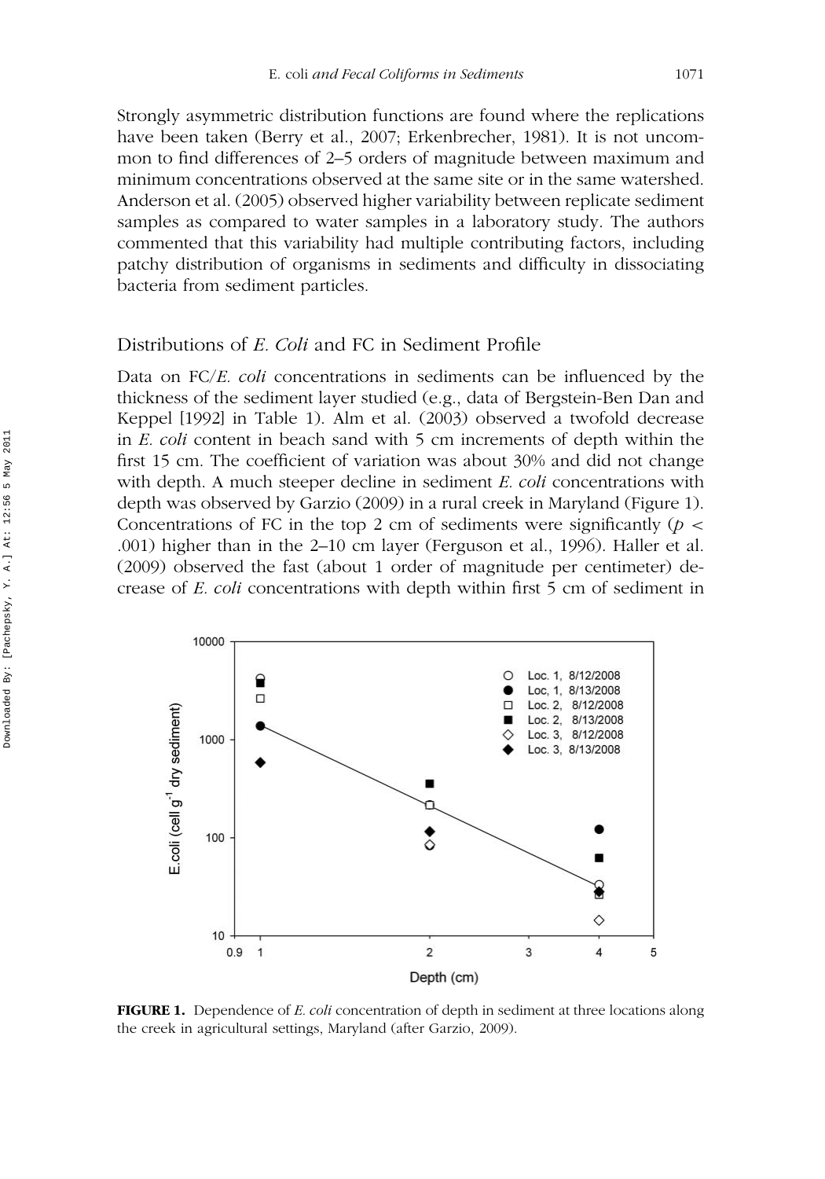Strongly asymmetric distribution functions are found where the replications have been taken (Berry et al., 2007; Erkenbrecher, 1981). It is not uncommon to find differences of 2–5 orders of magnitude between maximum and minimum concentrations observed at the same site or in the same watershed. Anderson et al. (2005) observed higher variability between replicate sediment samples as compared to water samples in a laboratory study. The authors commented that this variability had multiple contributing factors, including patchy distribution of organisms in sediments and difficulty in dissociating bacteria from sediment particles.

## Distributions of *E. Coli* and FC in Sediment Profile

Data on FC/*E. coli* concentrations in sediments can be influenced by the thickness of the sediment layer studied (e.g., data of Bergstein-Ben Dan and Keppel [1992] in Table 1). Alm et al. (2003) observed a twofold decrease in *E. coli* content in beach sand with 5 cm increments of depth within the first 15 cm. The coefficient of variation was about 30% and did not change with depth. A much steeper decline in sediment *E. coli* concentrations with depth was observed by Garzio (2009) in a rural creek in Maryland (Figure 1). Concentrations of FC in the top 2 cm of sediments were significantly ($p <$ .001) higher than in the 2–10 cm layer (Ferguson et al., 1996). Haller et al. (2009) observed the fast (about 1 order of magnitude per centimeter) decrease of *E. coli* concentrations with depth within first 5 cm of sediment in

**FIGURE 1.** Dependence of *E. coli* concentration of depth in sediment at three locations along the creek in agricultural settings, Maryland (after Garzio, 2009).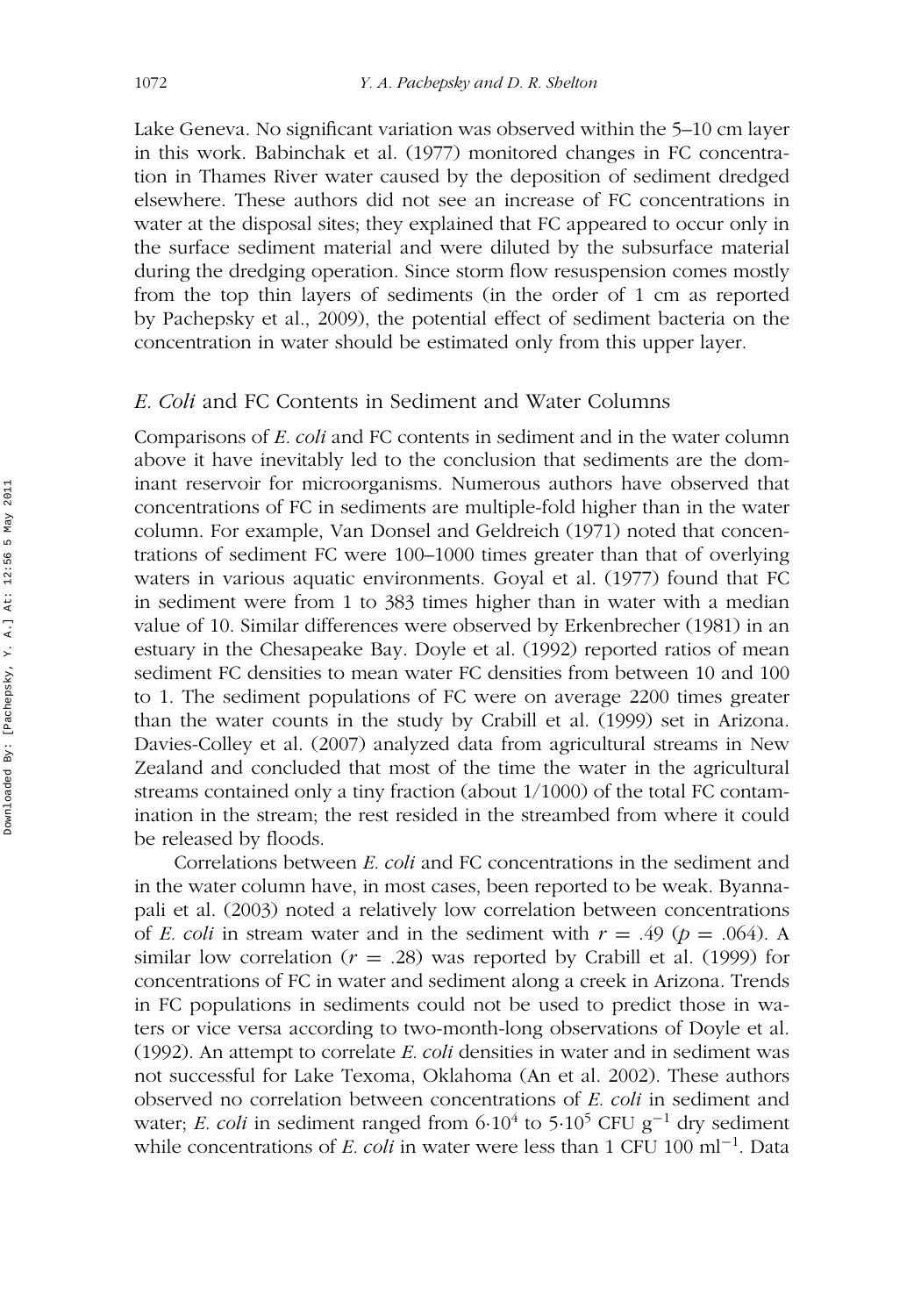Lake Geneva. No significant variation was observed within the 5–10 cm layer in this work. Babinchak et al. (1977) monitored changes in FC concentration in Thames River water caused by the deposition of sediment dredged elsewhere. These authors did not see an increase of FC concentrations in water at the disposal sites; they explained that FC appeared to occur only in the surface sediment material and were diluted by the subsurface material during the dredging operation. Since storm flow resuspension comes mostly from the top thin layers of sediments (in the order of 1 cm as reported by Pachepsky et al., 2009), the potential effect of sediment bacteria on the concentration in water should be estimated only from this upper layer.

## *E. Coli* and FC Contents in Sediment and Water Columns

Comparisons of *E. coli* and FC contents in sediment and in the water column above it have inevitably led to the conclusion that sediments are the dominant reservoir for microorganisms. Numerous authors have observed that concentrations of FC in sediments are multiple-fold higher than in the water column. For example, Van Donsel and Geldreich (1971) noted that concentrations of sediment FC were 100–1000 times greater than that of overlying waters in various aquatic environments. Goyal et al. (1977) found that FC in sediment were from 1 to 383 times higher than in water with a median value of 10. Similar differences were observed by Erkenbrecher (1981) in an estuary in the Chesapeake Bay. Doyle et al. (1992) reported ratios of mean sediment FC densities to mean water FC densities from between 10 and 100 to 1. The sediment populations of FC were on average 2200 times greater than the water counts in the study by Crabill et al. (1999) set in Arizona. Davies-Colley et al. (2007) analyzed data from agricultural streams in New Zealand and concluded that most of the time the water in the agricultural streams contained only a tiny fraction (about 1/1000) of the total FC contamination in the stream; the rest resided in the streambed from where it could be released by floods.

Correlations between *E. coli* and FC concentrations in the sediment and in the water column have, in most cases, been reported to be weak. Byannapali et al. (2003) noted a relatively low correlation between concentrations of *E. coli* in stream water and in the sediment with $r = .49$ ($p = .064$). A similar low correlation ($r = .28$) was reported by Crabill et al. (1999) for concentrations of FC in water and sediment along a creek in Arizona. Trends in FC populations in sediments could not be used to predict those in waters or vice versa according to two-month-long observations of Doyle et al. (1992). An attempt to correlate *E. coli* densities in water and in sediment was not successful for Lake Texoma, Oklahoma (An et al. 2002). These authors observed no correlation between concentrations of *E. coli* in sediment and water; *E. coli* in sediment ranged from $6 \cdot 10^4$ to $5 \cdot 10^5$ CFU $g^{-1}$ dry sediment while concentrations of *E. coli* in water were less than 1 CFU 100 $ml^{-1}$. Data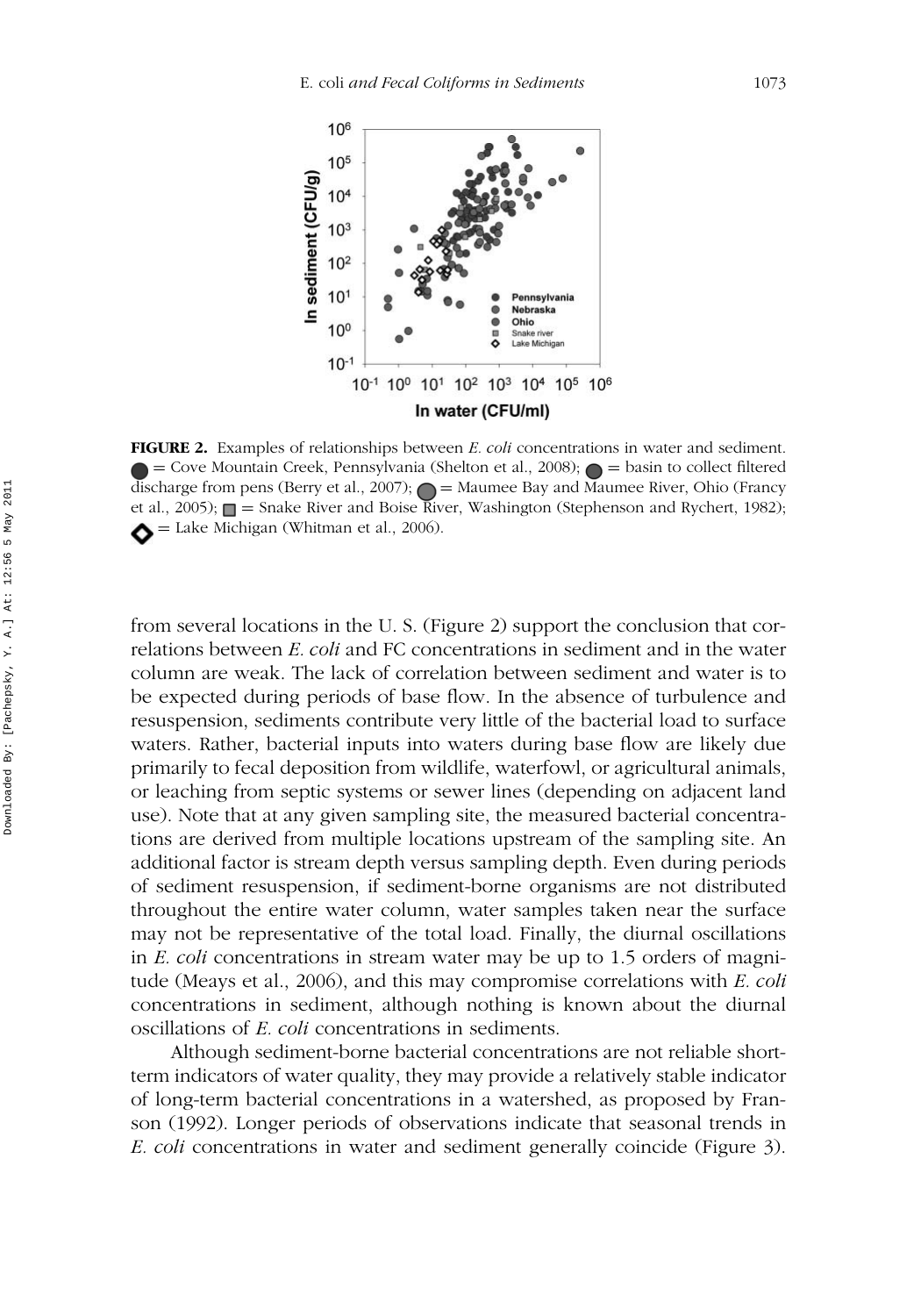**FIGURE 2.** Examples of relationships between *E. coli* concentrations in water and sediment. ● = Cove Mountain Creek, Pennsylvania (Shelton et al., 2008); ● = basin to collect filtered discharge from pens (Berry et al., 2007); ● = Maumee Bay and Maumee River, Ohio (Francy et al., 2005); ■ = Snake River and Boise River, Washington (Stephenson and Rychert, 1982); ◆ = Lake Michigan (Whitman et al., 2006).

from several locations in the U. S. (Figure 2) support the conclusion that correlations between *E. coli* and FC concentrations in sediment and in the water column are weak. The lack of correlation between sediment and water is to be expected during periods of base flow. In the absence of turbulence and resuspension, sediments contribute very little of the bacterial load to surface waters. Rather, bacterial inputs into waters during base flow are likely due primarily to fecal deposition from wildlife, waterfowl, or agricultural animals, or leaching from septic systems or sewer lines (depending on adjacent land use). Note that at any given sampling site, the measured bacterial concentrations are derived from multiple locations upstream of the sampling site. An additional factor is stream depth versus sampling depth. Even during periods of sediment resuspension, if sediment-borne organisms are not distributed throughout the entire water column, water samples taken near the surface may not be representative of the total load. Finally, the diurnal oscillations in *E. coli* concentrations in stream water may be up to 1.5 orders of magnitude (Meays et al., 2006), and this may compromise correlations with *E. coli* concentrations in sediment, although nothing is known about the diurnal oscillations of *E. coli* concentrations in sediments.

Although sediment-borne bacterial concentrations are not reliable short-term indicators of water quality, they may provide a relatively stable indicator of long-term bacterial concentrations in a watershed, as proposed by Franson (1992). Longer periods of observations indicate that seasonal trends in *E. coli* concentrations in water and sediment generally coincide (Figure 3).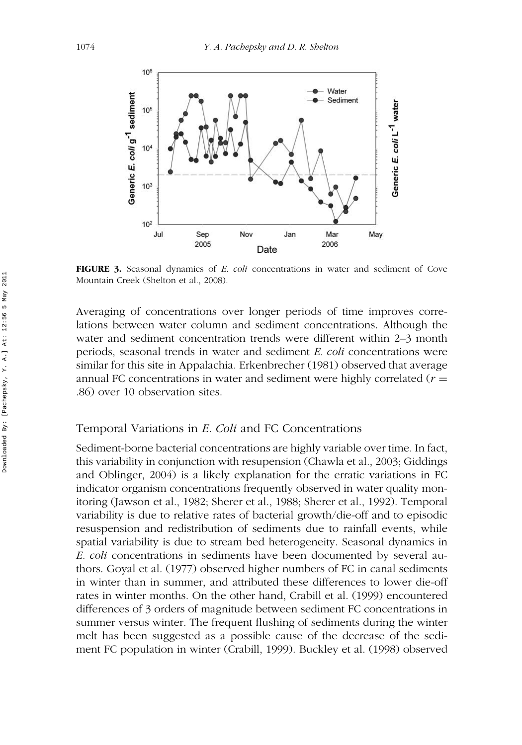**FIGURE 3.** Seasonal dynamics of *E. coli* concentrations in water and sediment of Cove Mountain Creek (Shelton et al., 2008).

Averaging of concentrations over longer periods of time improves correlations between water column and sediment concentrations. Although the water and sediment concentration trends were different within 2–3 month periods, seasonal trends in water and sediment *E. coli* concentrations were similar for this site in Appalachia. Erkenbrecher (1981) observed that average annual FC concentrations in water and sediment were highly correlated ($r = .86$) over 10 observation sites.

## Temporal Variations in *E. Coli* and FC Concentrations

Sediment-borne bacterial concentrations are highly variable over time. In fact, this variability in conjunction with resupension (Chawla et al., 2003; Giddings and Oblinger, 2004) is a likely explanation for the erratic variations in FC indicator organism concentrations frequently observed in water quality monitoring (Jawson et al., 1982; Sherer et al., 1988; Sherer et al., 1992). Temporal variability is due to relative rates of bacterial growth/die-off and to episodic resuspension and redistribution of sediments due to rainfall events, while spatial variability is due to stream bed heterogeneity. Seasonal dynamics in *E. coli* concentrations in sediments have been documented by several authors. Goyal et al. (1977) observed higher numbers of FC in canal sediments in winter than in summer, and attributed these differences to lower die-off rates in winter months. On the other hand, Crabill et al. (1999) encountered differences of 3 orders of magnitude between sediment FC concentrations in summer versus winter. The frequent flushing of sediments during the winter melt has been suggested as a possible cause of the decrease of the sediment FC population in winter (Crabill, 1999). Buckley et al. (1998) observed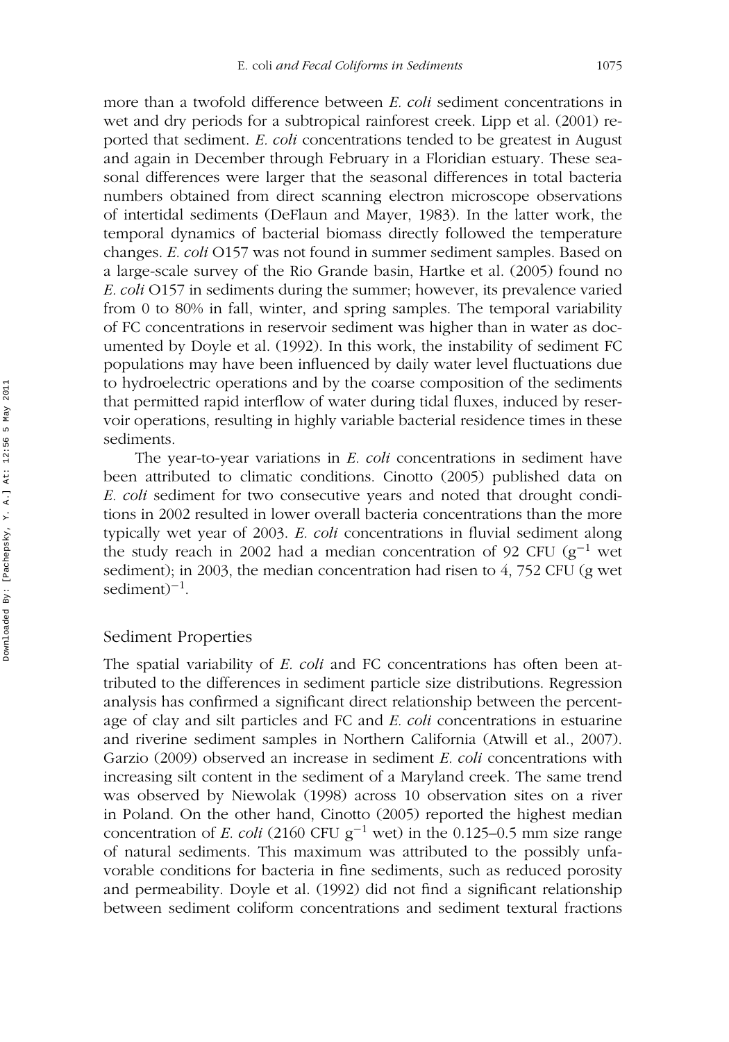more than a twofold difference between *E. coli* sediment concentrations in wet and dry periods for a subtropical rainforest creek. Lipp et al. (2001) reported that sediment. *E. coli* concentrations tended to be greatest in August and again in December through February in a Floridian estuary. These seasonal differences were larger that the seasonal differences in total bacteria numbers obtained from direct scanning electron microscope observations of intertidal sediments (DeFlaun and Mayer, 1983). In the latter work, the temporal dynamics of bacterial biomass directly followed the temperature changes. *E. coli* O157 was not found in summer sediment samples. Based on a large-scale survey of the Rio Grande basin, Hartke et al. (2005) found no *E. coli* O157 in sediments during the summer; however, its prevalence varied from 0 to 80% in fall, winter, and spring samples. The temporal variability of FC concentrations in reservoir sediment was higher than in water as documented by Doyle et al. (1992). In this work, the instability of sediment FC populations may have been influenced by daily water level fluctuations due to hydroelectric operations and by the coarse composition of the sediments that permitted rapid interflow of water during tidal fluxes, induced by reservoir operations, resulting in highly variable bacterial residence times in these sediments.

The year-to-year variations in *E. coli* concentrations in sediment have been attributed to climatic conditions. Cinotto (2005) published data on *E. coli* sediment for two consecutive years and noted that drought conditions in 2002 resulted in lower overall bacteria concentrations than the more typically wet year of 2003. *E. coli* concentrations in fluvial sediment along the study reach in 2002 had a median concentration of 92 CFU ($g^{-1}$ wet sediment); in 2003, the median concentration had risen to 4, 752 CFU (g wet sediment)$^{-1}$.

## Sediment Properties

The spatial variability of *E. coli* and FC concentrations has often been attributed to the differences in sediment particle size distributions. Regression analysis has confirmed a significant direct relationship between the percentage of clay and silt particles and FC and *E. coli* concentrations in estuarine and riverine sediment samples in Northern California (Atwill et al., 2007). Garzio (2009) observed an increase in sediment *E. coli* concentrations with increasing silt content in the sediment of a Maryland creek. The same trend was observed by Niewolak (1998) across 10 observation sites on a river in Poland. On the other hand, Cinotto (2005) reported the highest median concentration of *E. coli* (2160 CFU $g^{-1}$ wet) in the 0.125–0.5 mm size range of natural sediments. This maximum was attributed to the possibly unfavorable conditions for bacteria in fine sediments, such as reduced porosity and permeability. Doyle et al. (1992) did not find a significant relationship between sediment coliform concentrations and sediment textural fractions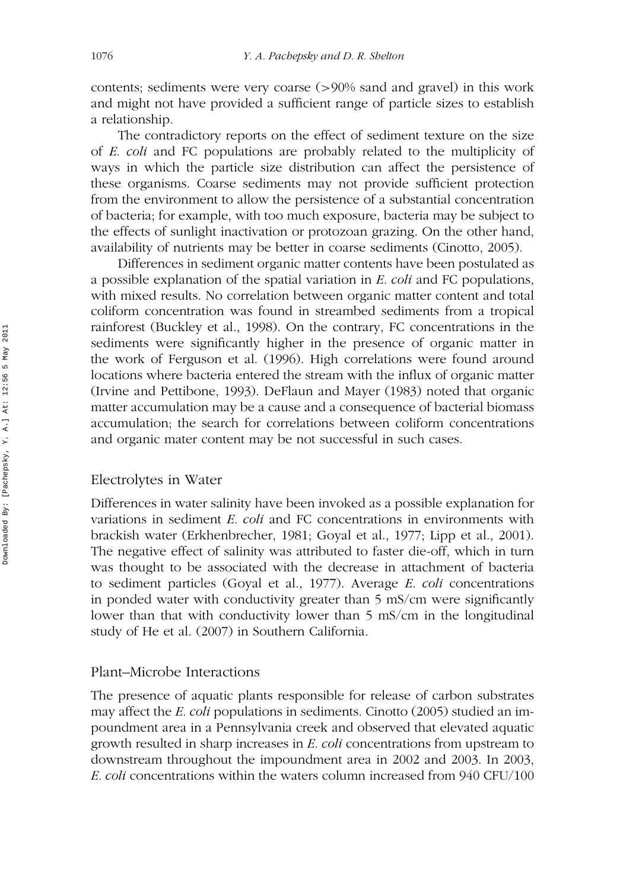contents; sediments were very coarse (>90% sand and gravel) in this work and might not have provided a sufficient range of particle sizes to establish a relationship.

The contradictory reports on the effect of sediment texture on the size of *E. coli* and FC populations are probably related to the multiplicity of ways in which the particle size distribution can affect the persistence of these organisms. Coarse sediments may not provide sufficient protection from the environment to allow the persistence of a substantial concentration of bacteria; for example, with too much exposure, bacteria may be subject to the effects of sunlight inactivation or protozoan grazing. On the other hand, availability of nutrients may be better in coarse sediments (Cinotto, 2005).

Differences in sediment organic matter contents have been postulated as a possible explanation of the spatial variation in *E. coli* and FC populations, with mixed results. No correlation between organic matter content and total coliform concentration was found in streambed sediments from a tropical rainforest (Buckley et al., 1998). On the contrary, FC concentrations in the sediments were significantly higher in the presence of organic matter in the work of Ferguson et al. (1996). High correlations were found around locations where bacteria entered the stream with the influx of organic matter (Irvine and Pettibone, 1993). DeFlaun and Mayer (1983) noted that organic matter accumulation may be a cause and a consequence of bacterial biomass accumulation; the search for correlations between coliform concentrations and organic mater content may be not successful in such cases.

## Electrolytes in Water

Differences in water salinity have been invoked as a possible explanation for variations in sediment *E. coli* and FC concentrations in environments with brackish water (Erkhenbrecher, 1981; Goyal et al., 1977; Lipp et al., 2001). The negative effect of salinity was attributed to faster die-off, which in turn was thought to be associated with the decrease in attachment of bacteria to sediment particles (Goyal et al., 1977). Average *E. coli* concentrations in ponded water with conductivity greater than 5 mS/cm were significantly lower than that with conductivity lower than 5 mS/cm in the longitudinal study of He et al. (2007) in Southern California.

## Plant–Microbe Interactions

The presence of aquatic plants responsible for release of carbon substrates may affect the *E. coli* populations in sediments. Cinotto (2005) studied an impoundment area in a Pennsylvania creek and observed that elevated aquatic growth resulted in sharp increases in *E. coli* concentrations from upstream to downstream throughout the impoundment area in 2002 and 2003. In 2003, *E. coli* concentrations within the waters column increased from 940 CFU/100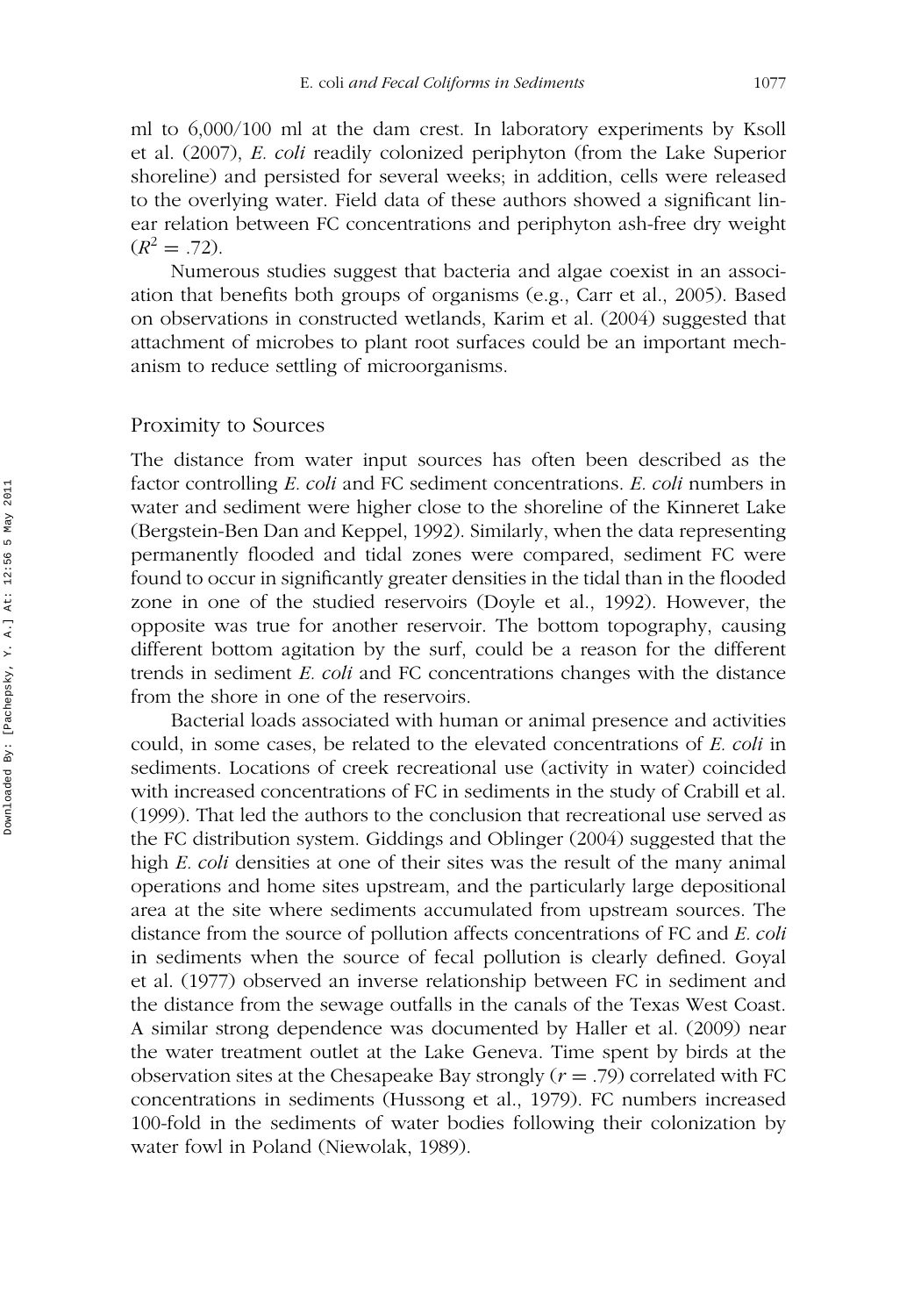ml to 6,000/100 ml at the dam crest. In laboratory experiments by Ksoll et al. (2007), *E. coli* readily colonized periphyton (from the Lake Superior shoreline) and persisted for several weeks; in addition, cells were released to the overlying water. Field data of these authors showed a significant linear relation between FC concentrations and periphyton ash-free dry weight ($R^2 = .72$).

Numerous studies suggest that bacteria and algae coexist in an association that benefits both groups of organisms (e.g., Carr et al., 2005). Based on observations in constructed wetlands, Karim et al. (2004) suggested that attachment of microbes to plant root surfaces could be an important mechanism to reduce settling of microorganisms.

## Proximity to Sources

The distance from water input sources has often been described as the factor controlling *E. coli* and FC sediment concentrations. *E. coli* numbers in water and sediment were higher close to the shoreline of the Kinneret Lake (Bergstein-Ben Dan and Keppel, 1992). Similarly, when the data representing permanently flooded and tidal zones were compared, sediment FC were found to occur in significantly greater densities in the tidal than in the flooded zone in one of the studied reservoirs (Doyle et al., 1992). However, the opposite was true for another reservoir. The bottom topography, causing different bottom agitation by the surf, could be a reason for the different trends in sediment *E. coli* and FC concentrations changes with the distance from the shore in one of the reservoirs.

Bacterial loads associated with human or animal presence and activities could, in some cases, be related to the elevated concentrations of *E. coli* in sediments. Locations of creek recreational use (activity in water) coincided with increased concentrations of FC in sediments in the study of Crabill et al. (1999). That led the authors to the conclusion that recreational use served as the FC distribution system. Giddings and Oblinger (2004) suggested that the high *E. coli* densities at one of their sites was the result of the many animal operations and home sites upstream, and the particularly large depositional area at the site where sediments accumulated from upstream sources. The distance from the source of pollution affects concentrations of FC and *E. coli* in sediments when the source of fecal pollution is clearly defined. Goyal et al. (1977) observed an inverse relationship between FC in sediment and the distance from the sewage outfalls in the canals of the Texas West Coast. A similar strong dependence was documented by Haller et al. (2009) near the water treatment outlet at the Lake Geneva. Time spent by birds at the observation sites at the Chesapeake Bay strongly ($r = .79$) correlated with FC concentrations in sediments (Hussong et al., 1979). FC numbers increased 100-fold in the sediments of water bodies following their colonization by water fowl in Poland (Niewolak, 1989).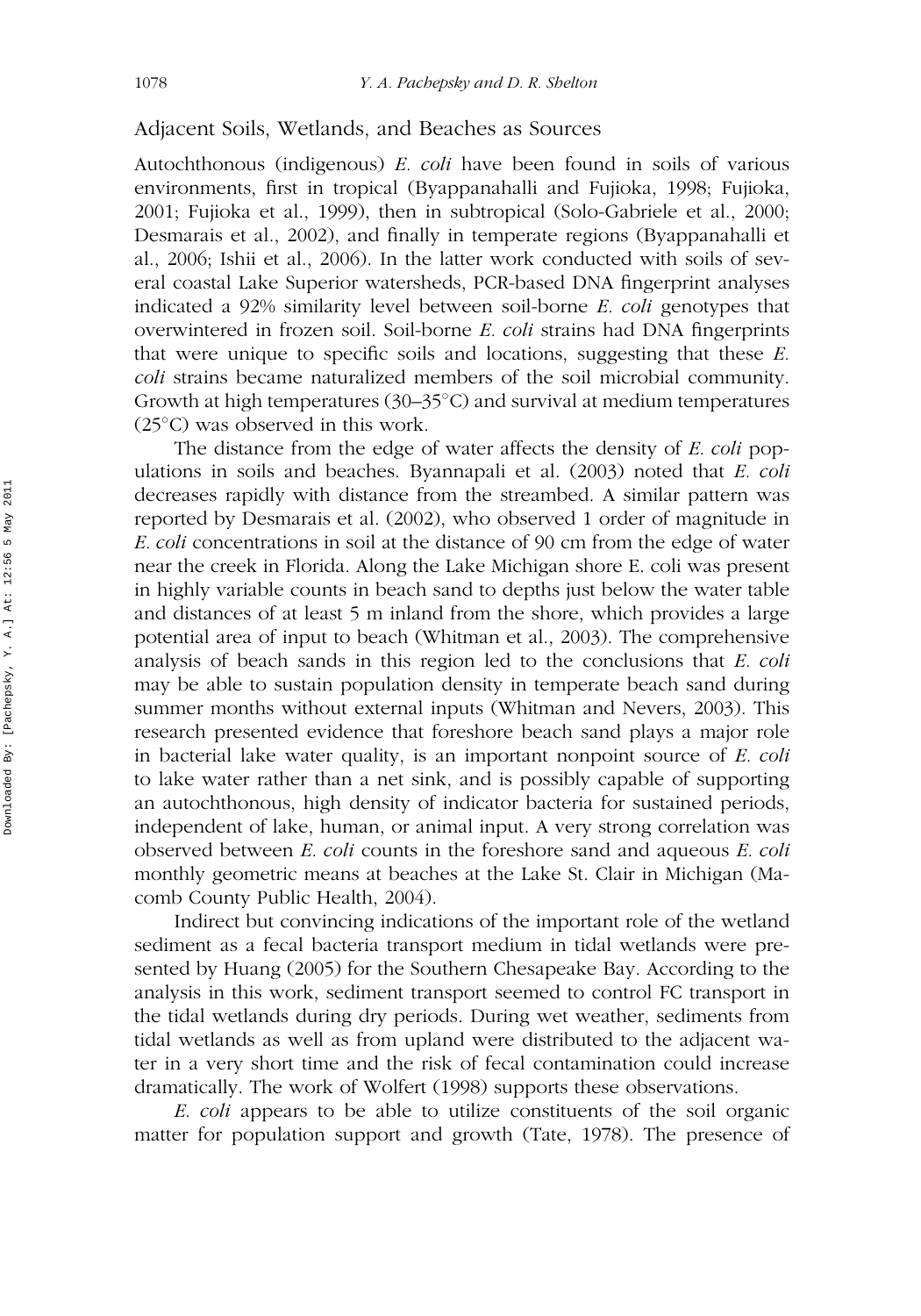## Adjacent Soils, Wetlands, and Beaches as Sources

Autochthonous (indigenous) *E. coli* have been found in soils of various environments, first in tropical (Byappanahalli and Fujioka, 1998; Fujioka, 2001; Fujioka et al., 1999), then in subtropical (Solo-Gabriele et al., 2000; Desmarais et al., 2002), and finally in temperate regions (Byappanahalli et al., 2006; Ishii et al., 2006). In the latter work conducted with soils of several coastal Lake Superior watersheds, PCR-based DNA fingerprint analyses indicated a 92% similarity level between soil-borne *E. coli* genotypes that overwintered in frozen soil. Soil-borne *E. coli* strains had DNA fingerprints that were unique to specific soils and locations, suggesting that these *E. coli* strains became naturalized members of the soil microbial community. Growth at high temperatures (30–35°C) and survival at medium temperatures (25°C) was observed in this work.

The distance from the edge of water affects the density of *E. coli* populations in soils and beaches. Byannapali et al. (2003) noted that *E. coli* decreases rapidly with distance from the streambed. A similar pattern was reported by Desmarais et al. (2002), who observed 1 order of magnitude in *E. coli* concentrations in soil at the distance of 90 cm from the edge of water near the creek in Florida. Along the Lake Michigan shore E. coli was present in highly variable counts in beach sand to depths just below the water table and distances of at least 5 m inland from the shore, which provides a large potential area of input to beach (Whitman et al., 2003). The comprehensive analysis of beach sands in this region led to the conclusions that *E. coli* may be able to sustain population density in temperate beach sand during summer months without external inputs (Whitman and Nevers, 2003). This research presented evidence that foreshore beach sand plays a major role in bacterial lake water quality, is an important nonpoint source of *E. coli* to lake water rather than a net sink, and is possibly capable of supporting an autochthonous, high density of indicator bacteria for sustained periods, independent of lake, human, or animal input. A very strong correlation was observed between *E. coli* counts in the foreshore sand and aqueous *E. coli* monthly geometric means at beaches at the Lake St. Clair in Michigan (Macomb County Public Health, 2004).

Indirect but convincing indications of the important role of the wetland sediment as a fecal bacteria transport medium in tidal wetlands were presented by Huang (2005) for the Southern Chesapeake Bay. According to the analysis in this work, sediment transport seemed to control FC transport in the tidal wetlands during dry periods. During wet weather, sediments from tidal wetlands as well as from upland were distributed to the adjacent water in a very short time and the risk of fecal contamination could increase dramatically. The work of Wolfert (1998) supports these observations.

*E. coli* appears to be able to utilize constituents of the soil organic matter for population support and growth (Tate, 1978). The presence of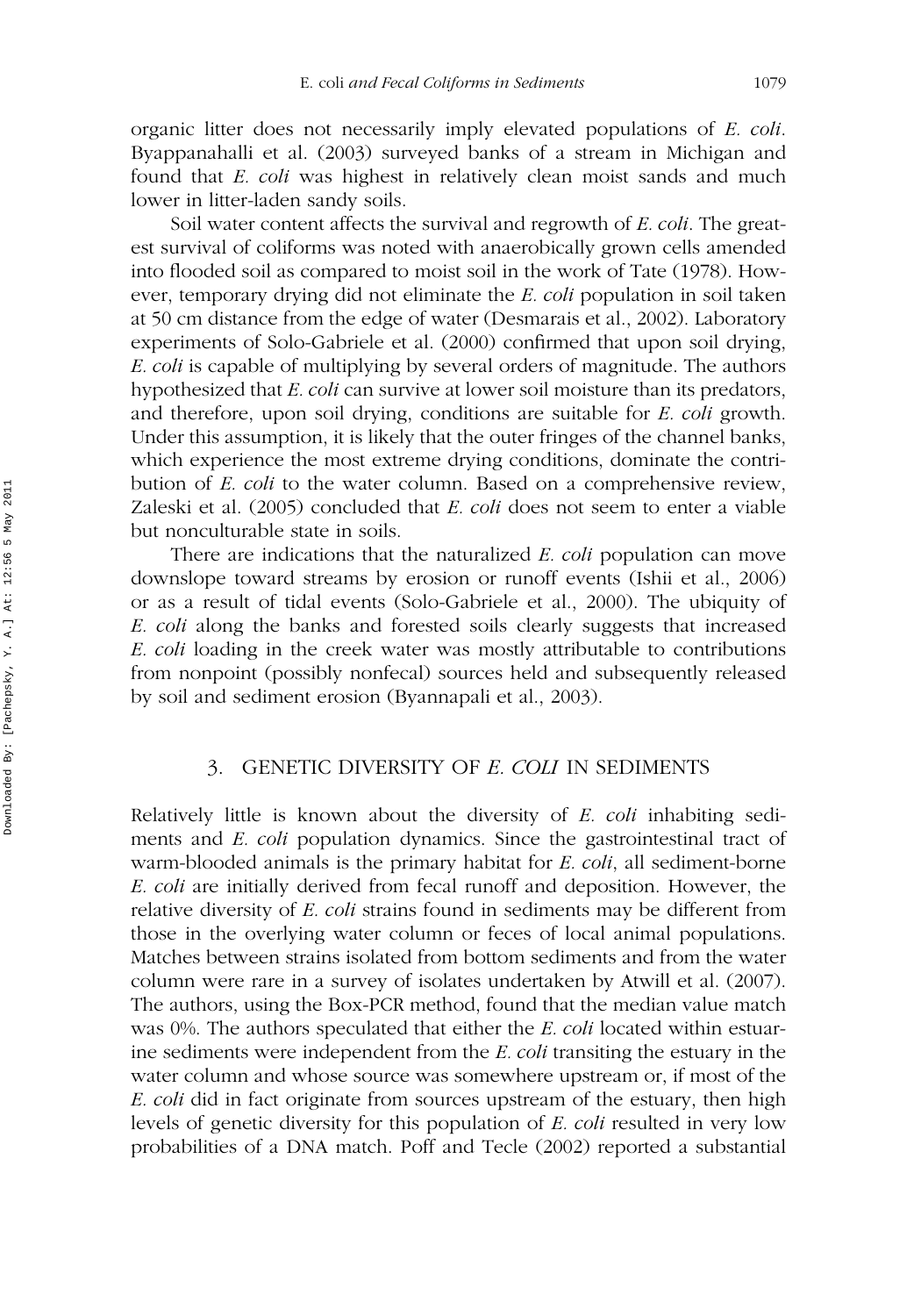organic litter does not necessarily imply elevated populations of *E. coli*. Byappanahalli et al. (2003) surveyed banks of a stream in Michigan and found that *E. coli* was highest in relatively clean moist sands and much lower in litter-laden sandy soils.

Soil water content affects the survival and regrowth of *E. coli*. The greatest survival of coliforms was noted with anaerobically grown cells amended into flooded soil as compared to moist soil in the work of Tate (1978). However, temporary drying did not eliminate the *E. coli* population in soil taken at 50 cm distance from the edge of water (Desmarais et al., 2002). Laboratory experiments of Solo-Gabriele et al. (2000) confirmed that upon soil drying, *E. coli* is capable of multiplying by several orders of magnitude. The authors hypothesized that *E. coli* can survive at lower soil moisture than its predators, and therefore, upon soil drying, conditions are suitable for *E. coli* growth. Under this assumption, it is likely that the outer fringes of the channel banks, which experience the most extreme drying conditions, dominate the contribution of *E. coli* to the water column. Based on a comprehensive review, Zaleski et al. (2005) concluded that *E. coli* does not seem to enter a viable but nonculturable state in soils.

There are indications that the naturalized *E. coli* population can move downslope toward streams by erosion or runoff events (Ishii et al., 2006) or as a result of tidal events (Solo-Gabriele et al., 2000). The ubiquity of *E. coli* along the banks and forested soils clearly suggests that increased *E. coli* loading in the creek water was mostly attributable to contributions from nonpoint (possibly nonfecal) sources held and subsequently released by soil and sediment erosion (Byannapali et al., 2003).

## 3. GENETIC DIVERSITY OF *E. COLI* IN SEDIMENTS

Relatively little is known about the diversity of *E. coli* inhabiting sediments and *E. coli* population dynamics. Since the gastrointestinal tract of warm-blooded animals is the primary habitat for *E. coli*, all sediment-borne *E. coli* are initially derived from fecal runoff and deposition. However, the relative diversity of *E. coli* strains found in sediments may be different from those in the overlying water column or feces of local animal populations. Matches between strains isolated from bottom sediments and from the water column were rare in a survey of isolates undertaken by Atwill et al. (2007). The authors, using the Box-PCR method, found that the median value match was 0%. The authors speculated that either the *E. coli* located within estuarine sediments were independent from the *E. coli* transiting the estuary in the water column and whose source was somewhere upstream or, if most of the *E. coli* did in fact originate from sources upstream of the estuary, then high levels of genetic diversity for this population of *E. coli* resulted in very low probabilities of a DNA match. Poff and Tecle (2002) reported a substantial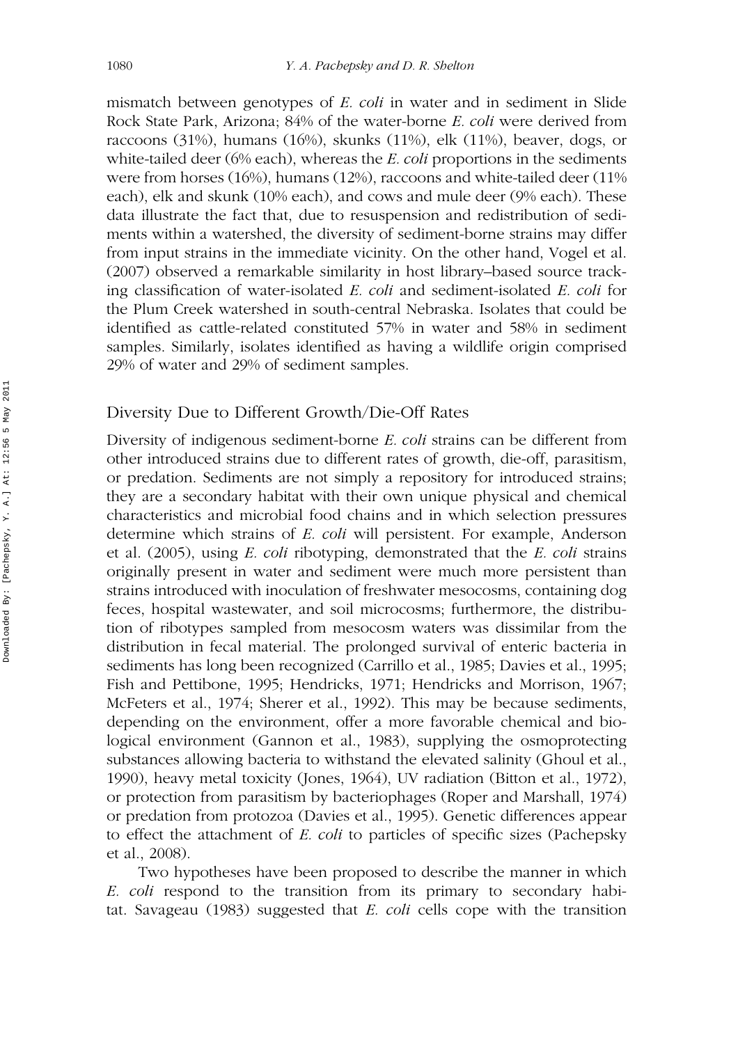mismatch between genotypes of *E. coli* in water and in sediment in Slide Rock State Park, Arizona; 84% of the water-borne *E. coli* were derived from raccoons (31%), humans (16%), skunks (11%), elk (11%), beaver, dogs, or white-tailed deer (6% each), whereas the *E. coli* proportions in the sediments were from horses (16%), humans (12%), raccoons and white-tailed deer (11% each), elk and skunk (10% each), and cows and mule deer (9% each). These data illustrate the fact that, due to resuspension and redistribution of sediments within a watershed, the diversity of sediment-borne strains may differ from input strains in the immediate vicinity. On the other hand, Vogel et al. (2007) observed a remarkable similarity in host library–based source tracking classification of water-isolated *E. coli* and sediment-isolated *E. coli* for the Plum Creek watershed in south-central Nebraska. Isolates that could be identified as cattle-related constituted 57% in water and 58% in sediment samples. Similarly, isolates identified as having a wildlife origin comprised 29% of water and 29% of sediment samples.

## Diversity Due to Different Growth/Die-Off Rates

Diversity of indigenous sediment-borne *E. coli* strains can be different from other introduced strains due to different rates of growth, die-off, parasitism, or predation. Sediments are not simply a repository for introduced strains; they are a secondary habitat with their own unique physical and chemical characteristics and microbial food chains and in which selection pressures determine which strains of *E. coli* will persistent. For example, Anderson et al. (2005), using *E. coli* ribotyping, demonstrated that the *E. coli* strains originally present in water and sediment were much more persistent than strains introduced with inoculation of freshwater mesocosms, containing dog feces, hospital wastewater, and soil microcosms; furthermore, the distribution of ribotypes sampled from mesocosm waters was dissimilar from the distribution in fecal material. The prolonged survival of enteric bacteria in sediments has long been recognized (Carrillo et al., 1985; Davies et al., 1995; Fish and Pettibone, 1995; Hendricks, 1971; Hendricks and Morrison, 1967; McFeters et al., 1974; Sherer et al., 1992). This may be because sediments, depending on the environment, offer a more favorable chemical and biological environment (Gannon et al., 1983), supplying the osmoprotecting substances allowing bacteria to withstand the elevated salinity (Ghoul et al., 1990), heavy metal toxicity (Jones, 1964), UV radiation (Bitton et al., 1972), or protection from parasitism by bacteriophages (Roper and Marshall, 1974) or predation from protozoa (Davies et al., 1995). Genetic differences appear to effect the attachment of *E. coli* to particles of specific sizes (Pachepsky et al., 2008).

Two hypotheses have been proposed to describe the manner in which *E. coli* respond to the transition from its primary to secondary habitat. Savageau (1983) suggested that *E. coli* cells cope with the transition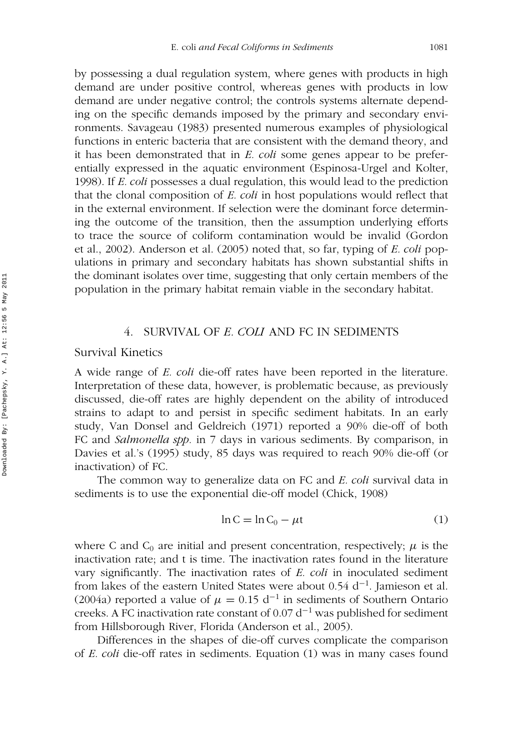by possessing a dual regulation system, where genes with products in high demand are under positive control, whereas genes with products in low demand are under negative control; the controls systems alternate depending on the specific demands imposed by the primary and secondary environments. Savageau (1983) presented numerous examples of physiological functions in enteric bacteria that are consistent with the demand theory, and it has been demonstrated that in *E. coli* some genes appear to be preferentially expressed in the aquatic environment (Espinosa-Urgel and Kolter, 1998). If *E. coli* possesses a dual regulation, this would lead to the prediction that the clonal composition of *E. coli* in host populations would reflect that in the external environment. If selection were the dominant force determining the outcome of the transition, then the assumption underlying efforts to trace the source of coliform contamination would be invalid (Gordon et al., 2002). Anderson et al. (2005) noted that, so far, typing of *E. coli* populations in primary and secondary habitats has shown substantial shifts in the dominant isolates over time, suggesting that only certain members of the population in the primary habitat remain viable in the secondary habitat.

## 4. SURVIVAL OF *E. COLI* AND FC IN SEDIMENTS

### Survival Kinetics

A wide range of *E. coli* die-off rates have been reported in the literature. Interpretation of these data, however, is problematic because, as previously discussed, die-off rates are highly dependent on the ability of introduced strains to adapt to and persist in specific sediment habitats. In an early study, Van Donsel and Geldreich (1971) reported a 90% die-off of both FC and *Salmonella spp.* in 7 days in various sediments. By comparison, in Davies et al.'s (1995) study, 85 days was required to reach 90% die-off (or inactivation) of FC.

The common way to generalize data on FC and *E. coli* survival data in sediments is to use the exponential die-off model (Chick, 1908)

$$\ln C = \ln C_0 - \mu t \tag{1}$$

where C and $C_0$ are initial and present concentration, respectively; $\mu$ is the inactivation rate; and t is time. The inactivation rates found in the literature vary significantly. The inactivation rates of *E. coli* in inoculated sediment from lakes of the eastern United States were about 0.54 $d^{-1}$. Jamieson et al. (2004a) reported a value of $\mu = 0.15\ d^{-1}$ in sediments of Southern Ontario creeks. A FC inactivation rate constant of 0.07 $d^{-1}$ was published for sediment from Hillsborough River, Florida (Anderson et al., 2005).

Differences in the shapes of die-off curves complicate the comparison of *E. coli* die-off rates in sediments. Equation (1) was in many cases found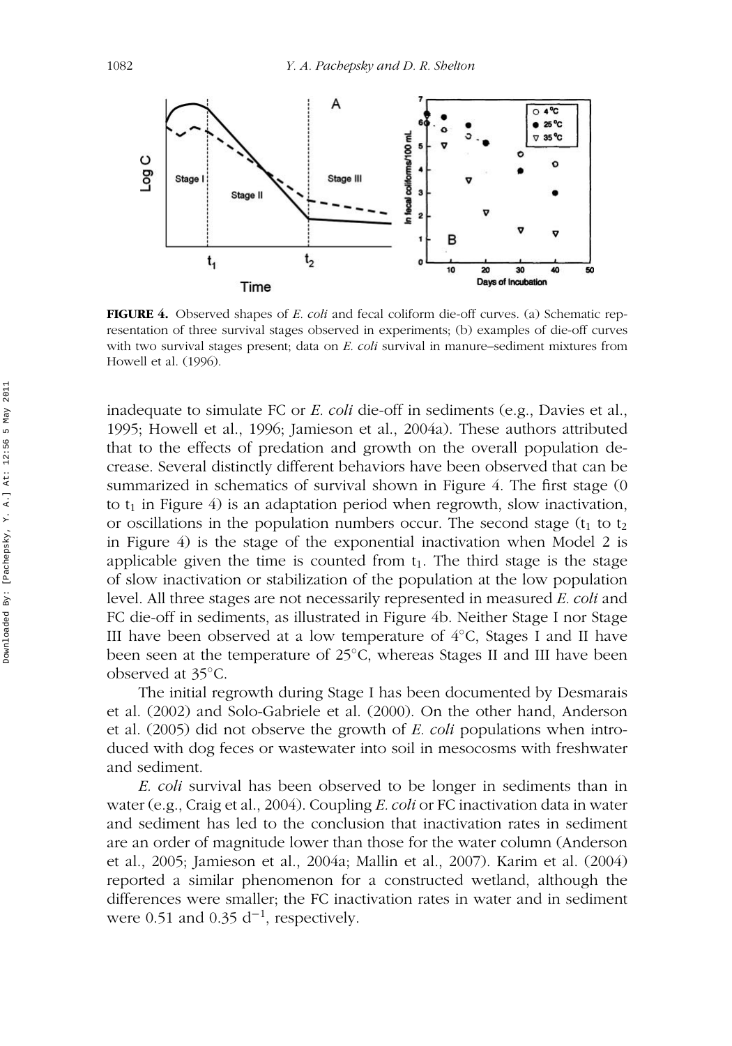**FIGURE 4.** Observed shapes of *E. coli* and fecal coliform die-off curves. (a) Schematic representation of three survival stages observed in experiments; (b) examples of die-off curves with two survival stages present; data on *E. coli* survival in manure–sediment mixtures from Howell et al. (1996).

inadequate to simulate FC or *E. coli* die-off in sediments (e.g., Davies et al., 1995; Howell et al., 1996; Jamieson et al., 2004a). These authors attributed that to the effects of predation and growth on the overall population decrease. Several distinctly different behaviors have been observed that can be summarized in schematics of survival shown in Figure 4. The first stage (0 to $t_1$ in Figure 4) is an adaptation period when regrowth, slow inactivation, or oscillations in the population numbers occur. The second stage ($t_1$ to $t_2$ in Figure 4) is the stage of the exponential inactivation when Model 2 is applicable given the time is counted from $t_1$. The third stage is the stage of slow inactivation or stabilization of the population at the low population level. All three stages are not necessarily represented in measured *E. coli* and FC die-off in sediments, as illustrated in Figure 4b. Neither Stage I nor Stage III have been observed at a low temperature of 4°C, Stages I and II have been seen at the temperature of 25°C, whereas Stages II and III have been observed at 35°C.

The initial regrowth during Stage I has been documented by Desmarais et al. (2002) and Solo-Gabriele et al. (2000). On the other hand, Anderson et al. (2005) did not observe the growth of *E. coli* populations when introduced with dog feces or wastewater into soil in mesocosms with freshwater and sediment.

*E. coli* survival has been observed to be longer in sediments than in water (e.g., Craig et al., 2004). Coupling *E. coli* or FC inactivation data in water and sediment has led to the conclusion that inactivation rates in sediment are an order of magnitude lower than those for the water column (Anderson et al., 2005; Jamieson et al., 2004a; Mallin et al., 2007). Karim et al. (2004) reported a similar phenomenon for a constructed wetland, although the differences were smaller; the FC inactivation rates in water and in sediment were 0.51 and 0.35 $d^{-1}$, respectively.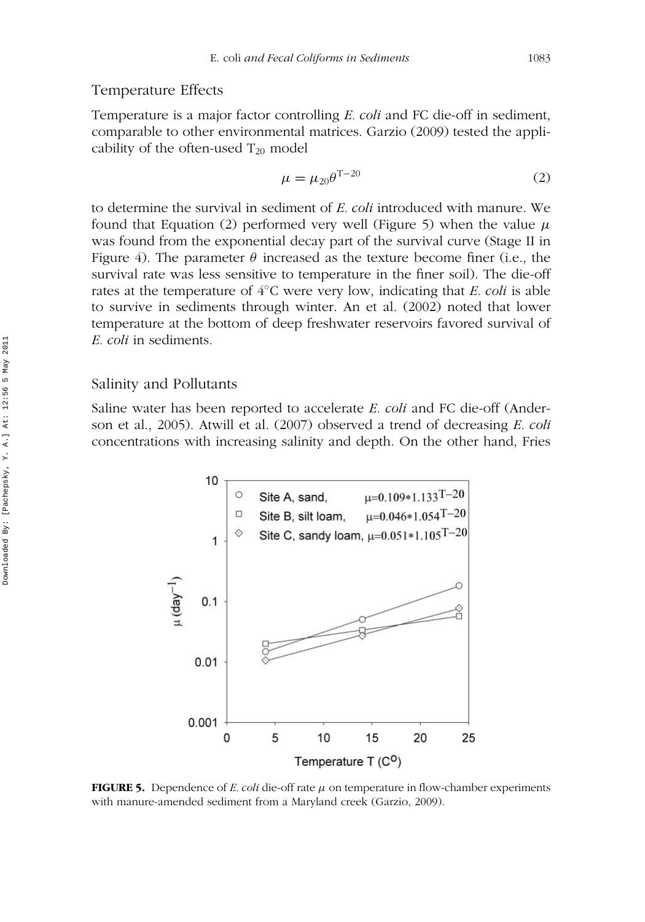## Temperature Effects

Temperature is a major factor controlling *E. coli* and FC die-off in sediment, comparable to other environmental matrices. Garzio (2009) tested the applicability of the often-used $T_{20}$ model

$$\mu = \mu_{20}\theta^{T-20} \tag{2}$$

to determine the survival in sediment of *E. coli* introduced with manure. We found that Equation (2) performed very well (Figure 5) when the value $\mu$ was found from the exponential decay part of the survival curve (Stage II in Figure 4). The parameter $\theta$ increased as the texture become finer (i.e., the survival rate was less sensitive to temperature in the finer soil). The die-off rates at the temperature of 4°C were very low, indicating that *E. coli* is able to survive in sediments through winter. An et al. (2002) noted that lower temperature at the bottom of deep freshwater reservoirs favored survival of *E. coli* in sediments.

## Salinity and Pollutants

Saline water has been reported to accelerate *E. coli* and FC die-off (Anderson et al., 2005). Atwill et al. (2007) observed a trend of decreasing *E. coli* concentrations with increasing salinity and depth. On the other hand, Fries

**FIGURE 5.** Dependence of *E. coli* die-off rate $\mu$ on temperature in flow-chamber experiments with manure-amended sediment from a Maryland creek (Garzio, 2009).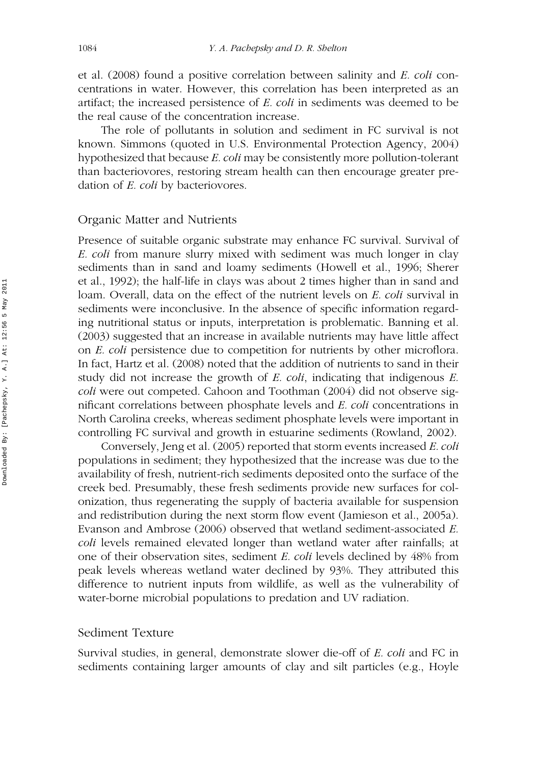et al. (2008) found a positive correlation between salinity and *E. coli* concentrations in water. However, this correlation has been interpreted as an artifact; the increased persistence of *E. coli* in sediments was deemed to be the real cause of the concentration increase.

The role of pollutants in solution and sediment in FC survival is not known. Simmons (quoted in U.S. Environmental Protection Agency, 2004) hypothesized that because *E. coli* may be consistently more pollution-tolerant than bacteriovores, restoring stream health can then encourage greater predation of *E. coli* by bacteriovores.

## Organic Matter and Nutrients

Presence of suitable organic substrate may enhance FC survival. Survival of *E. coli* from manure slurry mixed with sediment was much longer in clay sediments than in sand and loamy sediments (Howell et al., 1996; Sherer et al., 1992); the half-life in clays was about 2 times higher than in sand and loam. Overall, data on the effect of the nutrient levels on *E. coli* survival in sediments were inconclusive. In the absence of specific information regarding nutritional status or inputs, interpretation is problematic. Banning et al. (2003) suggested that an increase in available nutrients may have little affect on *E. coli* persistence due to competition for nutrients by other microflora. In fact, Hartz et al. (2008) noted that the addition of nutrients to sand in their study did not increase the growth of *E. coli*, indicating that indigenous *E. coli* were out competed. Cahoon and Toothman (2004) did not observe significant correlations between phosphate levels and *E. coli* concentrations in North Carolina creeks, whereas sediment phosphate levels were important in controlling FC survival and growth in estuarine sediments (Rowland, 2002).

Conversely, Jeng et al. (2005) reported that storm events increased *E. coli* populations in sediment; they hypothesized that the increase was due to the availability of fresh, nutrient-rich sediments deposited onto the surface of the creek bed. Presumably, these fresh sediments provide new surfaces for colonization, thus regenerating the supply of bacteria available for suspension and redistribution during the next storm flow event (Jamieson et al., 2005a). Evanson and Ambrose (2006) observed that wetland sediment-associated *E. coli* levels remained elevated longer than wetland water after rainfalls; at one of their observation sites, sediment *E. coli* levels declined by 48% from peak levels whereas wetland water declined by 93%. They attributed this difference to nutrient inputs from wildlife, as well as the vulnerability of water-borne microbial populations to predation and UV radiation.

## Sediment Texture

Survival studies, in general, demonstrate slower die-off of *E. coli* and FC in sediments containing larger amounts of clay and silt particles (e.g., Hoyle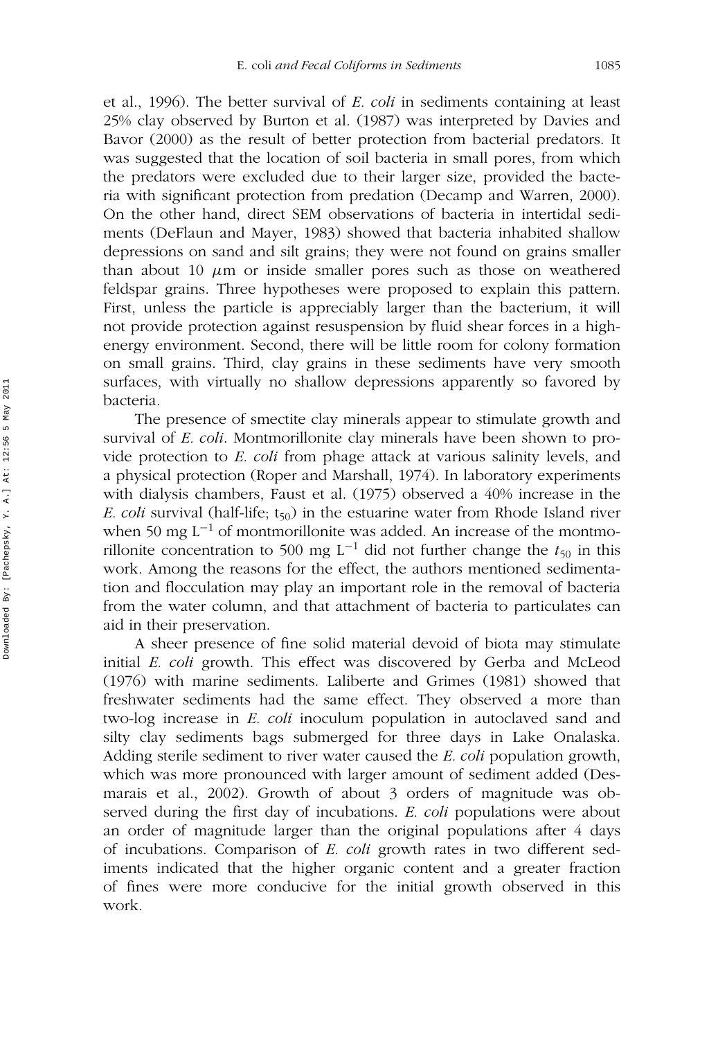et al., 1996). The better survival of *E. coli* in sediments containing at least 25% clay observed by Burton et al. (1987) was interpreted by Davies and Bavor (2000) as the result of better protection from bacterial predators. It was suggested that the location of soil bacteria in small pores, from which the predators were excluded due to their larger size, provided the bacteria with significant protection from predation (Decamp and Warren, 2000). On the other hand, direct SEM observations of bacteria in intertidal sediments (DeFlaun and Mayer, 1983) showed that bacteria inhabited shallow depressions on sand and silt grains; they were not found on grains smaller than about 10 $\mu$m or inside smaller pores such as those on weathered feldspar grains. Three hypotheses were proposed to explain this pattern. First, unless the particle is appreciably larger than the bacterium, it will not provide protection against resuspension by fluid shear forces in a high-energy environment. Second, there will be little room for colony formation on small grains. Third, clay grains in these sediments have very smooth surfaces, with virtually no shallow depressions apparently so favored by bacteria.

The presence of smectite clay minerals appear to stimulate growth and survival of *E. coli*. Montmorillonite clay minerals have been shown to provide protection to *E. coli* from phage attack at various salinity levels, and a physical protection (Roper and Marshall, 1974). In laboratory experiments with dialysis chambers, Faust et al. (1975) observed a 40% increase in the *E. coli* survival (half-life; $t_{50}$) in the estuarine water from Rhode Island river when 50 mg $L^{-1}$ of montmorillonite was added. An increase of the montmorillonite concentration to 500 mg $L^{-1}$ did not further change the $t_{50}$ in this work. Among the reasons for the effect, the authors mentioned sedimentation and flocculation may play an important role in the removal of bacteria from the water column, and that attachment of bacteria to particulates can aid in their preservation.

A sheer presence of fine solid material devoid of biota may stimulate initial *E. coli* growth. This effect was discovered by Gerba and McLeod (1976) with marine sediments. Laliberte and Grimes (1981) showed that freshwater sediments had the same effect. They observed a more than two-log increase in *E. coli* inoculum population in autoclaved sand and silty clay sediments bags submerged for three days in Lake Onalaska. Adding sterile sediment to river water caused the *E. coli* population growth, which was more pronounced with larger amount of sediment added (Desmarais et al., 2002). Growth of about 3 orders of magnitude was observed during the first day of incubations. *E. coli* populations were about an order of magnitude larger than the original populations after 4 days of incubations. Comparison of *E. coli* growth rates in two different sediments indicated that the higher organic content and a greater fraction of fines were more conducive for the initial growth observed in this work.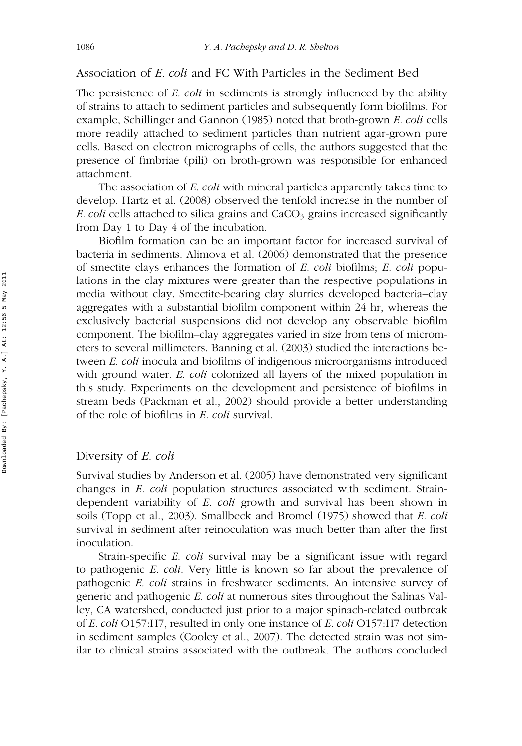## Association of *E. coli* and FC With Particles in the Sediment Bed

The persistence of *E. coli* in sediments is strongly influenced by the ability of strains to attach to sediment particles and subsequently form biofilms. For example, Schillinger and Gannon (1985) noted that broth-grown *E. coli* cells more readily attached to sediment particles than nutrient agar-grown pure cells. Based on electron micrographs of cells, the authors suggested that the presence of fimbriae (pili) on broth-grown was responsible for enhanced attachment.

The association of *E. coli* with mineral particles apparently takes time to develop. Hartz et al. (2008) observed the tenfold increase in the number of *E. coli* cells attached to silica grains and $CaCO_3$ grains increased significantly from Day 1 to Day 4 of the incubation.

Biofilm formation can be an important factor for increased survival of bacteria in sediments. Alimova et al. (2006) demonstrated that the presence of smectite clays enhances the formation of *E. coli* biofilms; *E. coli* populations in the clay mixtures were greater than the respective populations in media without clay. Smectite-bearing clay slurries developed bacteria–clay aggregates with a substantial biofilm component within 24 hr, whereas the exclusively bacterial suspensions did not develop any observable biofilm component. The biofilm–clay aggregates varied in size from tens of micrometers to several millimeters. Banning et al. (2003) studied the interactions between *E. coli* inocula and biofilms of indigenous microorganisms introduced with ground water. *E. coli* colonized all layers of the mixed population in this study. Experiments on the development and persistence of biofilms in stream beds (Packman et al., 2002) should provide a better understanding of the role of biofilms in *E. coli* survival.

## Diversity of *E. coli*

Survival studies by Anderson et al. (2005) have demonstrated very significant changes in *E. coli* population structures associated with sediment. Strain-dependent variability of *E. coli* growth and survival has been shown in soils (Topp et al., 2003). Smallbeck and Bromel (1975) showed that *E. coli* survival in sediment after reinoculation was much better than after the first inoculation.

Strain-specific *E. coli* survival may be a significant issue with regard to pathogenic *E. coli*. Very little is known so far about the prevalence of pathogenic *E. coli* strains in freshwater sediments. An intensive survey of generic and pathogenic *E. coli* at numerous sites throughout the Salinas Valley, CA watershed, conducted just prior to a major spinach-related outbreak of *E. coli* O157:H7, resulted in only one instance of *E. coli* O157:H7 detection in sediment samples (Cooley et al., 2007). The detected strain was not similar to clinical strains associated with the outbreak. The authors concluded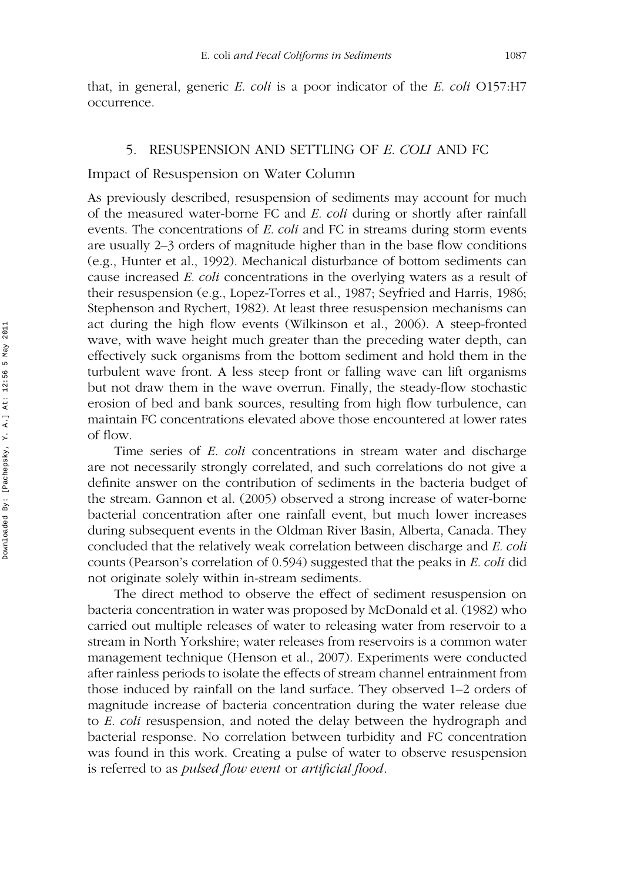that, in general, generic *E. coli* is a poor indicator of the *E. coli* O157:H7 occurrence.

## 5. RESUSPENSION AND SETTLING OF *E. COLI* AND FC

### Impact of Resuspension on Water Column

As previously described, resuspension of sediments may account for much of the measured water-borne FC and *E. coli* during or shortly after rainfall events. The concentrations of *E. coli* and FC in streams during storm events are usually 2–3 orders of magnitude higher than in the base flow conditions (e.g., Hunter et al., 1992). Mechanical disturbance of bottom sediments can cause increased *E. coli* concentrations in the overlying waters as a result of their resuspension (e.g., Lopez-Torres et al., 1987; Seyfried and Harris, 1986; Stephenson and Rychert, 1982). At least three resuspension mechanisms can act during the high flow events (Wilkinson et al., 2006). A steep-fronted wave, with wave height much greater than the preceding water depth, can effectively suck organisms from the bottom sediment and hold them in the turbulent wave front. A less steep front or falling wave can lift organisms but not draw them in the wave overrun. Finally, the steady-flow stochastic erosion of bed and bank sources, resulting from high flow turbulence, can maintain FC concentrations elevated above those encountered at lower rates of flow.

Time series of *E. coli* concentrations in stream water and discharge are not necessarily strongly correlated, and such correlations do not give a definite answer on the contribution of sediments in the bacteria budget of the stream. Gannon et al. (2005) observed a strong increase of water-borne bacterial concentration after one rainfall event, but much lower increases during subsequent events in the Oldman River Basin, Alberta, Canada. They concluded that the relatively weak correlation between discharge and *E. coli* counts (Pearson's correlation of 0.594) suggested that the peaks in *E. coli* did not originate solely within in-stream sediments.

The direct method to observe the effect of sediment resuspension on bacteria concentration in water was proposed by McDonald et al. (1982) who carried out multiple releases of water to releasing water from reservoir to a stream in North Yorkshire; water releases from reservoirs is a common water management technique (Henson et al., 2007). Experiments were conducted after rainless periods to isolate the effects of stream channel entrainment from those induced by rainfall on the land surface. They observed 1–2 orders of magnitude increase of bacteria concentration during the water release due to *E. coli* resuspension, and noted the delay between the hydrograph and bacterial response. No correlation between turbidity and FC concentration was found in this work. Creating a pulse of water to observe resuspension is referred to as *pulsed flow event* or *artificial flood*.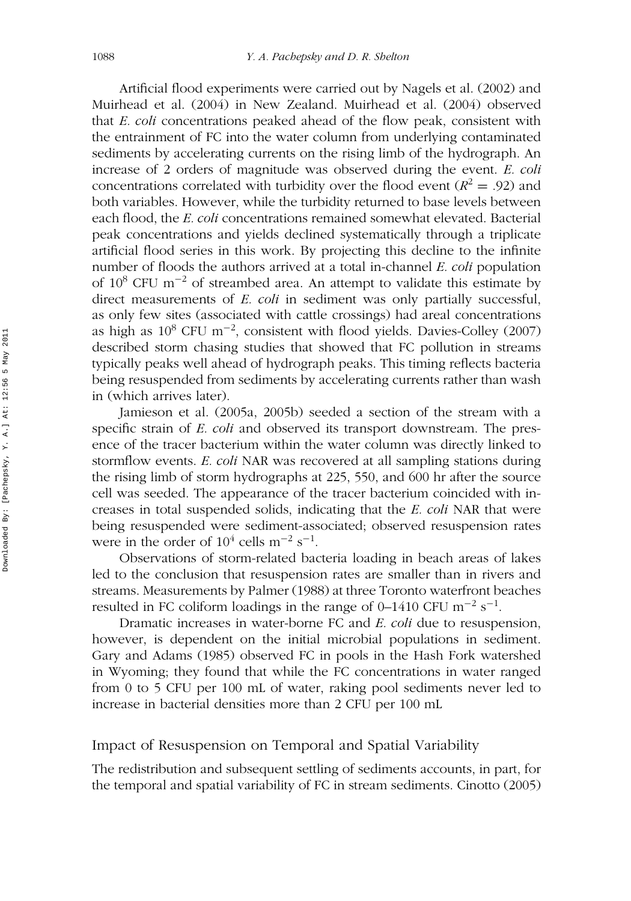Artificial flood experiments were carried out by Nagels et al. (2002) and Muirhead et al. (2004) in New Zealand. Muirhead et al. (2004) observed that *E. coli* concentrations peaked ahead of the flow peak, consistent with the entrainment of FC into the water column from underlying contaminated sediments by accelerating currents on the rising limb of the hydrograph. An increase of 2 orders of magnitude was observed during the event. *E. coli* concentrations correlated with turbidity over the flood event ($R^2 = .92$) and both variables. However, while the turbidity returned to base levels between each flood, the *E. coli* concentrations remained somewhat elevated. Bacterial peak concentrations and yields declined systematically through a triplicate artificial flood series in this work. By projecting this decline to the infinite number of floods the authors arrived at a total in-channel *E. coli* population of $10^8$ CFU $m^{-2}$ of streambed area. An attempt to validate this estimate by direct measurements of *E. coli* in sediment was only partially successful, as only few sites (associated with cattle crossings) had areal concentrations as high as $10^8$ CFU $m^{-2}$, consistent with flood yields. Davies-Colley (2007) described storm chasing studies that showed that FC pollution in streams typically peaks well ahead of hydrograph peaks. This timing reflects bacteria being resuspended from sediments by accelerating currents rather than wash in (which arrives later).

Jamieson et al. (2005a, 2005b) seeded a section of the stream with a specific strain of *E. coli* and observed its transport downstream. The presence of the tracer bacterium within the water column was directly linked to stormflow events. *E. coli* NAR was recovered at all sampling stations during the rising limb of storm hydrographs at 225, 550, and 600 hr after the source cell was seeded. The appearance of the tracer bacterium coincided with increases in total suspended solids, indicating that the *E. coli* NAR that were being resuspended were sediment-associated; observed resuspension rates were in the order of $10^4$ cells $m^{-2}$ $s^{-1}$.

Observations of storm-related bacteria loading in beach areas of lakes led to the conclusion that resuspension rates are smaller than in rivers and streams. Measurements by Palmer (1988) at three Toronto waterfront beaches resulted in FC coliform loadings in the range of 0–1410 CFU $m^{-2}$ $s^{-1}$.

Dramatic increases in water-borne FC and *E. coli* due to resuspension, however, is dependent on the initial microbial populations in sediment. Gary and Adams (1985) observed FC in pools in the Hash Fork watershed in Wyoming; they found that while the FC concentrations in water ranged from 0 to 5 CFU per 100 mL of water, raking pool sediments never led to increase in bacterial densities more than 2 CFU per 100 mL

## Impact of Resuspension on Temporal and Spatial Variability

The redistribution and subsequent settling of sediments accounts, in part, for the temporal and spatial variability of FC in stream sediments. Cinotto (2005)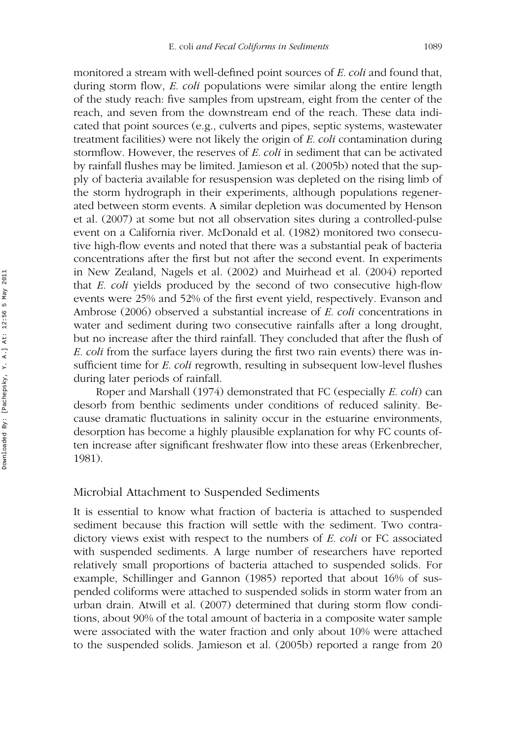monitored a stream with well-defined point sources of *E. coli* and found that, during storm flow, *E. coli* populations were similar along the entire length of the study reach: five samples from upstream, eight from the center of the reach, and seven from the downstream end of the reach. These data indicated that point sources (e.g., culverts and pipes, septic systems, wastewater treatment facilities) were not likely the origin of *E. coli* contamination during stormflow. However, the reserves of *E. coli* in sediment that can be activated by rainfall flushes may be limited. Jamieson et al. (2005b) noted that the supply of bacteria available for resuspension was depleted on the rising limb of the storm hydrograph in their experiments, although populations regenerated between storm events. A similar depletion was documented by Henson et al. (2007) at some but not all observation sites during a controlled-pulse event on a California river. McDonald et al. (1982) monitored two consecutive high-flow events and noted that there was a substantial peak of bacteria concentrations after the first but not after the second event. In experiments in New Zealand, Nagels et al. (2002) and Muirhead et al. (2004) reported that *E. coli* yields produced by the second of two consecutive high-flow events were 25% and 52% of the first event yield, respectively. Evanson and Ambrose (2006) observed a substantial increase of *E. coli* concentrations in water and sediment during two consecutive rainfalls after a long drought, but no increase after the third rainfall. They concluded that after the flush of *E. coli* from the surface layers during the first two rain events) there was insufficient time for *E. coli* regrowth, resulting in subsequent low-level flushes during later periods of rainfall.

Roper and Marshall (1974) demonstrated that FC (especially *E. coli*) can desorb from benthic sediments under conditions of reduced salinity. Because dramatic fluctuations in salinity occur in the estuarine environments, desorption has become a highly plausible explanation for why FC counts often increase after significant freshwater flow into these areas (Erkenbrecher, 1981).

## Microbial Attachment to Suspended Sediments

It is essential to know what fraction of bacteria is attached to suspended sediment because this fraction will settle with the sediment. Two contradictory views exist with respect to the numbers of *E. coli* or FC associated with suspended sediments. A large number of researchers have reported relatively small proportions of bacteria attached to suspended solids. For example, Schillinger and Gannon (1985) reported that about 16% of suspended coliforms were attached to suspended solids in storm water from an urban drain. Atwill et al. (2007) determined that during storm flow conditions, about 90% of the total amount of bacteria in a composite water sample were associated with the water fraction and only about 10% were attached to the suspended solids. Jamieson et al. (2005b) reported a range from 20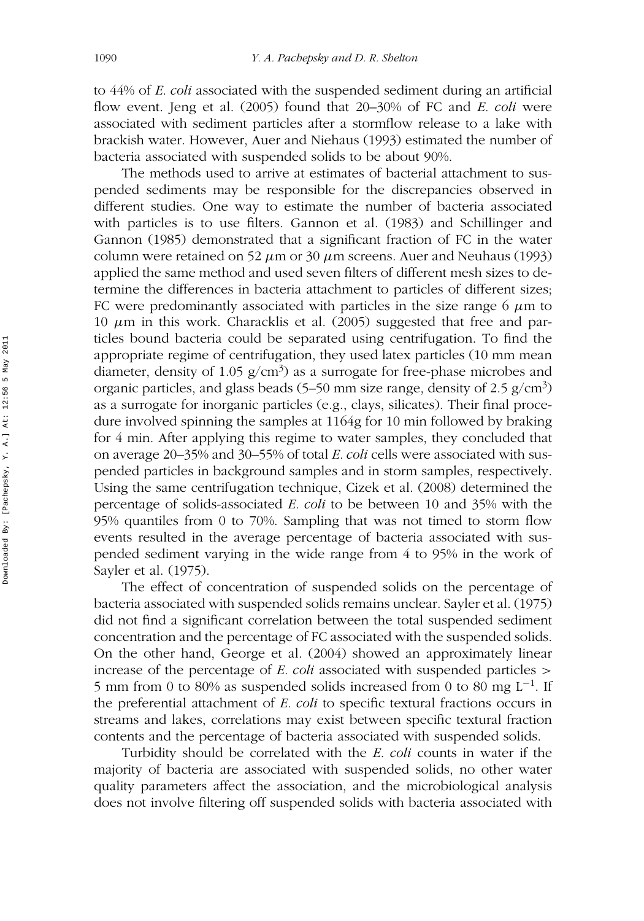to 44% of *E. coli* associated with the suspended sediment during an artificial flow event. Jeng et al. (2005) found that 20–30% of FC and *E. coli* were associated with sediment particles after a stormflow release to a lake with brackish water. However, Auer and Niehaus (1993) estimated the number of bacteria associated with suspended solids to be about 90%.

The methods used to arrive at estimates of bacterial attachment to suspended sediments may be responsible for the discrepancies observed in different studies. One way to estimate the number of bacteria associated with particles is to use filters. Gannon et al. (1983) and Schillinger and Gannon (1985) demonstrated that a significant fraction of FC in the water column were retained on 52 $\mu$m or 30 $\mu$m screens. Auer and Neuhaus (1993) applied the same method and used seven filters of different mesh sizes to determine the differences in bacteria attachment to particles of different sizes; FC were predominantly associated with particles in the size range 6 $\mu$m to 10 $\mu$m in this work. Characklis et al. (2005) suggested that free and particles bound bacteria could be separated using centrifugation. To find the appropriate regime of centrifugation, they used latex particles (10 mm mean diameter, density of 1.05 g/cm$^3$) as a surrogate for free-phase microbes and organic particles, and glass beads (5–50 mm size range, density of 2.5 g/cm$^3$) as a surrogate for inorganic particles (e.g., clays, silicates). Their final procedure involved spinning the samples at 1164g for 10 min followed by braking for 4 min. After applying this regime to water samples, they concluded that on average 20–35% and 30–55% of total *E. coli* cells were associated with suspended particles in background samples and in storm samples, respectively. Using the same centrifugation technique, Cizek et al. (2008) determined the percentage of solids-associated *E. coli* to be between 10 and 35% with the 95% quantiles from 0 to 70%. Sampling that was not timed to storm flow events resulted in the average percentage of bacteria associated with suspended sediment varying in the wide range from 4 to 95% in the work of Sayler et al. (1975).

The effect of concentration of suspended solids on the percentage of bacteria associated with suspended solids remains unclear. Sayler et al. (1975) did not find a significant correlation between the total suspended sediment concentration and the percentage of FC associated with the suspended solids. On the other hand, George et al. (2004) showed an approximately linear increase of the percentage of *E. coli* associated with suspended particles > 5 mm from 0 to 80% as suspended solids increased from 0 to 80 mg L$^{-1}$. If the preferential attachment of *E. coli* to specific textural fractions occurs in streams and lakes, correlations may exist between specific textural fraction contents and the percentage of bacteria associated with suspended solids.

Turbidity should be correlated with the *E. coli* counts in water if the majority of bacteria are associated with suspended solids, no other water quality parameters affect the association, and the microbiological analysis does not involve filtering off suspended solids with bacteria associated with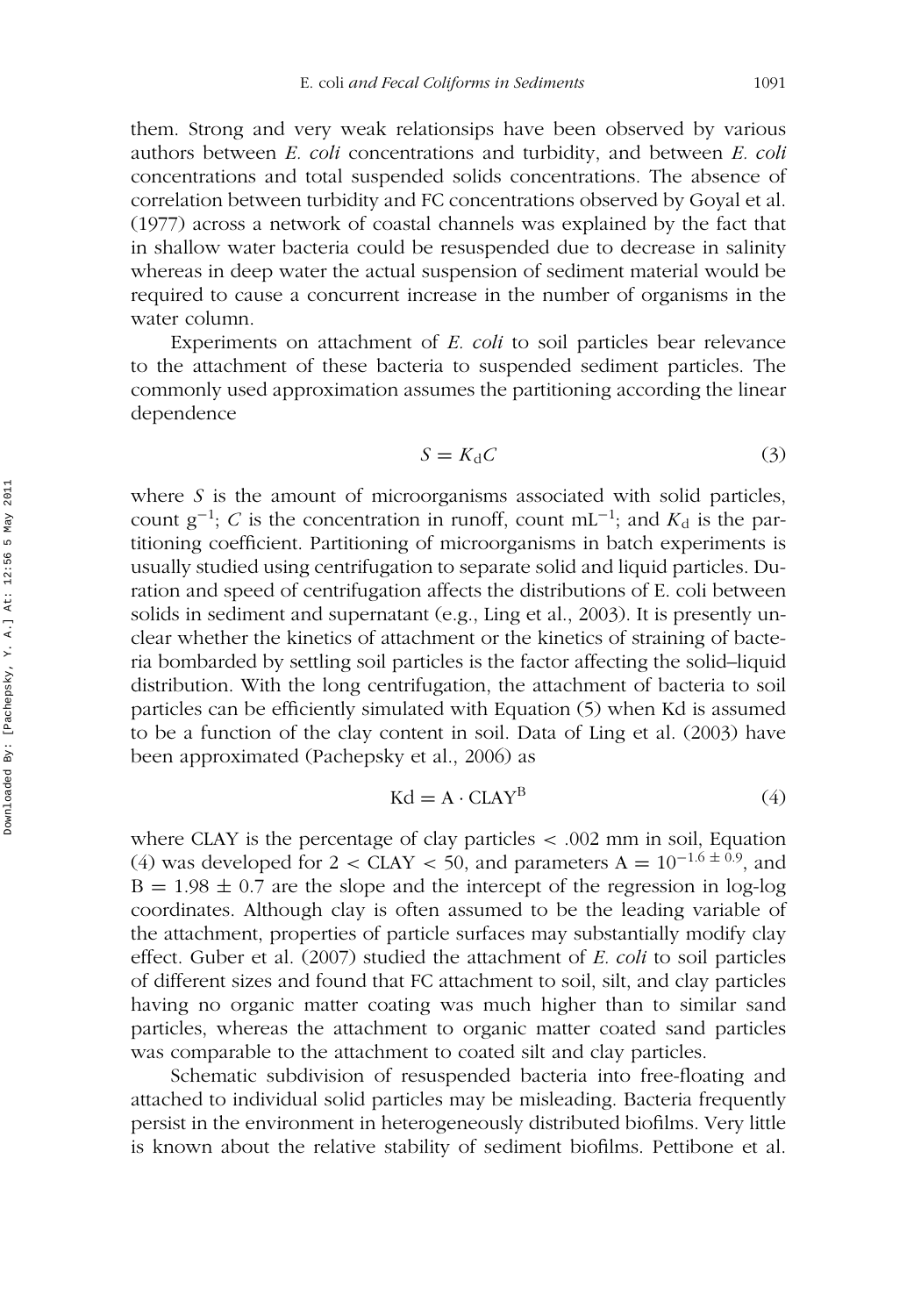them. Strong and very weak relationsips have been observed by various authors between *E. coli* concentrations and turbidity, and between *E. coli* concentrations and total suspended solids concentrations. The absence of correlation between turbidity and FC concentrations observed by Goyal et al. (1977) across a network of coastal channels was explained by the fact that in shallow water bacteria could be resuspended due to decrease in salinity whereas in deep water the actual suspension of sediment material would be required to cause a concurrent increase in the number of organisms in the water column.

Experiments on attachment of *E. coli* to soil particles bear relevance to the attachment of these bacteria to suspended sediment particles. The commonly used approximation assumes the partitioning according the linear dependence

$$S = K_{\mathrm{d}}C \tag{3}$$

where $S$ is the amount of microorganisms associated with solid particles, count $\mathrm{g}^{-1}$; $C$ is the concentration in runoff, count $\mathrm{mL}^{-1}$; and $K_{\mathrm{d}}$ is the partitioning coefficient. Partitioning of microorganisms in batch experiments is usually studied using centrifugation to separate solid and liquid particles. Duration and speed of centrifugation affects the distributions of E. coli between solids in sediment and supernatant (e.g., Ling et al., 2003). It is presently unclear whether the kinetics of attachment or the kinetics of straining of bacteria bombarded by settling soil particles is the factor affecting the solid–liquid distribution. With the long centrifugation, the attachment of bacteria to soil particles can be efficiently simulated with Equation (5) when Kd is assumed to be a function of the clay content in soil. Data of Ling et al. (2003) have been approximated (Pachepsky et al., 2006) as

$$\mathrm{Kd} = \mathrm{A} \cdot \mathrm{CLAY}^{\mathrm{B}} \tag{4}$$

where CLAY is the percentage of clay particles $< .002$ mm in soil, Equation (4) was developed for $2 < \mathrm{CLAY} < 50$, and parameters $\mathrm{A} = 10^{-1.6 \pm 0.9}$, and $\mathrm{B} = 1.98 \pm 0.7$ are the slope and the intercept of the regression in log-log coordinates. Although clay is often assumed to be the leading variable of the attachment, properties of particle surfaces may substantially modify clay effect. Guber et al. (2007) studied the attachment of *E. coli* to soil particles of different sizes and found that FC attachment to soil, silt, and clay particles having no organic matter coating was much higher than to similar sand particles, whereas the attachment to organic matter coated sand particles was comparable to the attachment to coated silt and clay particles.

Schematic subdivision of resuspended bacteria into free-floating and attached to individual solid particles may be misleading. Bacteria frequently persist in the environment in heterogeneously distributed biofilms. Very little is known about the relative stability of sediment biofilms. Pettibone et al.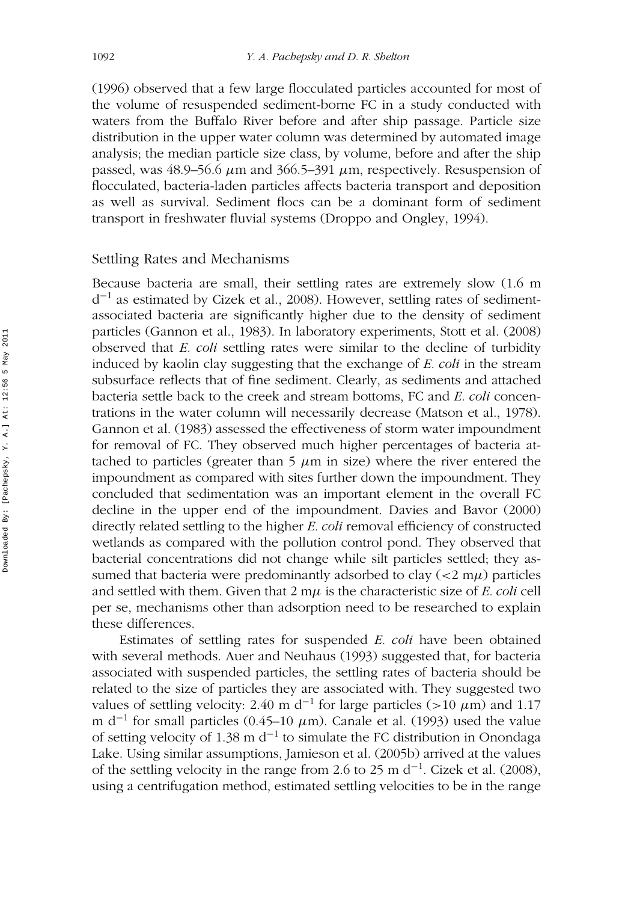(1996) observed that a few large flocculated particles accounted for most of the volume of resuspended sediment-borne FC in a study conducted with waters from the Buffalo River before and after ship passage. Particle size distribution in the upper water column was determined by automated image analysis; the median particle size class, by volume, before and after the ship passed, was 48.9–56.6 $\mu$m and 366.5–391 $\mu$m, respectively. Resuspension of flocculated, bacteria-laden particles affects bacteria transport and deposition as well as survival. Sediment flocs can be a dominant form of sediment transport in freshwater fluvial systems (Droppo and Ongley, 1994).

## Settling Rates and Mechanisms

Because bacteria are small, their settling rates are extremely slow (1.6 m d$^{-1}$ as estimated by Cizek et al., 2008). However, settling rates of sediment-associated bacteria are significantly higher due to the density of sediment particles (Gannon et al., 1983). In laboratory experiments, Stott et al. (2008) observed that *E. coli* settling rates were similar to the decline of turbidity induced by kaolin clay suggesting that the exchange of *E. coli* in the stream subsurface reflects that of fine sediment. Clearly, as sediments and attached bacteria settle back to the creek and stream bottoms, FC and *E. coli* concentrations in the water column will necessarily decrease (Matson et al., 1978). Gannon et al. (1983) assessed the effectiveness of storm water impoundment for removal of FC. They observed much higher percentages of bacteria attached to particles (greater than 5 $\mu$m in size) where the river entered the impoundment as compared with sites further down the impoundment. They concluded that sedimentation was an important element in the overall FC decline in the upper end of the impoundment. Davies and Bavor (2000) directly related settling to the higher *E. coli* removal efficiency of constructed wetlands as compared with the pollution control pond. They observed that bacterial concentrations did not change while silt particles settled; they assumed that bacteria were predominantly adsorbed to clay (<2 m$\mu$) particles and settled with them. Given that 2 m$\mu$ is the characteristic size of *E. coli* cell per se, mechanisms other than adsorption need to be researched to explain these differences.

Estimates of settling rates for suspended *E. coli* have been obtained with several methods. Auer and Neuhaus (1993) suggested that, for bacteria associated with suspended particles, the settling rates of bacteria should be related to the size of particles they are associated with. They suggested two values of settling velocity: 2.40 m d$^{-1}$ for large particles (>10 $\mu$m) and 1.17 m d$^{-1}$ for small particles (0.45–10 $\mu$m). Canale et al. (1993) used the value of setting velocity of 1.38 m d$^{-1}$ to simulate the FC distribution in Onondaga Lake. Using similar assumptions, Jamieson et al. (2005b) arrived at the values of the settling velocity in the range from 2.6 to 25 m d$^{-1}$. Cizek et al. (2008), using a centrifugation method, estimated settling velocities to be in the range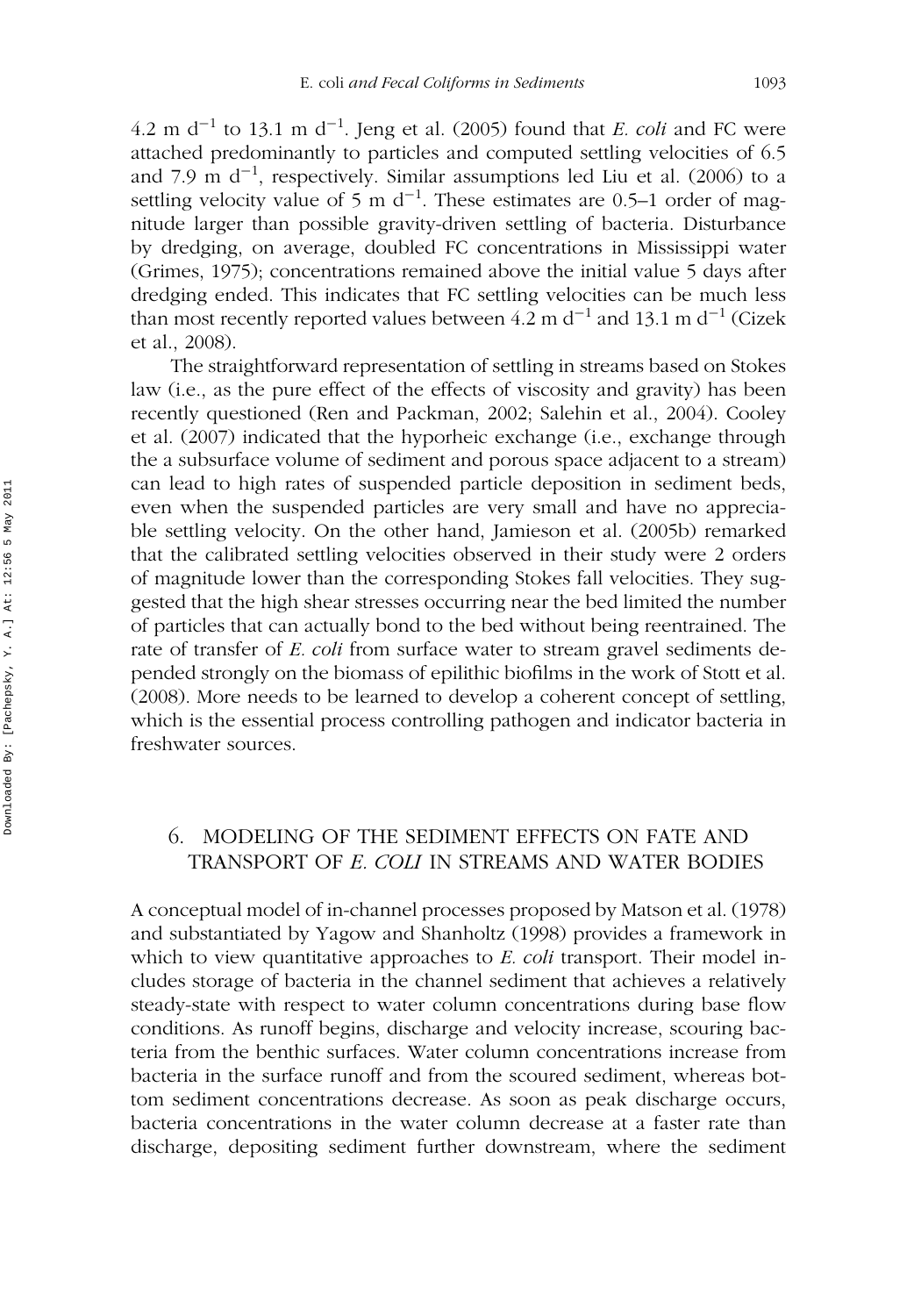4.2 m d$^{-1}$ to 13.1 m d$^{-1}$. Jeng et al. (2005) found that *E. coli* and FC were attached predominantly to particles and computed settling velocities of 6.5 and 7.9 m d$^{-1}$, respectively. Similar assumptions led Liu et al. (2006) to a settling velocity value of 5 m d$^{-1}$. These estimates are 0.5–1 order of magnitude larger than possible gravity-driven settling of bacteria. Disturbance by dredging, on average, doubled FC concentrations in Mississippi water (Grimes, 1975); concentrations remained above the initial value 5 days after dredging ended. This indicates that FC settling velocities can be much less than most recently reported values between 4.2 m d$^{-1}$ and 13.1 m d$^{-1}$ (Cizek et al., 2008).

The straightforward representation of settling in streams based on Stokes law (i.e., as the pure effect of the effects of viscosity and gravity) has been recently questioned (Ren and Packman, 2002; Salehin et al., 2004). Cooley et al. (2007) indicated that the hyporheic exchange (i.e., exchange through the a subsurface volume of sediment and porous space adjacent to a stream) can lead to high rates of suspended particle deposition in sediment beds, even when the suspended particles are very small and have no appreciable settling velocity. On the other hand, Jamieson et al. (2005b) remarked that the calibrated settling velocities observed in their study were 2 orders of magnitude lower than the corresponding Stokes fall velocities. They suggested that the high shear stresses occurring near the bed limited the number of particles that can actually bond to the bed without being reentrained. The rate of transfer of *E. coli* from surface water to stream gravel sediments depended strongly on the biomass of epilithic biofilms in the work of Stott et al. (2008). More needs to be learned to develop a coherent concept of settling, which is the essential process controlling pathogen and indicator bacteria in freshwater sources.

## 6. MODELING OF THE SEDIMENT EFFECTS ON FATE AND TRANSPORT OF *E. COLI* IN STREAMS AND WATER BODIES

A conceptual model of in-channel processes proposed by Matson et al. (1978) and substantiated by Yagow and Shanholtz (1998) provides a framework in which to view quantitative approaches to *E. coli* transport. Their model includes storage of bacteria in the channel sediment that achieves a relatively steady-state with respect to water column concentrations during base flow conditions. As runoff begins, discharge and velocity increase, scouring bacteria from the benthic surfaces. Water column concentrations increase from bacteria in the surface runoff and from the scoured sediment, whereas bottom sediment concentrations decrease. As soon as peak discharge occurs, bacteria concentrations in the water column decrease at a faster rate than discharge, depositing sediment further downstream, where the sediment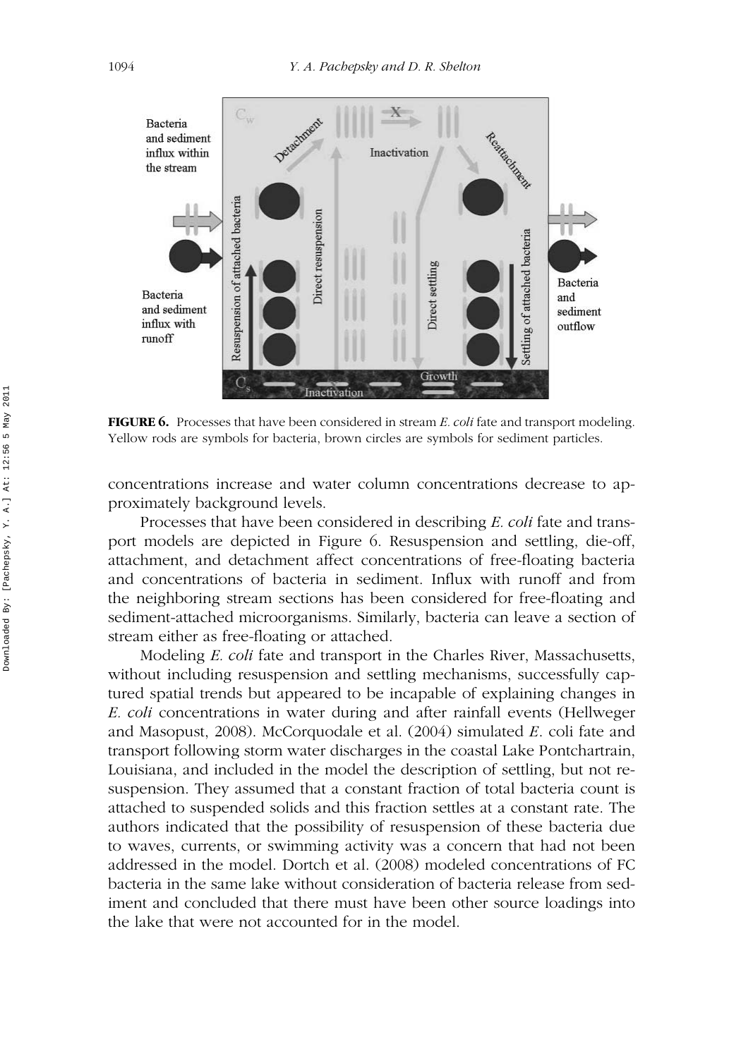**FIGURE 6.** Processes that have been considered in stream *E. coli* fate and transport modeling. Yellow rods are symbols for bacteria, brown circles are symbols for sediment particles.

concentrations increase and water column concentrations decrease to approximately background levels.

Processes that have been considered in describing *E. coli* fate and transport models are depicted in Figure 6. Resuspension and settling, die-off, attachment, and detachment affect concentrations of free-floating bacteria and concentrations of bacteria in sediment. Influx with runoff and from the neighboring stream sections has been considered for free-floating and sediment-attached microorganisms. Similarly, bacteria can leave a section of stream either as free-floating or attached.

Modeling *E. coli* fate and transport in the Charles River, Massachusetts, without including resuspension and settling mechanisms, successfully captured spatial trends but appeared to be incapable of explaining changes in *E. coli* concentrations in water during and after rainfall events (Hellweger and Masopust, 2008). McCorquodale et al. (2004) simulated *E.* coli fate and transport following storm water discharges in the coastal Lake Pontchartrain, Louisiana, and included in the model the description of settling, but not resuspension. They assumed that a constant fraction of total bacteria count is attached to suspended solids and this fraction settles at a constant rate. The authors indicated that the possibility of resuspension of these bacteria due to waves, currents, or swimming activity was a concern that had not been addressed in the model. Dortch et al. (2008) modeled concentrations of FC bacteria in the same lake without consideration of bacteria release from sediment and concluded that there must have been other source loadings into the lake that were not accounted for in the model.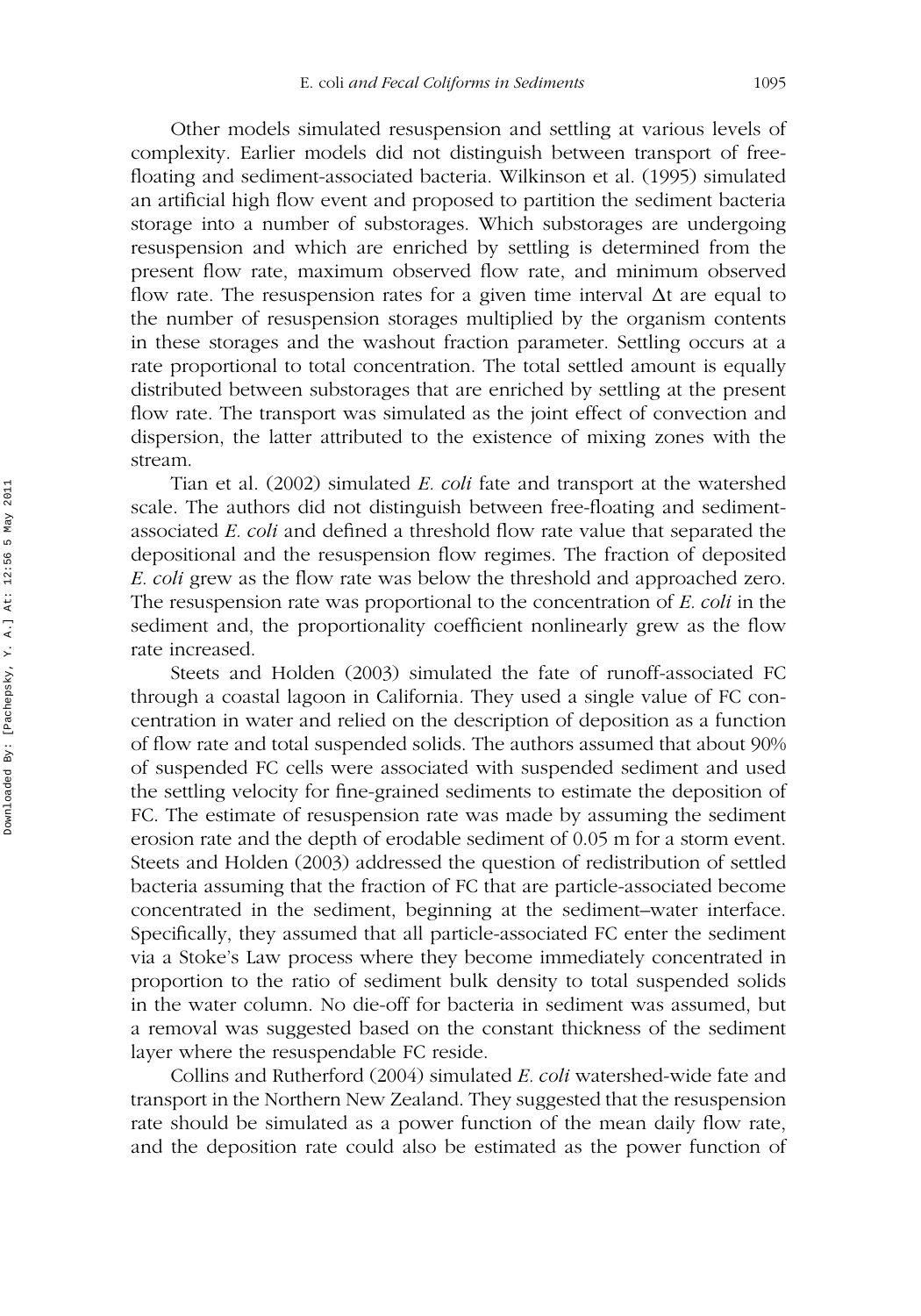Other models simulated resuspension and settling at various levels of complexity. Earlier models did not distinguish between transport of free-floating and sediment-associated bacteria. Wilkinson et al. (1995) simulated an artificial high flow event and proposed to partition the sediment bacteria storage into a number of substorages. Which substorages are undergoing resuspension and which are enriched by settling is determined from the present flow rate, maximum observed flow rate, and minimum observed flow rate. The resuspension rates for a given time interval $\Delta t$ are equal to the number of resuspension storages multiplied by the organism contents in these storages and the washout fraction parameter. Settling occurs at a rate proportional to total concentration. The total settled amount is equally distributed between substorages that are enriched by settling at the present flow rate. The transport was simulated as the joint effect of convection and dispersion, the latter attributed to the existence of mixing zones with the stream.

Tian et al. (2002) simulated *E. coli* fate and transport at the watershed scale. The authors did not distinguish between free-floating and sediment-associated *E. coli* and defined a threshold flow rate value that separated the depositional and the resuspension flow regimes. The fraction of deposited *E. coli* grew as the flow rate was below the threshold and approached zero. The resuspension rate was proportional to the concentration of *E. coli* in the sediment and, the proportionality coefficient nonlinearly grew as the flow rate increased.

Steets and Holden (2003) simulated the fate of runoff-associated FC through a coastal lagoon in California. They used a single value of FC concentration in water and relied on the description of deposition as a function of flow rate and total suspended solids. The authors assumed that about 90% of suspended FC cells were associated with suspended sediment and used the settling velocity for fine-grained sediments to estimate the deposition of FC. The estimate of resuspension rate was made by assuming the sediment erosion rate and the depth of erodable sediment of 0.05 m for a storm event. Steets and Holden (2003) addressed the question of redistribution of settled bacteria assuming that the fraction of FC that are particle-associated become concentrated in the sediment, beginning at the sediment–water interface. Specifically, they assumed that all particle-associated FC enter the sediment via a Stoke's Law process where they become immediately concentrated in proportion to the ratio of sediment bulk density to total suspended solids in the water column. No die-off for bacteria in sediment was assumed, but a removal was suggested based on the constant thickness of the sediment layer where the resuspendable FC reside.

Collins and Rutherford (2004) simulated *E. coli* watershed-wide fate and transport in the Northern New Zealand. They suggested that the resuspension rate should be simulated as a power function of the mean daily flow rate, and the deposition rate could also be estimated as the power function of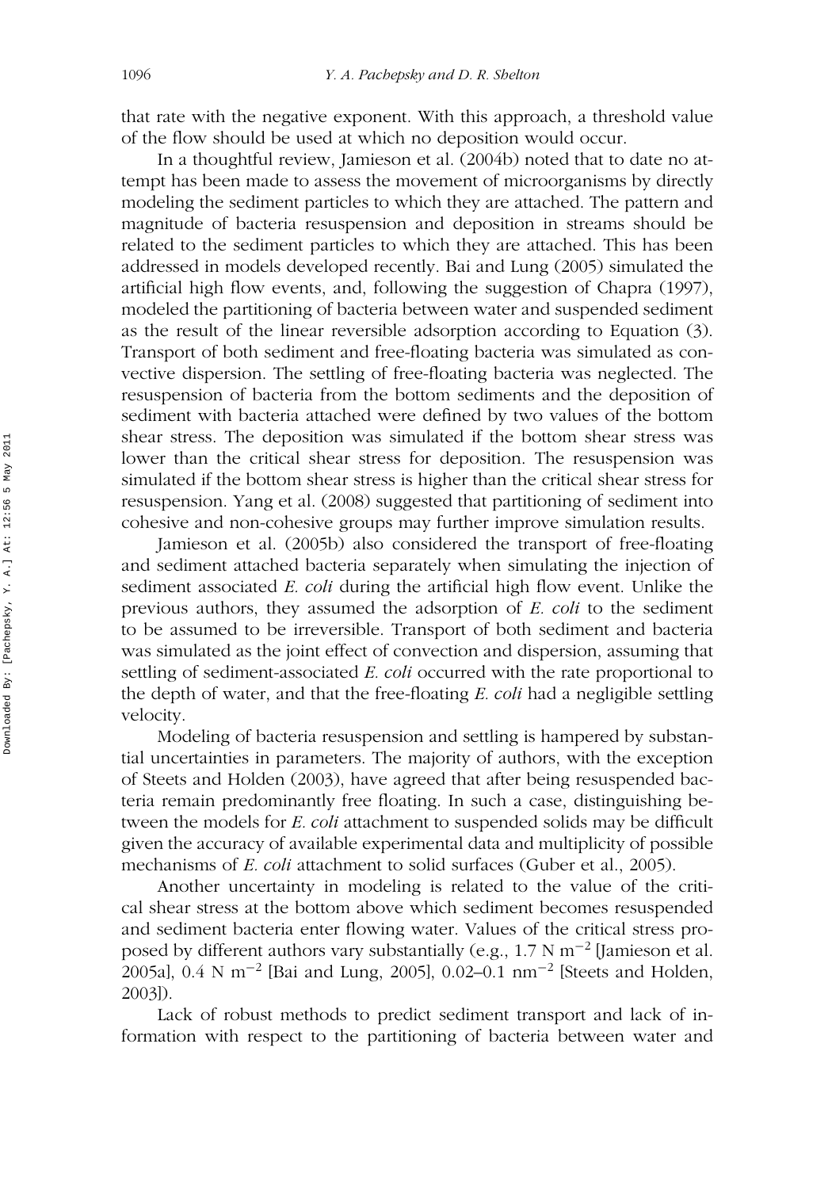that rate with the negative exponent. With this approach, a threshold value of the flow should be used at which no deposition would occur.

In a thoughtful review, Jamieson et al. (2004b) noted that to date no attempt has been made to assess the movement of microorganisms by directly modeling the sediment particles to which they are attached. The pattern and magnitude of bacteria resuspension and deposition in streams should be related to the sediment particles to which they are attached. This has been addressed in models developed recently. Bai and Lung (2005) simulated the artificial high flow events, and, following the suggestion of Chapra (1997), modeled the partitioning of bacteria between water and suspended sediment as the result of the linear reversible adsorption according to Equation (3). Transport of both sediment and free-floating bacteria was simulated as convective dispersion. The settling of free-floating bacteria was neglected. The resuspension of bacteria from the bottom sediments and the deposition of sediment with bacteria attached were defined by two values of the bottom shear stress. The deposition was simulated if the bottom shear stress was lower than the critical shear stress for deposition. The resuspension was simulated if the bottom shear stress is higher than the critical shear stress for resuspension. Yang et al. (2008) suggested that partitioning of sediment into cohesive and non-cohesive groups may further improve simulation results.

Jamieson et al. (2005b) also considered the transport of free-floating and sediment attached bacteria separately when simulating the injection of sediment associated *E. coli* during the artificial high flow event. Unlike the previous authors, they assumed the adsorption of *E. coli* to the sediment to be assumed to be irreversible. Transport of both sediment and bacteria was simulated as the joint effect of convection and dispersion, assuming that settling of sediment-associated *E. coli* occurred with the rate proportional to the depth of water, and that the free-floating *E. coli* had a negligible settling velocity.

Modeling of bacteria resuspension and settling is hampered by substantial uncertainties in parameters. The majority of authors, with the exception of Steets and Holden (2003), have agreed that after being resuspended bacteria remain predominantly free floating. In such a case, distinguishing between the models for *E. coli* attachment to suspended solids may be difficult given the accuracy of available experimental data and multiplicity of possible mechanisms of *E. coli* attachment to solid surfaces (Guber et al., 2005).

Another uncertainty in modeling is related to the value of the critical shear stress at the bottom above which sediment becomes resuspended and sediment bacteria enter flowing water. Values of the critical stress proposed by different authors vary substantially (e.g., 1.7 N $m^{-2}$ [Jamieson et al. 2005a], 0.4 N $m^{-2}$ [Bai and Lung, 2005], 0.02–0.1 $nm^{-2}$ [Steets and Holden, 2003]).

Lack of robust methods to predict sediment transport and lack of information with respect to the partitioning of bacteria between water and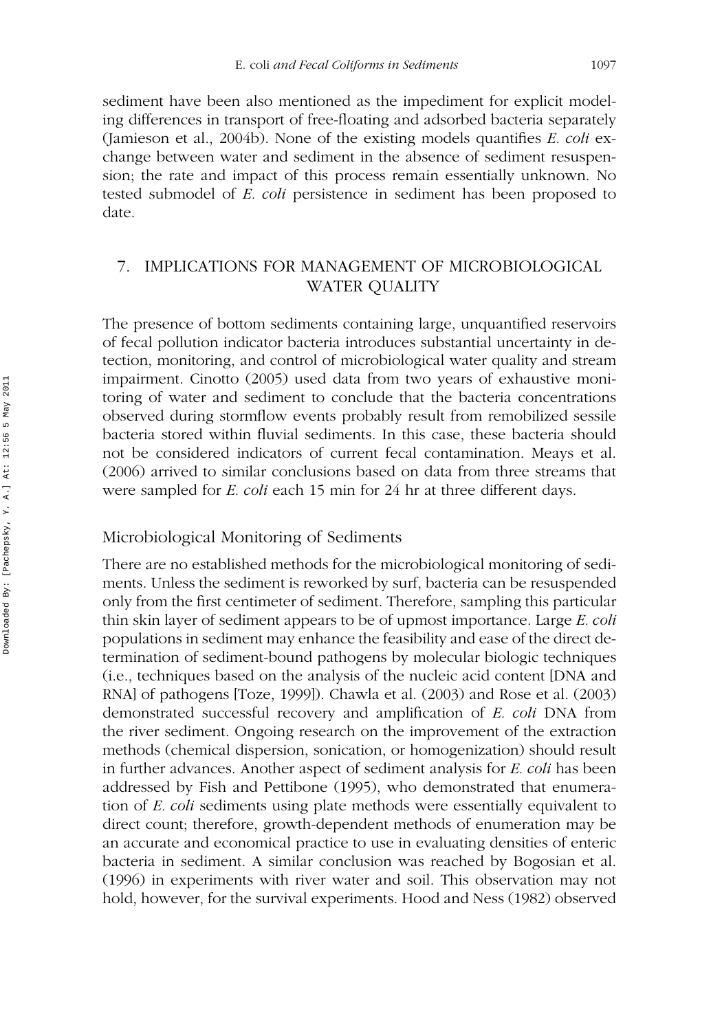sediment have been also mentioned as the impediment for explicit modeling differences in transport of free-floating and adsorbed bacteria separately (Jamieson et al., 2004b). None of the existing models quantifies *E. coli* exchange between water and sediment in the absence of sediment resuspension; the rate and impact of this process remain essentially unknown. No tested submodel of *E. coli* persistence in sediment has been proposed to date.

## 7. IMPLICATIONS FOR MANAGEMENT OF MICROBIOLOGICAL WATER QUALITY

The presence of bottom sediments containing large, unquantified reservoirs of fecal pollution indicator bacteria introduces substantial uncertainty in detection, monitoring, and control of microbiological water quality and stream impairment. Cinotto (2005) used data from two years of exhaustive monitoring of water and sediment to conclude that the bacteria concentrations observed during stormflow events probably result from remobilized sessile bacteria stored within fluvial sediments. In this case, these bacteria should not be considered indicators of current fecal contamination. Meays et al. (2006) arrived to similar conclusions based on data from three streams that were sampled for *E. coli* each 15 min for 24 hr at three different days.

### Microbiological Monitoring of Sediments

There are no established methods for the microbiological monitoring of sediments. Unless the sediment is reworked by surf, bacteria can be resuspended only from the first centimeter of sediment. Therefore, sampling this particular thin skin layer of sediment appears to be of upmost importance. Large *E. coli* populations in sediment may enhance the feasibility and ease of the direct determination of sediment-bound pathogens by molecular biologic techniques (i.e., techniques based on the analysis of the nucleic acid content [DNA and RNA] of pathogens [Toze, 1999]). Chawla et al. (2003) and Rose et al. (2003) demonstrated successful recovery and amplification of *E. coli* DNA from the river sediment. Ongoing research on the improvement of the extraction methods (chemical dispersion, sonication, or homogenization) should result in further advances. Another aspect of sediment analysis for *E. coli* has been addressed by Fish and Pettibone (1995), who demonstrated that enumeration of *E. coli* sediments using plate methods were essentially equivalent to direct count; therefore, growth-dependent methods of enumeration may be an accurate and economical practice to use in evaluating densities of enteric bacteria in sediment. A similar conclusion was reached by Bogosian et al. (1996) in experiments with river water and soil. This observation may not hold, however, for the survival experiments. Hood and Ness (1982) observed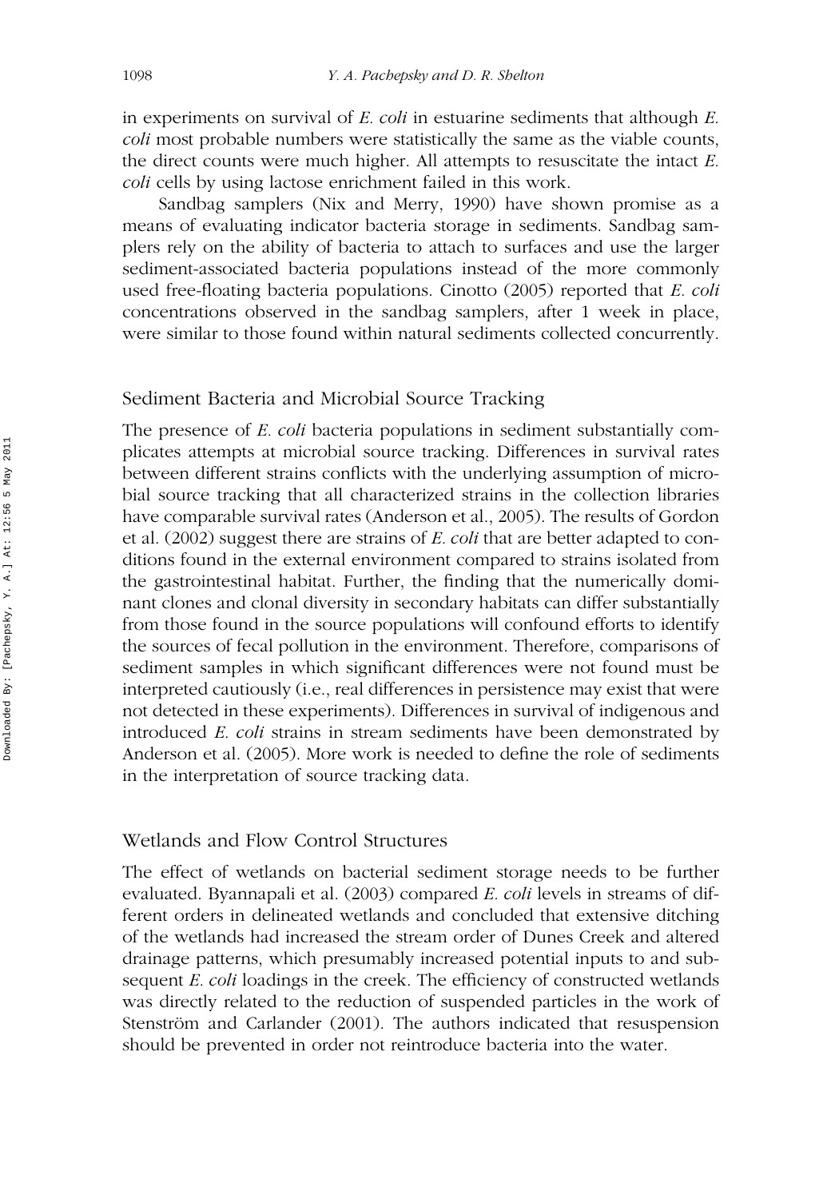in experiments on survival of *E. coli* in estuarine sediments that although *E. coli* most probable numbers were statistically the same as the viable counts, the direct counts were much higher. All attempts to resuscitate the intact *E. coli* cells by using lactose enrichment failed in this work.

Sandbag samplers (Nix and Merry, 1990) have shown promise as a means of evaluating indicator bacteria storage in sediments. Sandbag samplers rely on the ability of bacteria to attach to surfaces and use the larger sediment-associated bacteria populations instead of the more commonly used free-floating bacteria populations. Cinotto (2005) reported that *E. coli* concentrations observed in the sandbag samplers, after 1 week in place, were similar to those found within natural sediments collected concurrently.

## Sediment Bacteria and Microbial Source Tracking

The presence of *E. coli* bacteria populations in sediment substantially complicates attempts at microbial source tracking. Differences in survival rates between different strains conflicts with the underlying assumption of microbial source tracking that all characterized strains in the collection libraries have comparable survival rates (Anderson et al., 2005). The results of Gordon et al. (2002) suggest there are strains of *E. coli* that are better adapted to conditions found in the external environment compared to strains isolated from the gastrointestinal habitat. Further, the finding that the numerically dominant clones and clonal diversity in secondary habitats can differ substantially from those found in the source populations will confound efforts to identify the sources of fecal pollution in the environment. Therefore, comparisons of sediment samples in which significant differences were not found must be interpreted cautiously (i.e., real differences in persistence may exist that were not detected in these experiments). Differences in survival of indigenous and introduced *E. coli* strains in stream sediments have been demonstrated by Anderson et al. (2005). More work is needed to define the role of sediments in the interpretation of source tracking data.

## Wetlands and Flow Control Structures

The effect of wetlands on bacterial sediment storage needs to be further evaluated. Byannapali et al. (2003) compared *E. coli* levels in streams of different orders in delineated wetlands and concluded that extensive ditching of the wetlands had increased the stream order of Dunes Creek and altered drainage patterns, which presumably increased potential inputs to and subsequent *E. coli* loadings in the creek. The efficiency of constructed wetlands was directly related to the reduction of suspended particles in the work of Stenström and Carlander (2001). The authors indicated that resuspension should be prevented in order not reintroduce bacteria into the water.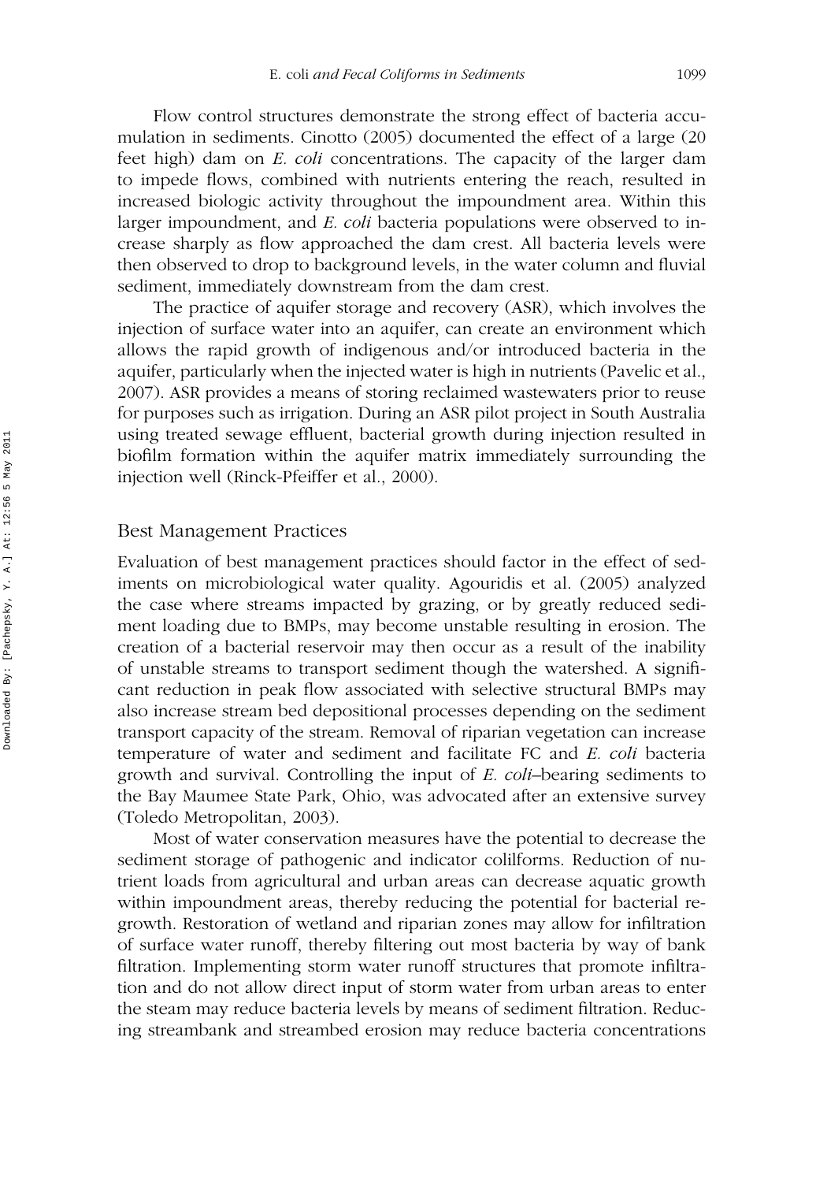Flow control structures demonstrate the strong effect of bacteria accumulation in sediments. Cinotto (2005) documented the effect of a large (20 feet high) dam on *E. coli* concentrations. The capacity of the larger dam to impede flows, combined with nutrients entering the reach, resulted in increased biologic activity throughout the impoundment area. Within this larger impoundment, and *E. coli* bacteria populations were observed to increase sharply as flow approached the dam crest. All bacteria levels were then observed to drop to background levels, in the water column and fluvial sediment, immediately downstream from the dam crest.

The practice of aquifer storage and recovery (ASR), which involves the injection of surface water into an aquifer, can create an environment which allows the rapid growth of indigenous and/or introduced bacteria in the aquifer, particularly when the injected water is high in nutrients (Pavelic et al., 2007). ASR provides a means of storing reclaimed wastewaters prior to reuse for purposes such as irrigation. During an ASR pilot project in South Australia using treated sewage effluent, bacterial growth during injection resulted in biofilm formation within the aquifer matrix immediately surrounding the injection well (Rinck-Pfeiffer et al., 2000).

## Best Management Practices

Evaluation of best management practices should factor in the effect of sediments on microbiological water quality. Agouridis et al. (2005) analyzed the case where streams impacted by grazing, or by greatly reduced sediment loading due to BMPs, may become unstable resulting in erosion. The creation of a bacterial reservoir may then occur as a result of the inability of unstable streams to transport sediment though the watershed. A significant reduction in peak flow associated with selective structural BMPs may also increase stream bed depositional processes depending on the sediment transport capacity of the stream. Removal of riparian vegetation can increase temperature of water and sediment and facilitate FC and *E. coli* bacteria growth and survival. Controlling the input of *E. coli*–bearing sediments to the Bay Maumee State Park, Ohio, was advocated after an extensive survey (Toledo Metropolitan, 2003).

Most of water conservation measures have the potential to decrease the sediment storage of pathogenic and indicator colilforms. Reduction of nutrient loads from agricultural and urban areas can decrease aquatic growth within impoundment areas, thereby reducing the potential for bacterial regrowth. Restoration of wetland and riparian zones may allow for infiltration of surface water runoff, thereby filtering out most bacteria by way of bank filtration. Implementing storm water runoff structures that promote infiltration and do not allow direct input of storm water from urban areas to enter the steam may reduce bacteria levels by means of sediment filtration. Reducing streambank and streambed erosion may reduce bacteria concentrations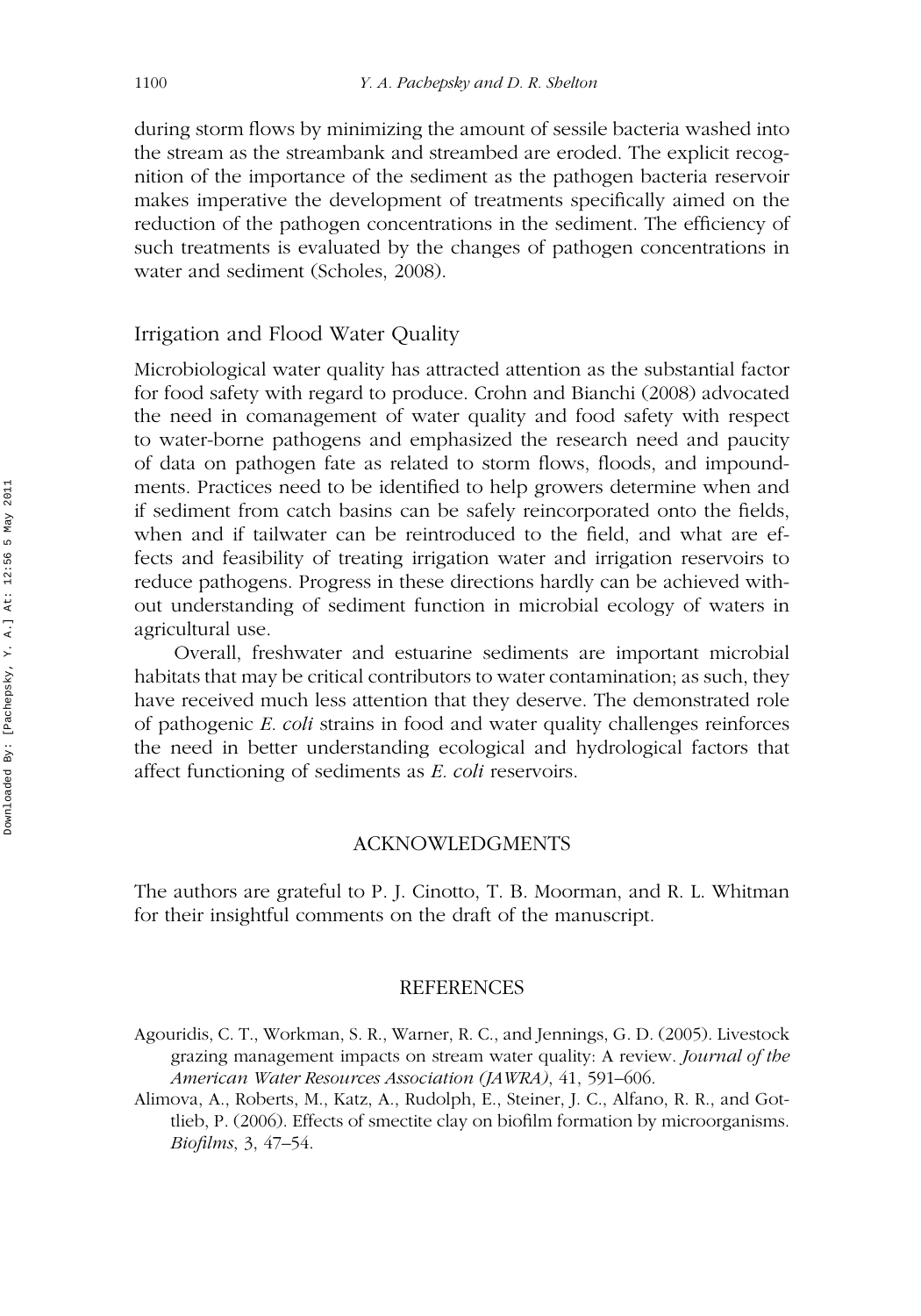during storm flows by minimizing the amount of sessile bacteria washed into the stream as the streambank and streambed are eroded. The explicit recognition of the importance of the sediment as the pathogen bacteria reservoir makes imperative the development of treatments specifically aimed on the reduction of the pathogen concentrations in the sediment. The efficiency of such treatments is evaluated by the changes of pathogen concentrations in water and sediment (Scholes, 2008).

## Irrigation and Flood Water Quality

Microbiological water quality has attracted attention as the substantial factor for food safety with regard to produce. Crohn and Bianchi (2008) advocated the need in comanagement of water quality and food safety with respect to water-borne pathogens and emphasized the research need and paucity of data on pathogen fate as related to storm flows, floods, and impoundments. Practices need to be identified to help growers determine when and if sediment from catch basins can be safely reincorporated onto the fields, when and if tailwater can be reintroduced to the field, and what are effects and feasibility of treating irrigation water and irrigation reservoirs to reduce pathogens. Progress in these directions hardly can be achieved without understanding of sediment function in microbial ecology of waters in agricultural use.

Overall, freshwater and estuarine sediments are important microbial habitats that may be critical contributors to water contamination; as such, they have received much less attention that they deserve. The demonstrated role of pathogenic *E. coli* strains in food and water quality challenges reinforces the need in better understanding ecological and hydrological factors that affect functioning of sediments as *E. coli* reservoirs.

## ACKNOWLEDGMENTS

The authors are grateful to P. J. Cinotto, T. B. Moorman, and R. L. Whitman for their insightful comments on the draft of the manuscript.

## REFERENCES

Agouridis, C. T., Workman, S. R., Warner, R. C., and Jennings, G. D. (2005). Livestock grazing management impacts on stream water quality: A review. *Journal of the American Water Resources Association (JAWRA)*, 41, 591–606.

Alimova, A., Roberts, M., Katz, A., Rudolph, E., Steiner, J. C., Alfano, R. R., and Gottlieb, P. (2006). Effects of smectite clay on biofilm formation by microorganisms. *Biofilms*, 3, 47–54.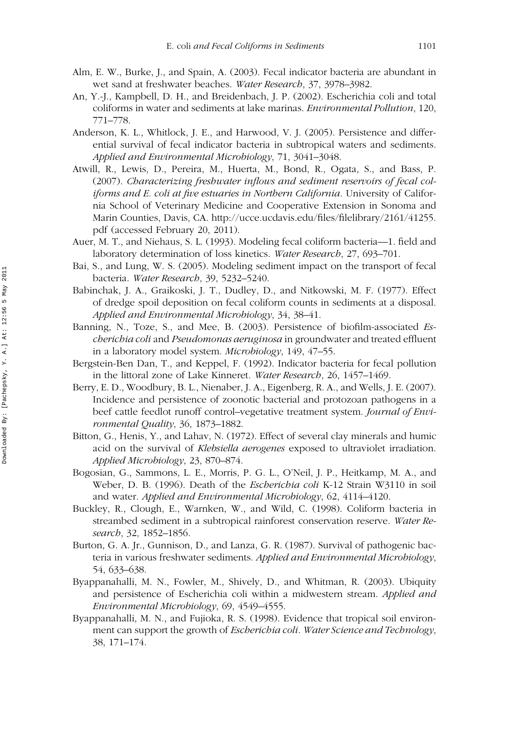Alm, E. W., Burke, J., and Spain, A. (2003). Fecal indicator bacteria are abundant in wet sand at freshwater beaches. *Water Research*, 37, 3978–3982.

An, Y.-J., Kampbell, D. H., and Breidenbach, J. P. (2002). Escherichia coli and total coliforms in water and sediments at lake marinas. *Environmental Pollution*, 120, 771–778.

Anderson, K. L., Whitlock, J. E., and Harwood, V. J. (2005). Persistence and differential survival of fecal indicator bacteria in subtropical waters and sediments. *Applied and Environmental Microbiology*, 71, 3041–3048.

Atwill, R., Lewis, D., Pereira, M., Huerta, M., Bond, R., Ogata, S., and Bass, P. (2007). *Characterizing freshwater inflows and sediment reservoirs of fecal coliforms and E. coli at five estuaries in Northern California*. University of California School of Veterinary Medicine and Cooperative Extension in Sonoma and Marin Counties, Davis, CA. http://ucce.ucdavis.edu/files/filelibrary/2161/41255.pdf (accessed February 20, 2011).

Auer, M. T., and Niehaus, S. L. (1993). Modeling fecal coliform bacteria—1. field and laboratory determination of loss kinetics. *Water Research*, 27, 693–701.

Bai, S., and Lung, W. S. (2005). Modeling sediment impact on the transport of fecal bacteria. *Water Research*, 39, 5232–5240.

Babinchak, J. A., Graikoski, J. T., Dudley, D., and Nitkowski, M. F. (1977). Effect of dredge spoil deposition on fecal coliform counts in sediments at a disposal. *Applied and Environmental Microbiology*, 34, 38–41.

Banning, N., Toze, S., and Mee, B. (2003). Persistence of biofilm-associated *Escherichia coli* and *Pseudomonas aeruginosa* in groundwater and treated effluent in a laboratory model system. *Microbiology*, 149, 47–55.

Bergstein-Ben Dan, T., and Keppel, F. (1992). Indicator bacteria for fecal pollution in the littoral zone of Lake Kinneret. *Water Research*, 26, 1457–1469.

Berry, E. D., Woodbury, B. L., Nienaber, J. A., Eigenberg, R. A., and Wells, J. E. (2007). Incidence and persistence of zoonotic bacterial and protozoan pathogens in a beef cattle feedlot runoff control–vegetative treatment system. *Journal of Environmental Quality*, 36, 1873–1882.

Bitton, G., Henis, Y., and Lahav, N. (1972). Effect of several clay minerals and humic acid on the survival of *Klebsiella aerogenes* exposed to ultraviolet irradiation. *Applied Microbiology*, 23, 870–874.

Bogosian, G., Sammons, L. E., Morris, P. G. L., O'Neil, J. P., Heitkamp, M. A., and Weber, D. B. (1996). Death of the *Escherichia coli* K-12 Strain W3110 in soil and water. *Applied and Environmental Microbiology*, 62, 4114–4120.

Buckley, R., Clough, E., Warnken, W., and Wild, C. (1998). Coliform bacteria in streambed sediment in a subtropical rainforest conservation reserve. *Water Research*, 32, 1852–1856.

Burton, G. A. Jr., Gunnison, D., and Lanza, G. R. (1987). Survival of pathogenic bacteria in various freshwater sediments. *Applied and Environmental Microbiology*, 54, 633–638.

Byappanahalli, M. N., Fowler, M., Shively, D., and Whitman, R. (2003). Ubiquity and persistence of Escherichia coli within a midwestern stream. *Applied and Environmental Microbiology*, 69, 4549–4555.

Byappanahalli, M. N., and Fujioka, R. S. (1998). Evidence that tropical soil environment can support the growth of *Escherichia coli*. *Water Science and Technology*, 38, 171–174.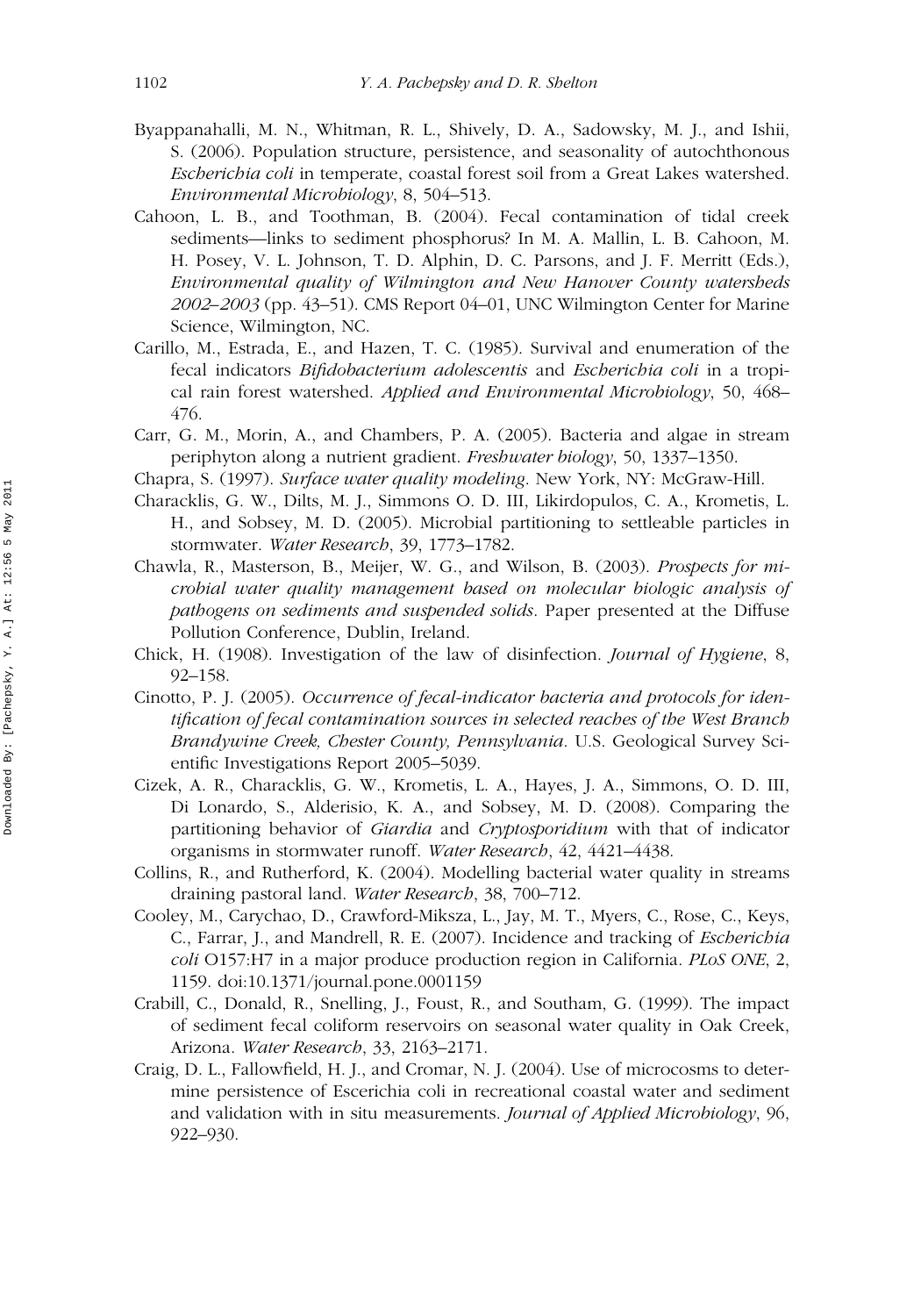Byappanahalli, M. N., Whitman, R. L., Shively, D. A., Sadowsky, M. J., and Ishii, S. (2006). Population structure, persistence, and seasonality of autochthonous *Escherichia coli* in temperate, coastal forest soil from a Great Lakes watershed. *Environmental Microbiology*, 8, 504–513.

Cahoon, L. B., and Toothman, B. (2004). Fecal contamination of tidal creek sediments—links to sediment phosphorus? In M. A. Mallin, L. B. Cahoon, M. H. Posey, V. L. Johnson, T. D. Alphin, D. C. Parsons, and J. F. Merritt (Eds.), *Environmental quality of Wilmington and New Hanover County watersheds 2002–2003* (pp. 43–51). CMS Report 04–01, UNC Wilmington Center for Marine Science, Wilmington, NC.

Carillo, M., Estrada, E., and Hazen, T. C. (1985). Survival and enumeration of the fecal indicators *Bifidobacterium adolescentis* and *Escherichia coli* in a tropical rain forest watershed. *Applied and Environmental Microbiology*, 50, 468–476.

Carr, G. M., Morin, A., and Chambers, P. A. (2005). Bacteria and algae in stream periphyton along a nutrient gradient. *Freshwater biology*, 50, 1337–1350.

Chapra, S. (1997). *Surface water quality modeling*. New York, NY: McGraw-Hill.

Characklis, G. W., Dilts, M. J., Simmons O. D. III, Likirdopulos, C. A., Krometis, L. H., and Sobsey, M. D. (2005). Microbial partitioning to settleable particles in stormwater. *Water Research*, 39, 1773–1782.

Chawla, R., Masterson, B., Meijer, W. G., and Wilson, B. (2003). *Prospects for microbial water quality management based on molecular biologic analysis of pathogens on sediments and suspended solids*. Paper presented at the Diffuse Pollution Conference, Dublin, Ireland.

Chick, H. (1908). Investigation of the law of disinfection. *Journal of Hygiene*, 8, 92–158.

Cinotto, P. J. (2005). *Occurrence of fecal-indicator bacteria and protocols for identification of fecal contamination sources in selected reaches of the West Branch Brandywine Creek, Chester County, Pennsylvania*. U.S. Geological Survey Scientific Investigations Report 2005–5039.

Cizek, A. R., Characklis, G. W., Krometis, L. A., Hayes, J. A., Simmons, O. D. III, Di Lonardo, S., Alderisio, K. A., and Sobsey, M. D. (2008). Comparing the partitioning behavior of *Giardia* and *Cryptosporidium* with that of indicator organisms in stormwater runoff. *Water Research*, 42, 4421–4438.

Collins, R., and Rutherford, K. (2004). Modelling bacterial water quality in streams draining pastoral land. *Water Research*, 38, 700–712.

Cooley, M., Carychao, D., Crawford-Miksza, L., Jay, M. T., Myers, C., Rose, C., Keys, C., Farrar, J., and Mandrell, R. E. (2007). Incidence and tracking of *Escherichia coli* O157:H7 in a major produce production region in California. *PLoS ONE*, 2, 1159. doi:10.1371/journal.pone.0001159

Crabill, C., Donald, R., Snelling, J., Foust, R., and Southam, G. (1999). The impact of sediment fecal coliform reservoirs on seasonal water quality in Oak Creek, Arizona. *Water Research*, 33, 2163–2171.

Craig, D. L., Fallowfield, H. J., and Cromar, N. J. (2004). Use of microcosms to determine persistence of Escerichia coli in recreational coastal water and sediment and validation with in situ measurements. *Journal of Applied Microbiology*, 96, 922–930.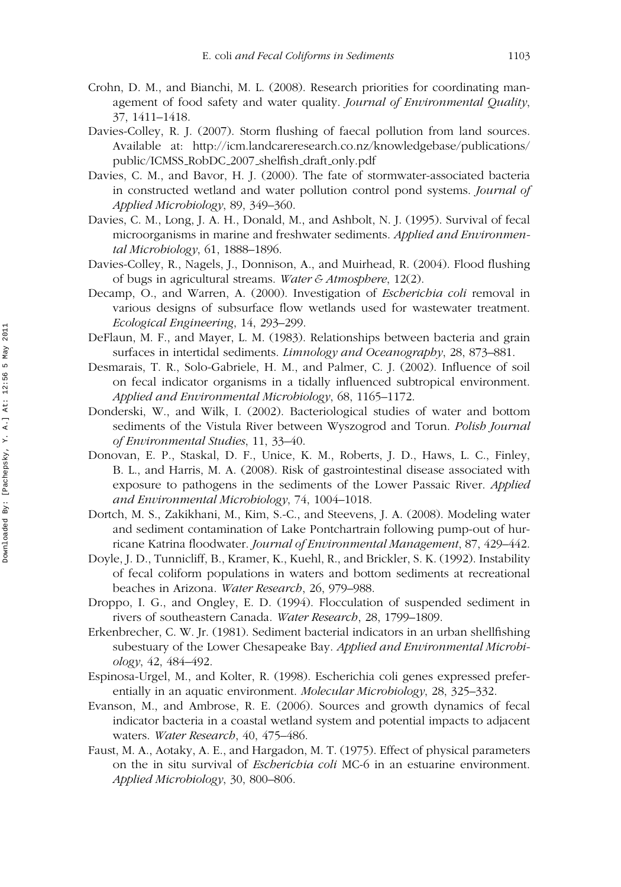Crohn, D. M., and Bianchi, M. L. (2008). Research priorities for coordinating management of food safety and water quality. *Journal of Environmental Quality*, 37, 1411–1418.

Davies-Colley, R. J. (2007). Storm flushing of faecal pollution from land sources. Available at: http://icm.landcareresearch.co.nz/knowledgebase/publications/public/ICMSS_RobDC_2007_shelfish_draft_only.pdf

Davies, C. M., and Bavor, H. J. (2000). The fate of stormwater-associated bacteria in constructed wetland and water pollution control pond systems. *Journal of Applied Microbiology*, 89, 349–360.

Davies, C. M., Long, J. A. H., Donald, M., and Ashbolt, N. J. (1995). Survival of fecal microorganisms in marine and freshwater sediments. *Applied and Environmental Microbiology*, 61, 1888–1896.

Davies-Colley, R., Nagels, J., Donnison, A., and Muirhead, R. (2004). Flood flushing of bugs in agricultural streams. *Water & Atmosphere*, 12(2).

Decamp, O., and Warren, A. (2000). Investigation of *Escherichia coli* removal in various designs of subsurface flow wetlands used for wastewater treatment. *Ecological Engineering*, 14, 293–299.

DeFlaun, M. F., and Mayer, L. M. (1983). Relationships between bacteria and grain surfaces in intertidal sediments. *Limnology and Oceanography*, 28, 873–881.

Desmarais, T. R., Solo-Gabriele, H. M., and Palmer, C. J. (2002). Influence of soil on fecal indicator organisms in a tidally influenced subtropical environment. *Applied and Environmental Microbiology*, 68, 1165–1172.

Donderski, W., and Wilk, I. (2002). Bacteriological studies of water and bottom sediments of the Vistula River between Wyszogrod and Torun. *Polish Journal of Environmental Studies*, 11, 33–40.

Donovan, E. P., Staskal, D. F., Unice, K. M., Roberts, J. D., Haws, L. C., Finley, B. L., and Harris, M. A. (2008). Risk of gastrointestinal disease associated with exposure to pathogens in the sediments of the Lower Passaic River. *Applied and Environmental Microbiology*, 74, 1004–1018.

Dortch, M. S., Zakikhani, M., Kim, S.-C., and Steevens, J. A. (2008). Modeling water and sediment contamination of Lake Pontchartrain following pump-out of hurricane Katrina floodwater. *Journal of Environmental Management*, 87, 429–442.

Doyle, J. D., Tunnicliff, B., Kramer, K., Kuehl, R., and Brickler, S. K. (1992). Instability of fecal coliform populations in waters and bottom sediments at recreational beaches in Arizona. *Water Research*, 26, 979–988.

Droppo, I. G., and Ongley, E. D. (1994). Flocculation of suspended sediment in rivers of southeastern Canada. *Water Research*, 28, 1799–1809.

Erkenbrecher, C. W. Jr. (1981). Sediment bacterial indicators in an urban shellfishing subestuary of the Lower Chesapeake Bay. *Applied and Environmental Microbiology*, 42, 484–492.

Espinosa-Urgel, M., and Kolter, R. (1998). Escherichia coli genes expressed preferentially in an aquatic environment. *Molecular Microbiology*, 28, 325–332.

Evanson, M., and Ambrose, R. E. (2006). Sources and growth dynamics of fecal indicator bacteria in a coastal wetland system and potential impacts to adjacent waters. *Water Research*, 40, 475–486.

Faust, M. A., Aotaky, A. E., and Hargadon, M. T. (1975). Effect of physical parameters on the in situ survival of *Escherichia coli* MC-6 in an estuarine environment. *Applied Microbiology*, 30, 800–806.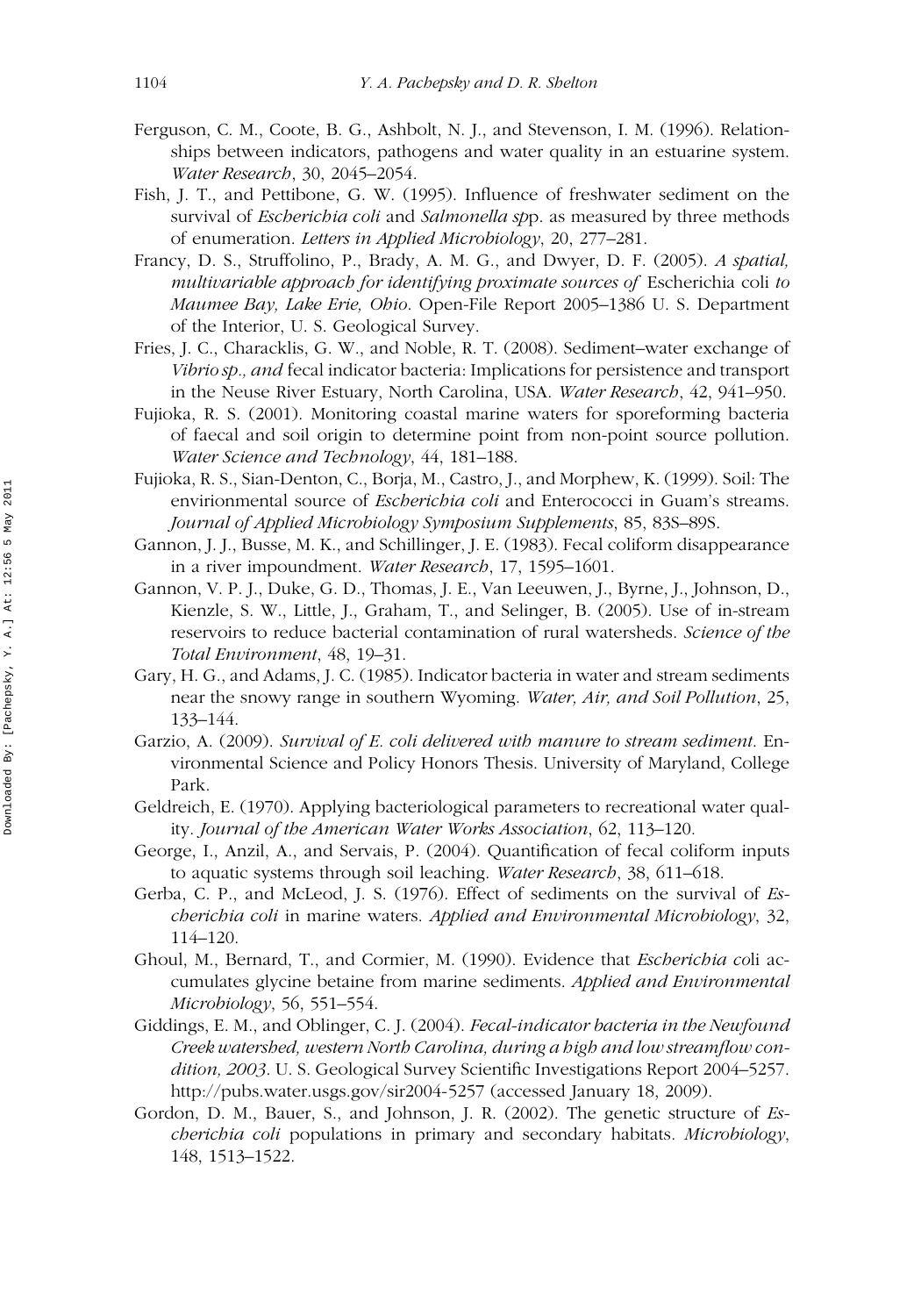Ferguson, C. M., Coote, B. G., Ashbolt, N. J., and Stevenson, I. M. (1996). Relationships between indicators, pathogens and water quality in an estuarine system. *Water Research*, 30, 2045–2054.

Fish, J. T., and Pettibone, G. W. (1995). Influence of freshwater sediment on the survival of *Escherichia coli* and *Salmonella sp*p. as measured by three methods of enumeration. *Letters in Applied Microbiology*, 20, 277–281.

Francy, D. S., Struffolino, P., Brady, A. M. G., and Dwyer, D. F. (2005). *A spatial, multivariable approach for identifying proximate sources of* Escherichia coli *to Maumee Bay, Lake Erie, Ohio*. Open-File Report 2005–1386 U. S. Department of the Interior, U. S. Geological Survey.

Fries, J. C., Characklis, G. W., and Noble, R. T. (2008). Sediment–water exchange of *Vibrio sp., and* fecal indicator bacteria: Implications for persistence and transport in the Neuse River Estuary, North Carolina, USA. *Water Research*, 42, 941–950.

Fujioka, R. S. (2001). Monitoring coastal marine waters for sporeforming bacteria of faecal and soil origin to determine point from non-point source pollution. *Water Science and Technology*, 44, 181–188.

Fujioka, R. S., Sian-Denton, C., Borja, M., Castro, J., and Morphew, K. (1999). Soil: The envirionmental source of *Escherichia coli* and Enterococci in Guam's streams. *Journal of Applied Microbiology Symposium Supplements*, 85, 83S–89S.

Gannon, J. J., Busse, M. K., and Schillinger, J. E. (1983). Fecal coliform disappearance in a river impoundment. *Water Research*, 17, 1595–1601.

Gannon, V. P. J., Duke, G. D., Thomas, J. E., Van Leeuwen, J., Byrne, J., Johnson, D., Kienzle, S. W., Little, J., Graham, T., and Selinger, B. (2005). Use of in-stream reservoirs to reduce bacterial contamination of rural watersheds. *Science of the Total Environment*, 48, 19–31.

Gary, H. G., and Adams, J. C. (1985). Indicator bacteria in water and stream sediments near the snowy range in southern Wyoming. *Water, Air, and Soil Pollution*, 25, 133–144.

Garzio, A. (2009). *Survival of E. coli delivered with manure to stream sediment*. Environmental Science and Policy Honors Thesis. University of Maryland, College Park.

Geldreich, E. (1970). Applying bacteriological parameters to recreational water quality. *Journal of the American Water Works Association*, 62, 113–120.

George, I., Anzil, A., and Servais, P. (2004). Quantification of fecal coliform inputs to aquatic systems through soil leaching. *Water Research*, 38, 611–618.

Gerba, C. P., and McLeod, J. S. (1976). Effect of sediments on the survival of *Escherichia coli* in marine waters. *Applied and Environmental Microbiology*, 32, 114–120.

Ghoul, M., Bernard, T., and Cormier, M. (1990). Evidence that *Escherichia co*li accumulates glycine betaine from marine sediments. *Applied and Environmental Microbiology*, 56, 551–554.

Giddings, E. M., and Oblinger, C. J. (2004). *Fecal-indicator bacteria in the Newfound Creek watershed, western North Carolina, during a high and low streamflow condition, 2003*. U. S. Geological Survey Scientific Investigations Report 2004–5257. http://pubs.water.usgs.gov/sir2004-5257 (accessed January 18, 2009).

Gordon, D. M., Bauer, S., and Johnson, J. R. (2002). The genetic structure of *Escherichia coli* populations in primary and secondary habitats. *Microbiology*, 148, 1513–1522.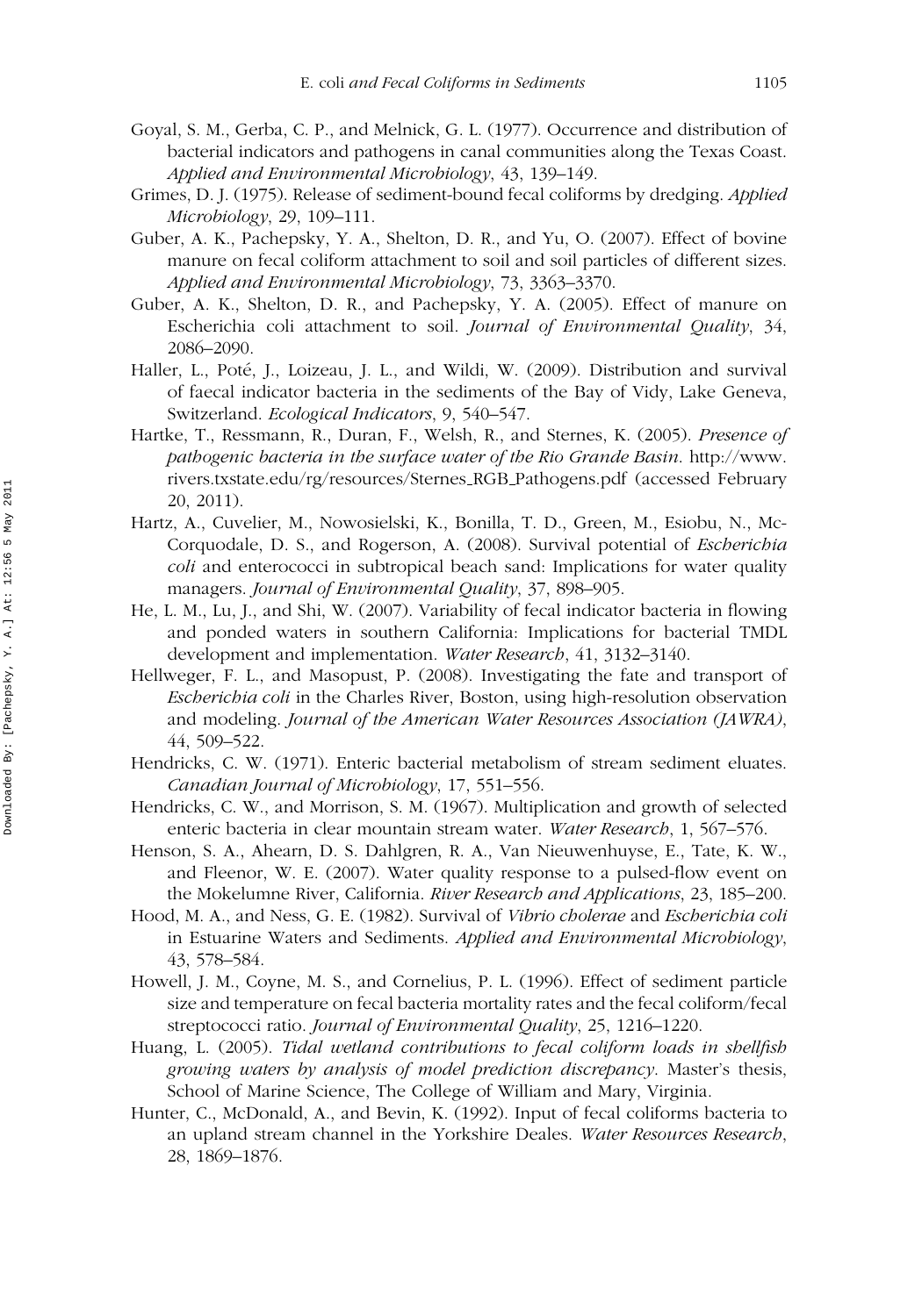Goyal, S. M., Gerba, C. P., and Melnick, G. L. (1977). Occurrence and distribution of bacterial indicators and pathogens in canal communities along the Texas Coast. *Applied and Environmental Microbiology*, 43, 139–149.

Grimes, D. J. (1975). Release of sediment-bound fecal coliforms by dredging. *Applied Microbiology*, 29, 109–111.

Guber, A. K., Pachepsky, Y. A., Shelton, D. R., and Yu, O. (2007). Effect of bovine manure on fecal coliform attachment to soil and soil particles of different sizes. *Applied and Environmental Microbiology*, 73, 3363–3370.

Guber, A. K., Shelton, D. R., and Pachepsky, Y. A. (2005). Effect of manure on Escherichia coli attachment to soil. *Journal of Environmental Quality*, 34, 2086–2090.

Haller, L., Poté, J., Loizeau, J. L., and Wildi, W. (2009). Distribution and survival of faecal indicator bacteria in the sediments of the Bay of Vidy, Lake Geneva, Switzerland. *Ecological Indicators*, 9, 540–547.

Hartke, T., Ressmann, R., Duran, F., Welsh, R., and Sternes, K. (2005). *Presence of pathogenic bacteria in the surface water of the Rio Grande Basin*. http://www.rivers.txstate.edu/rg/resources/Sternes_RGB_Pathogens.pdf (accessed February 20, 2011).

Hartz, A., Cuvelier, M., Nowosielski, K., Bonilla, T. D., Green, M., Esiobu, N., McCorquodale, D. S., and Rogerson, A. (2008). Survival potential of *Escherichia coli* and enterococci in subtropical beach sand: Implications for water quality managers. *Journal of Environmental Quality*, 37, 898–905.

He, L. M., Lu, J., and Shi, W. (2007). Variability of fecal indicator bacteria in flowing and ponded waters in southern California: Implications for bacterial TMDL development and implementation. *Water Research*, 41, 3132–3140.

Hellweger, F. L., and Masopust, P. (2008). Investigating the fate and transport of *Escherichia coli* in the Charles River, Boston, using high-resolution observation and modeling. *Journal of the American Water Resources Association (JAWRA)*, 44, 509–522.

Hendricks, C. W. (1971). Enteric bacterial metabolism of stream sediment eluates. *Canadian Journal of Microbiology*, 17, 551–556.

Hendricks, C. W., and Morrison, S. M. (1967). Multiplication and growth of selected enteric bacteria in clear mountain stream water. *Water Research*, 1, 567–576.

Henson, S. A., Ahearn, D. S. Dahlgren, R. A., Van Nieuwenhuyse, E., Tate, K. W., and Fleenor, W. E. (2007). Water quality response to a pulsed-flow event on the Mokelumne River, California. *River Research and Applications*, 23, 185–200.

Hood, M. A., and Ness, G. E. (1982). Survival of *Vibrio cholerae* and *Escherichia coli* in Estuarine Waters and Sediments. *Applied and Environmental Microbiology*, 43, 578–584.

Howell, J. M., Coyne, M. S., and Cornelius, P. L. (1996). Effect of sediment particle size and temperature on fecal bacteria mortality rates and the fecal coliform/fecal streptococci ratio. *Journal of Environmental Quality*, 25, 1216–1220.

Huang, L. (2005). *Tidal wetland contributions to fecal coliform loads in shellfish growing waters by analysis of model prediction discrepancy*. Master's thesis, School of Marine Science, The College of William and Mary, Virginia.

Hunter, C., McDonald, A., and Bevin, K. (1992). Input of fecal coliforms bacteria to an upland stream channel in the Yorkshire Deales. *Water Resources Research*, 28, 1869–1876.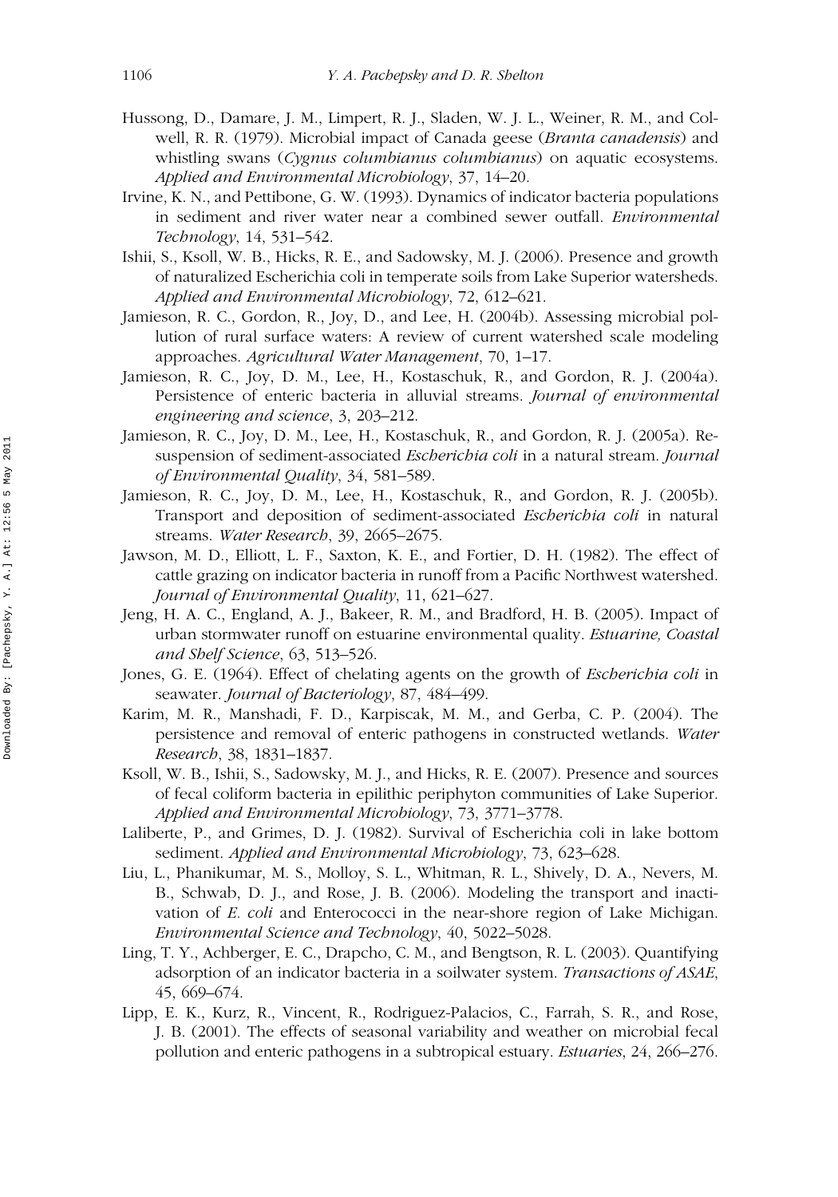Hussong, D., Damare, J. M., Limpert, R. J., Sladen, W. J. L., Weiner, R. M., and Colwell, R. R. (1979). Microbial impact of Canada geese (*Branta canadensis*) and whistling swans (*Cygnus columbianus columbianus*) on aquatic ecosystems. *Applied and Environmental Microbiology*, 37, 14–20.

Irvine, K. N., and Pettibone, G. W. (1993). Dynamics of indicator bacteria populations in sediment and river water near a combined sewer outfall. *Environmental Technology*, 14, 531–542.

Ishii, S., Ksoll, W. B., Hicks, R. E., and Sadowsky, M. J. (2006). Presence and growth of naturalized Escherichia coli in temperate soils from Lake Superior watersheds. *Applied and Environmental Microbiology*, 72, 612–621.

Jamieson, R. C., Gordon, R., Joy, D., and Lee, H. (2004b). Assessing microbial pollution of rural surface waters: A review of current watershed scale modeling approaches. *Agricultural Water Management*, 70, 1–17.

Jamieson, R. C., Joy, D. M., Lee, H., Kostaschuk, R., and Gordon, R. J. (2004a). Persistence of enteric bacteria in alluvial streams. *Journal of environmental engineering and science*, 3, 203–212.

Jamieson, R. C., Joy, D. M., Lee, H., Kostaschuk, R., and Gordon, R. J. (2005a). Resuspension of sediment-associated *Escherichia coli* in a natural stream. *Journal of Environmental Quality*, 34, 581–589.

Jamieson, R. C., Joy, D. M., Lee, H., Kostaschuk, R., and Gordon, R. J. (2005b). Transport and deposition of sediment-associated *Escherichia coli* in natural streams. *Water Research*, 39, 2665–2675.

Jawson, M. D., Elliott, L. F., Saxton, K. E., and Fortier, D. H. (1982). The effect of cattle grazing on indicator bacteria in runoff from a Pacific Northwest watershed. *Journal of Environmental Quality*, 11, 621–627.

Jeng, H. A. C., England, A. J., Bakeer, R. M., and Bradford, H. B. (2005). Impact of urban stormwater runoff on estuarine environmental quality. *Estuarine, Coastal and Shelf Science*, 63, 513–526.

Jones, G. E. (1964). Effect of chelating agents on the growth of *Escherichia coli* in seawater. *Journal of Bacteriology*, 87, 484–499.

Karim, M. R., Manshadi, F. D., Karpiscak, M. M., and Gerba, C. P. (2004). The persistence and removal of enteric pathogens in constructed wetlands. *Water Research*, 38, 1831–1837.

Ksoll, W. B., Ishii, S., Sadowsky, M. J., and Hicks, R. E. (2007). Presence and sources of fecal coliform bacteria in epilithic periphyton communities of Lake Superior. *Applied and Environmental Microbiology*, 73, 3771–3778.

Laliberte, P., and Grimes, D. J. (1982). Survival of Escherichia coli in lake bottom sediment. *Applied and Environmental Microbiology*, 73, 623–628.

Liu, L., Phanikumar, M. S., Molloy, S. L., Whitman, R. L., Shively, D. A., Nevers, M. B., Schwab, D. J., and Rose, J. B. (2006). Modeling the transport and inactivation of *E. coli* and Enterococci in the near-shore region of Lake Michigan. *Environmental Science and Technology*, 40, 5022–5028.

Ling, T. Y., Achberger, E. C., Drapcho, C. M., and Bengtson, R. L. (2003). Quantifying adsorption of an indicator bacteria in a soilwater system. *Transactions of ASAE*, 45, 669–674.

Lipp, E. K., Kurz, R., Vincent, R., Rodriguez-Palacios, C., Farrah, S. R., and Rose, J. B. (2001). The effects of seasonal variability and weather on microbial fecal pollution and enteric pathogens in a subtropical estuary. *Estuaries*, 24, 266–276.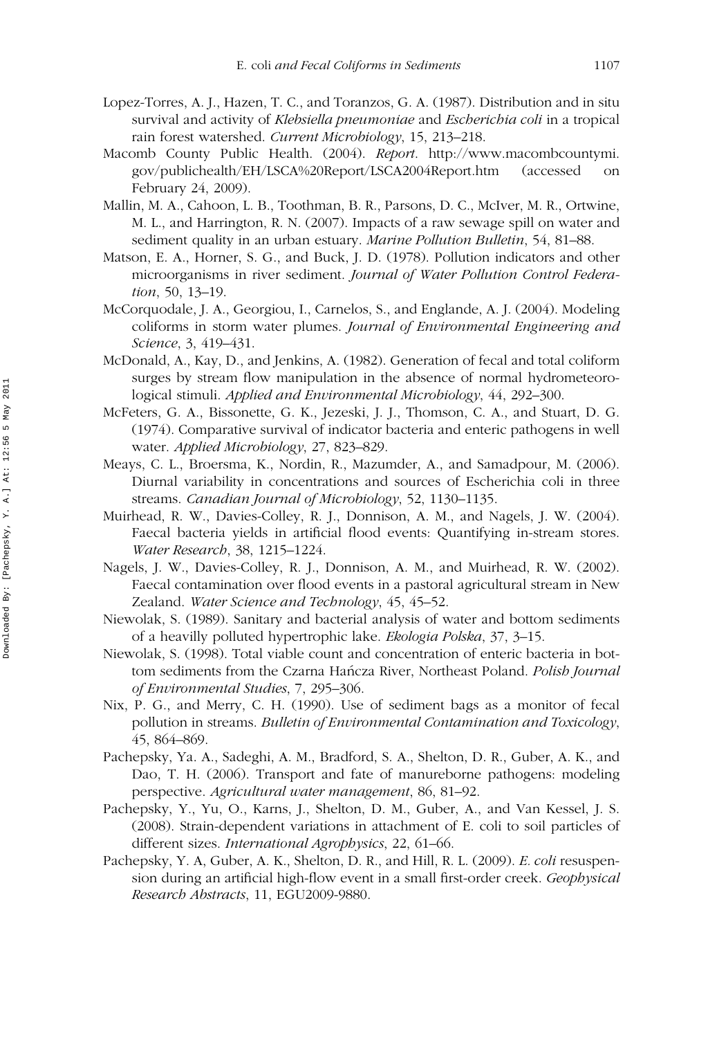Lopez-Torres, A. J., Hazen, T. C., and Toranzos, G. A. (1987). Distribution and in situ survival and activity of *Klebsiella pneumoniae* and *Escherichia coli* in a tropical rain forest watershed. *Current Microbiology*, 15, 213–218.

Macomb County Public Health. (2004). *Report*. http://www.macombcountymi.gov/publichealth/EH/LSCA%20Report/LSCA2004Report.htm (accessed on February 24, 2009).

Mallin, M. A., Cahoon, L. B., Toothman, B. R., Parsons, D. C., McIver, M. R., Ortwine, M. L., and Harrington, R. N. (2007). Impacts of a raw sewage spill on water and sediment quality in an urban estuary. *Marine Pollution Bulletin*, 54, 81–88.

Matson, E. A., Horner, S. G., and Buck, J. D. (1978). Pollution indicators and other microorganisms in river sediment. *Journal of Water Pollution Control Federation*, 50, 13–19.

McCorquodale, J. A., Georgiou, I., Carnelos, S., and Englande, A. J. (2004). Modeling coliforms in storm water plumes. *Journal of Environmental Engineering and Science*, 3, 419–431.

McDonald, A., Kay, D., and Jenkins, A. (1982). Generation of fecal and total coliform surges by stream flow manipulation in the absence of normal hydrometeorological stimuli. *Applied and Environmental Microbiology*, 44, 292–300.

McFeters, G. A., Bissonette, G. K., Jezeski, J. J., Thomson, C. A., and Stuart, D. G. (1974). Comparative survival of indicator bacteria and enteric pathogens in well water. *Applied Microbiology*, 27, 823–829.

Meays, C. L., Broersma, K., Nordin, R., Mazumder, A., and Samadpour, M. (2006). Diurnal variability in concentrations and sources of Escherichia coli in three streams. *Canadian Journal of Microbiology*, 52, 1130–1135.

Muirhead, R. W., Davies-Colley, R. J., Donnison, A. M., and Nagels, J. W. (2004). Faecal bacteria yields in artificial flood events: Quantifying in-stream stores. *Water Research*, 38, 1215–1224.

Nagels, J. W., Davies-Colley, R. J., Donnison, A. M., and Muirhead, R. W. (2002). Faecal contamination over flood events in a pastoral agricultural stream in New Zealand. *Water Science and Technology*, 45, 45–52.

Niewolak, S. (1989). Sanitary and bacterial analysis of water and bottom sediments of a heavilly polluted hypertrophic lake. *Ekologia Polska*, 37, 3–15.

Niewolak, S. (1998). Total viable count and concentration of enteric bacteria in bottom sediments from the Czarna Hańcza River, Northeast Poland. *Polish Journal of Environmental Studies*, 7, 295–306.

Nix, P. G., and Merry, C. H. (1990). Use of sediment bags as a monitor of fecal pollution in streams. *Bulletin of Environmental Contamination and Toxicology*, 45, 864–869.

Pachepsky, Ya. A., Sadeghi, A. M., Bradford, S. A., Shelton, D. R., Guber, A. K., and Dao, T. H. (2006). Transport and fate of manureborne pathogens: modeling perspective. *Agricultural water management*, 86, 81–92.

Pachepsky, Y., Yu, O., Karns, J., Shelton, D. M., Guber, A., and Van Kessel, J. S. (2008). Strain-dependent variations in attachment of E. coli to soil particles of different sizes. *International Agrophysics*, 22, 61–66.

Pachepsky, Y. A, Guber, A. K., Shelton, D. R., and Hill, R. L. (2009). *E. coli* resuspension during an artificial high-flow event in a small first-order creek. *Geophysical Research Abstracts*, 11, EGU2009-9880.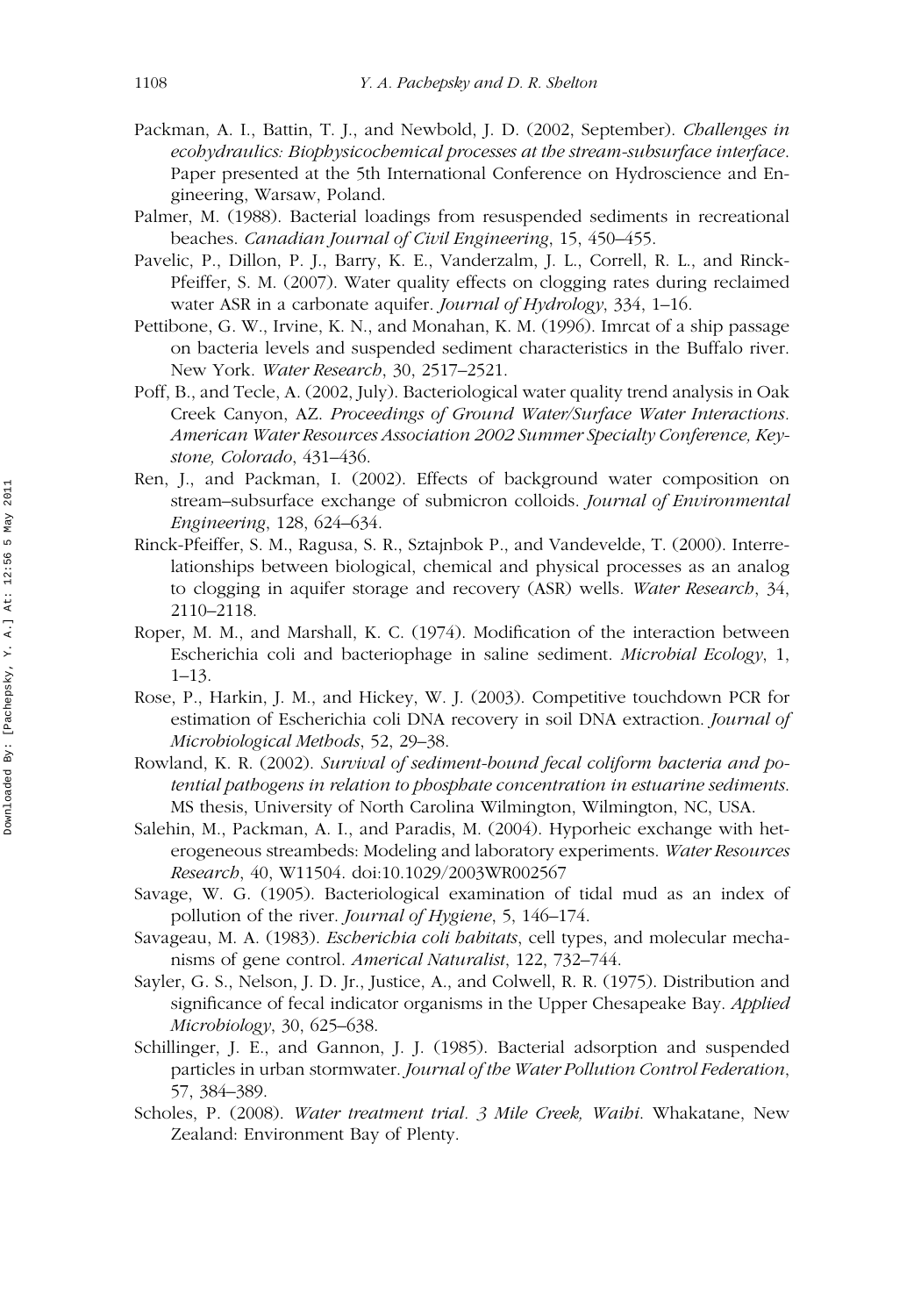Packman, A. I., Battin, T. J., and Newbold, J. D. (2002, September). *Challenges in ecohydraulics: Biophysicochemical processes at the stream-subsurface interface*. Paper presented at the 5th International Conference on Hydroscience and Engineering, Warsaw, Poland.

Palmer, M. (1988). Bacterial loadings from resuspended sediments in recreational beaches. *Canadian Journal of Civil Engineering*, 15, 450–455.

Pavelic, P., Dillon, P. J., Barry, K. E., Vanderzalm, J. L., Correll, R. L., and Rinck-Pfeiffer, S. M. (2007). Water quality effects on clogging rates during reclaimed water ASR in a carbonate aquifer. *Journal of Hydrology*, 334, 1–16.

Pettibone, G. W., Irvine, K. N., and Monahan, K. M. (1996). Imrcat of a ship passage on bacteria levels and suspended sediment characteristics in the Buffalo river. New York. *Water Research*, 30, 2517–2521.

Poff, B., and Tecle, A. (2002, July). Bacteriological water quality trend analysis in Oak Creek Canyon, AZ. *Proceedings of Ground Water/Surface Water Interactions. American Water Resources Association 2002 Summer Specialty Conference, Keystone, Colorado*, 431–436.

Ren, J., and Packman, I. (2002). Effects of background water composition on stream–subsurface exchange of submicron colloids. *Journal of Environmental Engineering*, 128, 624–634.

Rinck-Pfeiffer, S. M., Ragusa, S. R., Sztajnbok P., and Vandevelde, T. (2000). Interrelationships between biological, chemical and physical processes as an analog to clogging in aquifer storage and recovery (ASR) wells. *Water Research*, 34, 2110–2118.

Roper, M. M., and Marshall, K. C. (1974). Modification of the interaction between Escherichia coli and bacteriophage in saline sediment. *Microbial Ecology*, 1, 1–13.

Rose, P., Harkin, J. M., and Hickey, W. J. (2003). Competitive touchdown PCR for estimation of Escherichia coli DNA recovery in soil DNA extraction. *Journal of Microbiological Methods*, 52, 29–38.

Rowland, K. R. (2002). *Survival of sediment-bound fecal coliform bacteria and potential pathogens in relation to phosphate concentration in estuarine sediments*. MS thesis, University of North Carolina Wilmington, Wilmington, NC, USA.

Salehin, M., Packman, A. I., and Paradis, M. (2004). Hyporheic exchange with heterogeneous streambeds: Modeling and laboratory experiments. *Water Resources Research*, 40, W11504. doi:10.1029/2003WR002567

Savage, W. G. (1905). Bacteriological examination of tidal mud as an index of pollution of the river. *Journal of Hygiene*, 5, 146–174.

Savageau, M. A. (1983). *Escherichia coli habitats*, cell types, and molecular mechanisms of gene control. *Americal Naturalist*, 122, 732–744.

Sayler, G. S., Nelson, J. D. Jr., Justice, A., and Colwell, R. R. (1975). Distribution and significance of fecal indicator organisms in the Upper Chesapeake Bay. *Applied Microbiology*, 30, 625–638.

Schillinger, J. E., and Gannon, J. J. (1985). Bacterial adsorption and suspended particles in urban stormwater. *Journal of the Water Pollution Control Federation*, 57, 384–389.

Scholes, P. (2008). *Water treatment trial. 3 Mile Creek, Waihi*. Whakatane, New Zealand: Environment Bay of Plenty.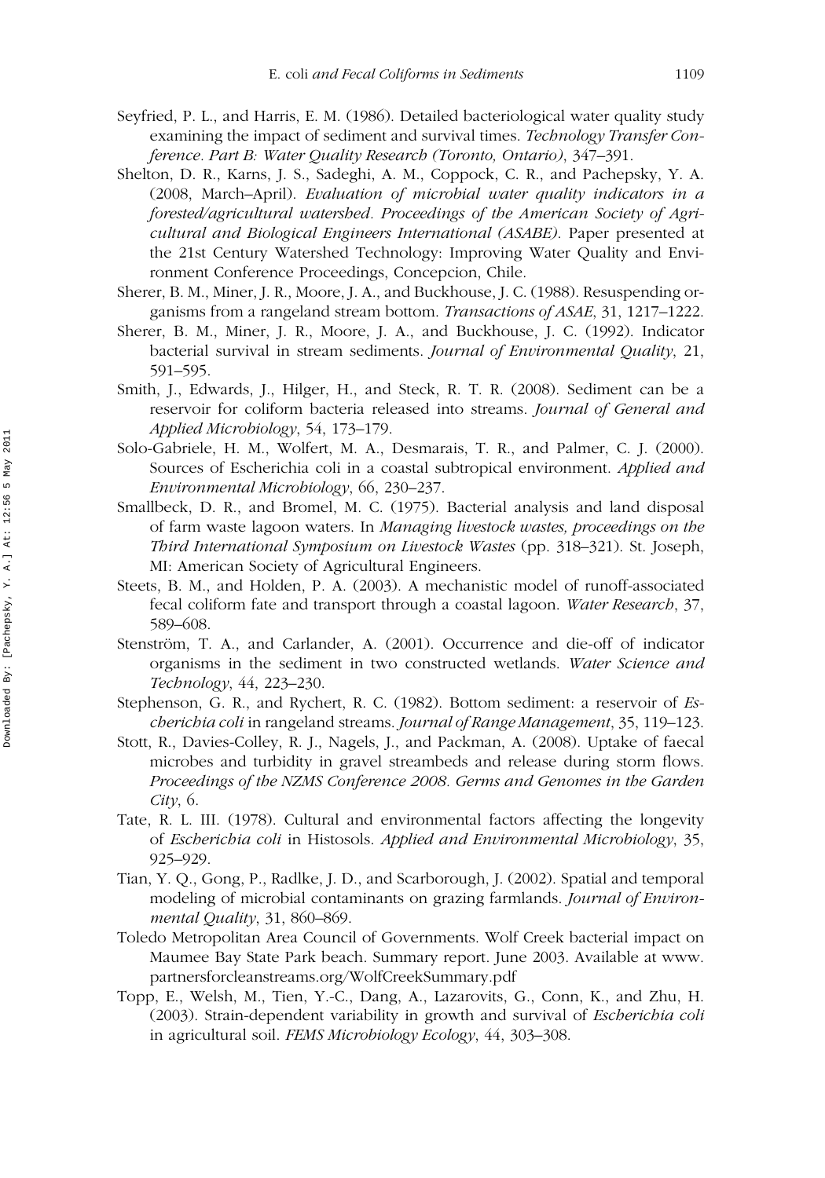Seyfried, P. L., and Harris, E. M. (1986). Detailed bacteriological water quality study examining the impact of sediment and survival times. *Technology Transfer Conference. Part B: Water Quality Research (Toronto, Ontario)*, 347–391.

Shelton, D. R., Karns, J. S., Sadeghi, A. M., Coppock, C. R., and Pachepsky, Y. A. (2008, March–April). *Evaluation of microbial water quality indicators in a forested/agricultural watershed. Proceedings of the American Society of Agricultural and Biological Engineers International (ASABE)*. Paper presented at the 21st Century Watershed Technology: Improving Water Quality and Environment Conference Proceedings, Concepcion, Chile.

Sherer, B. M., Miner, J. R., Moore, J. A., and Buckhouse, J. C. (1988). Resuspending organisms from a rangeland stream bottom. *Transactions of ASAE*, 31, 1217–1222.

Sherer, B. M., Miner, J. R., Moore, J. A., and Buckhouse, J. C. (1992). Indicator bacterial survival in stream sediments. *Journal of Environmental Quality*, 21, 591–595.

Smith, J., Edwards, J., Hilger, H., and Steck, R. T. R. (2008). Sediment can be a reservoir for coliform bacteria released into streams. *Journal of General and Applied Microbiology*, 54, 173–179.

Solo-Gabriele, H. M., Wolfert, M. A., Desmarais, T. R., and Palmer, C. J. (2000). Sources of Escherichia coli in a coastal subtropical environment. *Applied and Environmental Microbiology*, 66, 230–237.

Smallbeck, D. R., and Bromel, M. C. (1975). Bacterial analysis and land disposal of farm waste lagoon waters. In *Managing livestock wastes, proceedings on the Third International Symposium on Livestock Wastes* (pp. 318–321). St. Joseph, MI: American Society of Agricultural Engineers.

Steets, B. M., and Holden, P. A. (2003). A mechanistic model of runoff-associated fecal coliform fate and transport through a coastal lagoon. *Water Research*, 37, 589–608.

Stenström, T. A., and Carlander, A. (2001). Occurrence and die-off of indicator organisms in the sediment in two constructed wetlands. *Water Science and Technology*, 44, 223–230.

Stephenson, G. R., and Rychert, R. C. (1982). Bottom sediment: a reservoir of *Escherichia coli* in rangeland streams. *Journal of Range Management*, 35, 119–123.

Stott, R., Davies-Colley, R. J., Nagels, J., and Packman, A. (2008). Uptake of faecal microbes and turbidity in gravel streambeds and release during storm flows. *Proceedings of the NZMS Conference 2008. Germs and Genomes in the Garden City*, 6.

Tate, R. L. III. (1978). Cultural and environmental factors affecting the longevity of *Escherichia coli* in Histosols. *Applied and Environmental Microbiology*, 35, 925–929.

Tian, Y. Q., Gong, P., Radlke, J. D., and Scarborough, J. (2002). Spatial and temporal modeling of microbial contaminants on grazing farmlands. *Journal of Environmental Quality*, 31, 860–869.

Toledo Metropolitan Area Council of Governments. Wolf Creek bacterial impact on Maumee Bay State Park beach. Summary report. June 2003. Available at www.partnersforcleanstreams.org/WolfCreekSummary.pdf

Topp, E., Welsh, M., Tien, Y.-C., Dang, A., Lazarovits, G., Conn, K., and Zhu, H. (2003). Strain-dependent variability in growth and survival of *Escherichia coli* in agricultural soil. *FEMS Microbiology Ecology*, 44, 303–308.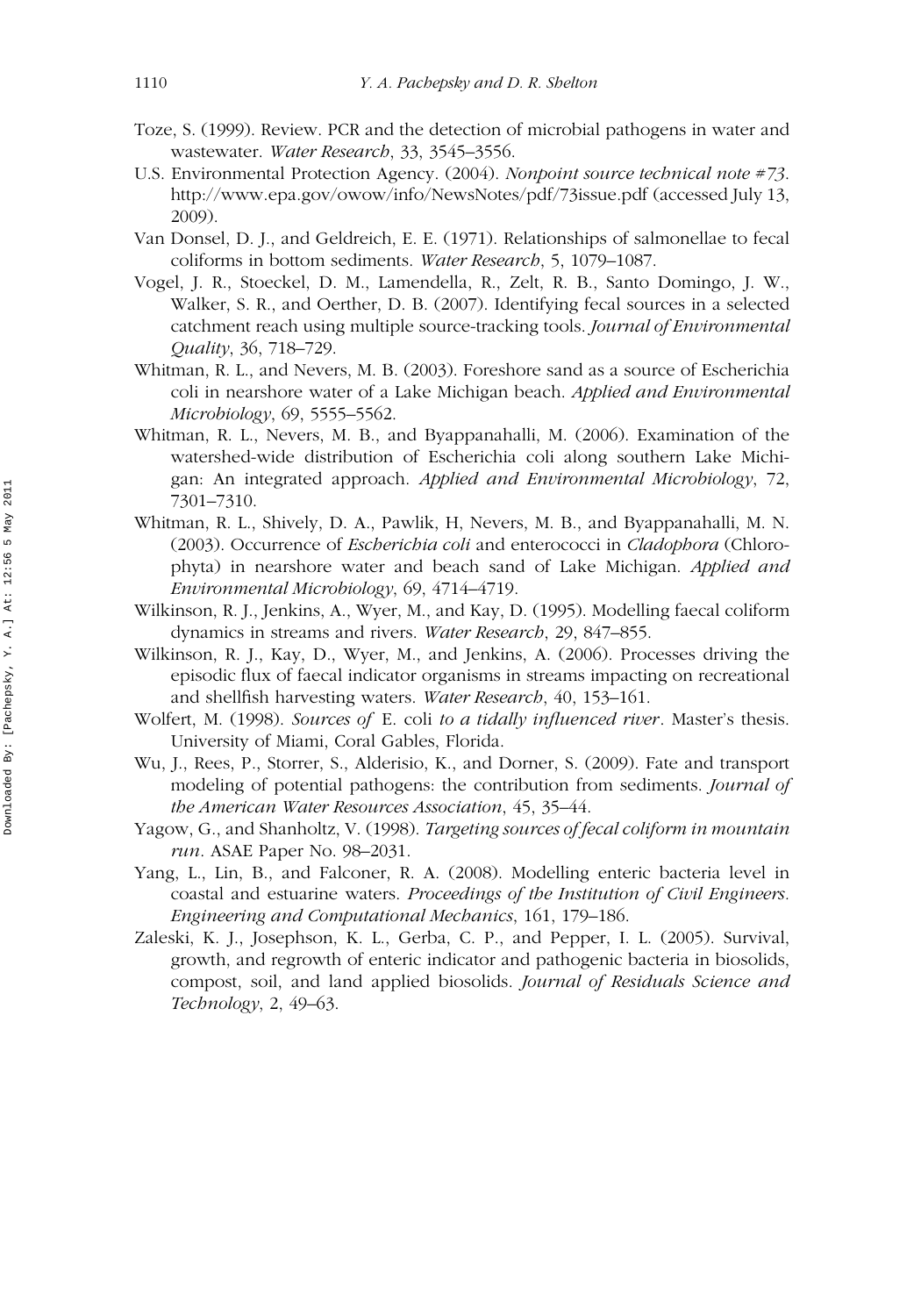Toze, S. (1999). Review. PCR and the detection of microbial pathogens in water and wastewater. *Water Research*, 33, 3545–3556.

U.S. Environmental Protection Agency. (2004). *Nonpoint source technical note #73*. http://www.epa.gov/owow/info/NewsNotes/pdf/73issue.pdf (accessed July 13, 2009).

Van Donsel, D. J., and Geldreich, E. E. (1971). Relationships of salmonellae to fecal coliforms in bottom sediments. *Water Research*, 5, 1079–1087.

Vogel, J. R., Stoeckel, D. M., Lamendella, R., Zelt, R. B., Santo Domingo, J. W., Walker, S. R., and Oerther, D. B. (2007). Identifying fecal sources in a selected catchment reach using multiple source-tracking tools. *Journal of Environmental Quality*, 36, 718–729.

Whitman, R. L., and Nevers, M. B. (2003). Foreshore sand as a source of Escherichia coli in nearshore water of a Lake Michigan beach. *Applied and Environmental Microbiology*, 69, 5555–5562.

Whitman, R. L., Nevers, M. B., and Byappanahalli, M. (2006). Examination of the watershed-wide distribution of Escherichia coli along southern Lake Michigan: An integrated approach. *Applied and Environmental Microbiology*, 72, 7301–7310.

Whitman, R. L., Shively, D. A., Pawlik, H, Nevers, M. B., and Byappanahalli, M. N. (2003). Occurrence of *Escherichia coli* and enterococci in *Cladophora* (Chlorophyta) in nearshore water and beach sand of Lake Michigan. *Applied and Environmental Microbiology*, 69, 4714–4719.

Wilkinson, R. J., Jenkins, A., Wyer, M., and Kay, D. (1995). Modelling faecal coliform dynamics in streams and rivers. *Water Research*, 29, 847–855.

Wilkinson, R. J., Kay, D., Wyer, M., and Jenkins, A. (2006). Processes driving the episodic flux of faecal indicator organisms in streams impacting on recreational and shellfish harvesting waters. *Water Research*, 40, 153–161.

Wolfert, M. (1998). *Sources of* E. coli *to a tidally influenced river*. Master's thesis. University of Miami, Coral Gables, Florida.

Wu, J., Rees, P., Storrer, S., Alderisio, K., and Dorner, S. (2009). Fate and transport modeling of potential pathogens: the contribution from sediments. *Journal of the American Water Resources Association*, 45, 35–44.

Yagow, G., and Shanholtz, V. (1998). *Targeting sources of fecal coliform in mountain run*. ASAE Paper No. 98–2031.

Yang, L., Lin, B., and Falconer, R. A. (2008). Modelling enteric bacteria level in coastal and estuarine waters. *Proceedings of the Institution of Civil Engineers. Engineering and Computational Mechanics*, 161, 179–186.

Zaleski, K. J., Josephson, K. L., Gerba, C. P., and Pepper, I. L. (2005). Survival, growth, and regrowth of enteric indicator and pathogenic bacteria in biosolids, compost, soil, and land applied biosolids. *Journal of Residuals Science and Technology*, 2, 49–63.